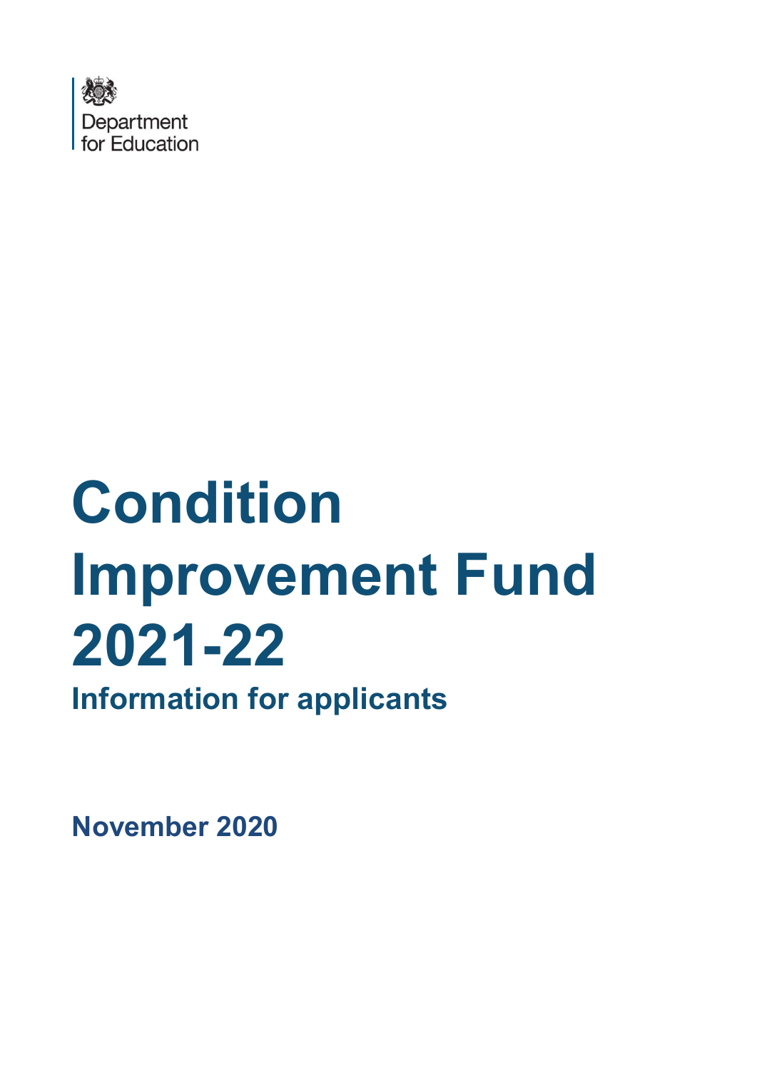Department for Education

# Condition Improvement Fund 2021-22

## Information for applicants

**November 2020**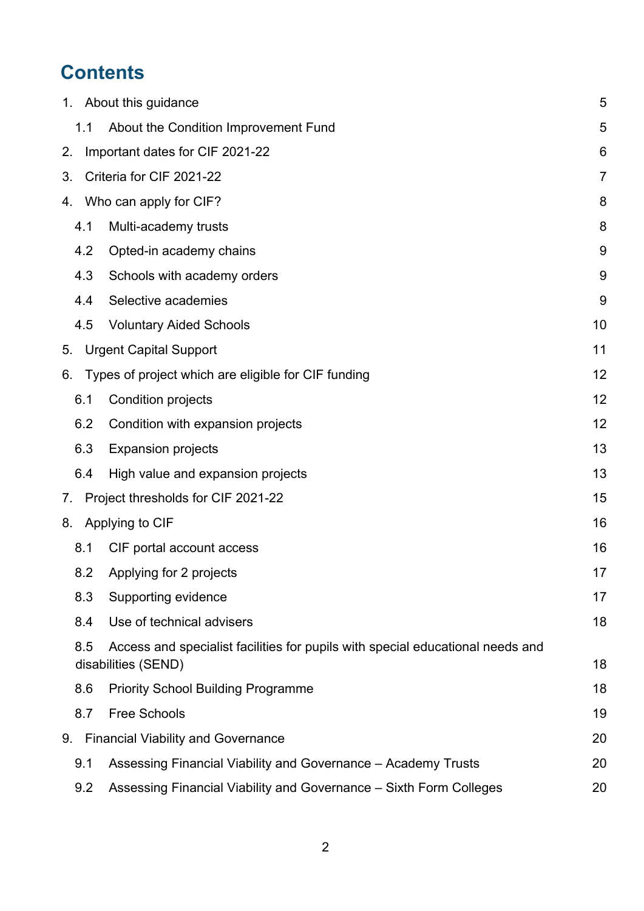# Contents

| | |
|---|---|
| 1. About this guidance | 5 |
| 1.1 About the Condition Improvement Fund | 5 |
| 2. Important dates for CIF 2021-22 | 6 |
| 3. Criteria for CIF 2021-22 | 7 |
| 4. Who can apply for CIF? | 8 |
| 4.1 Multi-academy trusts | 8 |
| 4.2 Opted-in academy chains | 9 |
| 4.3 Schools with academy orders | 9 |
| 4.4 Selective academies | 9 |
| 4.5 Voluntary Aided Schools | 10 |
| 5. Urgent Capital Support | 11 |
| 6. Types of project which are eligible for CIF funding | 12 |
| 6.1 Condition projects | 12 |
| 6.2 Condition with expansion projects | 12 |
| 6.3 Expansion projects | 13 |
| 6.4 High value and expansion projects | 13 |
| 7. Project thresholds for CIF 2021-22 | 15 |
| 8. Applying to CIF | 16 |
| 8.1 CIF portal account access | 16 |
| 8.2 Applying for 2 projects | 17 |
| 8.3 Supporting evidence | 17 |
| 8.4 Use of technical advisers | 18 |
| 8.5 Access and specialist facilities for pupils with special educational needs and disabilities (SEND) | 18 |
| 8.6 Priority School Building Programme | 18 |
| 8.7 Free Schools | 19 |
| 9. Financial Viability and Governance | 20 |
| 9.1 Assessing Financial Viability and Governance – Academy Trusts | 20 |
| 9.2 Assessing Financial Viability and Governance – Sixth Form Colleges | 20 |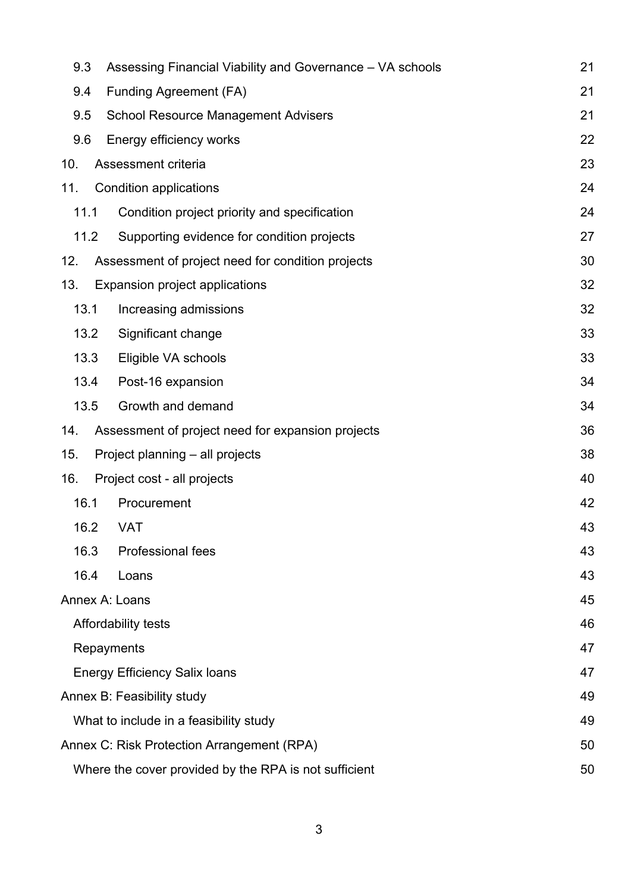| | |
|---|---|
| 9.3 Assessing Financial Viability and Governance – VA schools | 21 |
| 9.4 Funding Agreement (FA) | 21 |
| 9.5 School Resource Management Advisers | 21 |
| 9.6 Energy efficiency works | 22 |
| 10. Assessment criteria | 23 |
| 11. Condition applications | 24 |
| 11.1 Condition project priority and specification | 24 |
| 11.2 Supporting evidence for condition projects | 27 |
| 12. Assessment of project need for condition projects | 30 |
| 13. Expansion project applications | 32 |
| 13.1 Increasing admissions | 32 |
| 13.2 Significant change | 33 |
| 13.3 Eligible VA schools | 33 |
| 13.4 Post-16 expansion | 34 |
| 13.5 Growth and demand | 34 |
| 14. Assessment of project need for expansion projects | 36 |
| 15. Project planning – all projects | 38 |
| 16. Project cost - all projects | 40 |
| 16.1 Procurement | 42 |
| 16.2 VAT | 43 |
| 16.3 Professional fees | 43 |
| 16.4 Loans | 43 |
| Annex A: Loans | 45 |
| Affordability tests | 46 |
| Repayments | 47 |
| Energy Efficiency Salix loans | 47 |
| Annex B: Feasibility study | 49 |
| What to include in a feasibility study | 49 |
| Annex C: Risk Protection Arrangement (RPA) | 50 |
| Where the cover provided by the RPA is not sufficient | 50 |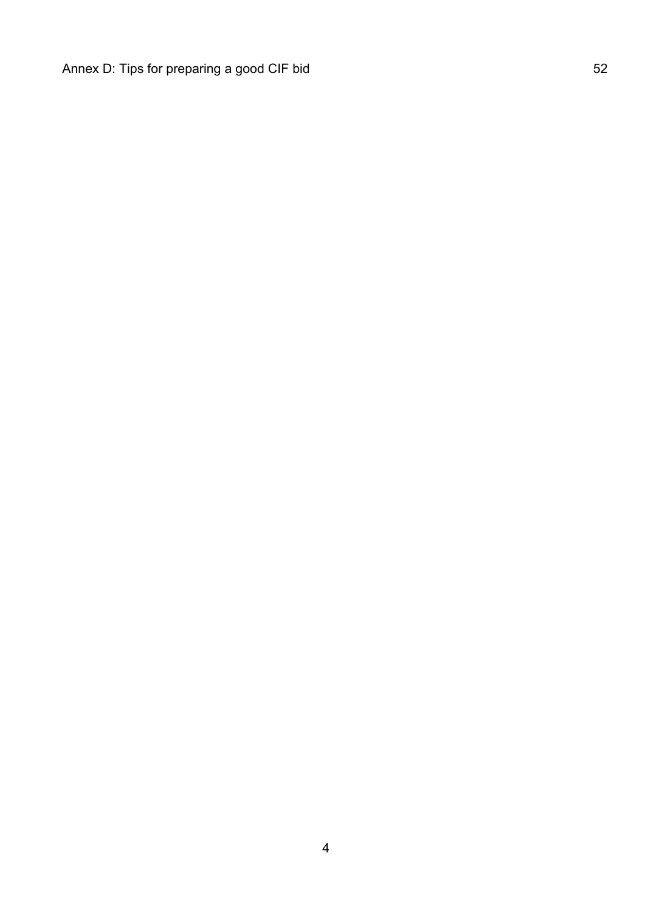Annex D: Tips for preparing a good CIF bid 52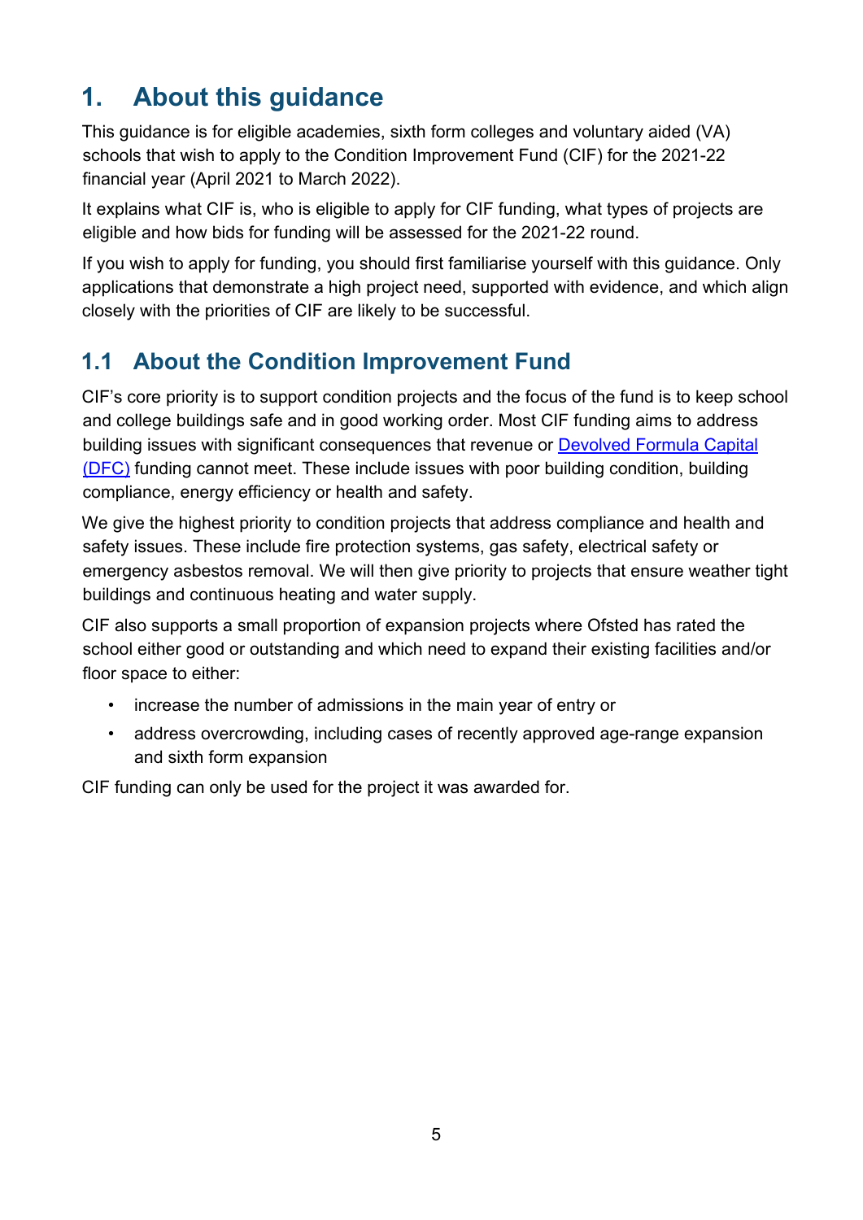# 1. About this guidance

This guidance is for eligible academies, sixth form colleges and voluntary aided (VA) schools that wish to apply to the Condition Improvement Fund (CIF) for the 2021-22 financial year (April 2021 to March 2022).

It explains what CIF is, who is eligible to apply for CIF funding, what types of projects are eligible and how bids for funding will be assessed for the 2021-22 round.

If you wish to apply for funding, you should first familiarise yourself with this guidance. Only applications that demonstrate a high project need, supported with evidence, and which align closely with the priorities of CIF are likely to be successful.

## 1.1 About the Condition Improvement Fund

CIF's core priority is to support condition projects and the focus of the fund is to keep school and college buildings safe and in good working order. Most CIF funding aims to address building issues with significant consequences that revenue or Devolved Formula Capital (DFC) funding cannot meet. These include issues with poor building condition, building compliance, energy efficiency or health and safety.

We give the highest priority to condition projects that address compliance and health and safety issues. These include fire protection systems, gas safety, electrical safety or emergency asbestos removal. We will then give priority to projects that ensure weather tight buildings and continuous heating and water supply.

CIF also supports a small proportion of expansion projects where Ofsted has rated the school either good or outstanding and which need to expand their existing facilities and/or floor space to either:

- increase the number of admissions in the main year of entry or
- address overcrowding, including cases of recently approved age-range expansion and sixth form expansion

CIF funding can only be used for the project it was awarded for.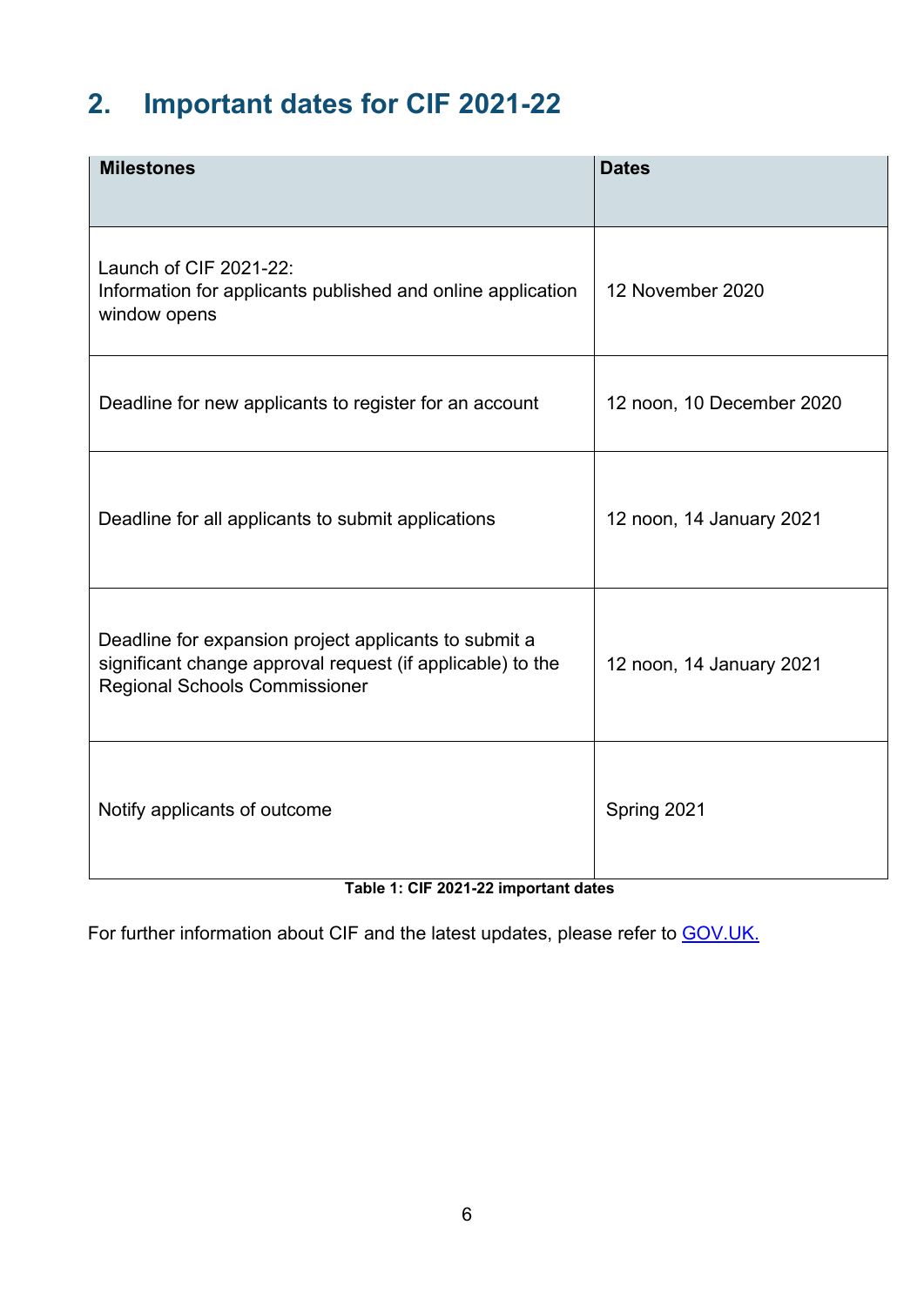## 2. Important dates for CIF 2021-22

| Milestones | Dates |
| --- | --- |
| Launch of CIF 2021-22:<br>Information for applicants published and online application window opens | 12 November 2020 |
| Deadline for new applicants to register for an account | 12 noon, 10 December 2020 |
| Deadline for all applicants to submit applications | 12 noon, 14 January 2021 |
| Deadline for expansion project applicants to submit a significant change approval request (if applicable) to the Regional Schools Commissioner | 12 noon, 14 January 2021 |
| Notify applicants of outcome | Spring 2021 |

**Table 1: CIF 2021-22 important dates**

For further information about CIF and the latest updates, please refer to GOV.UK.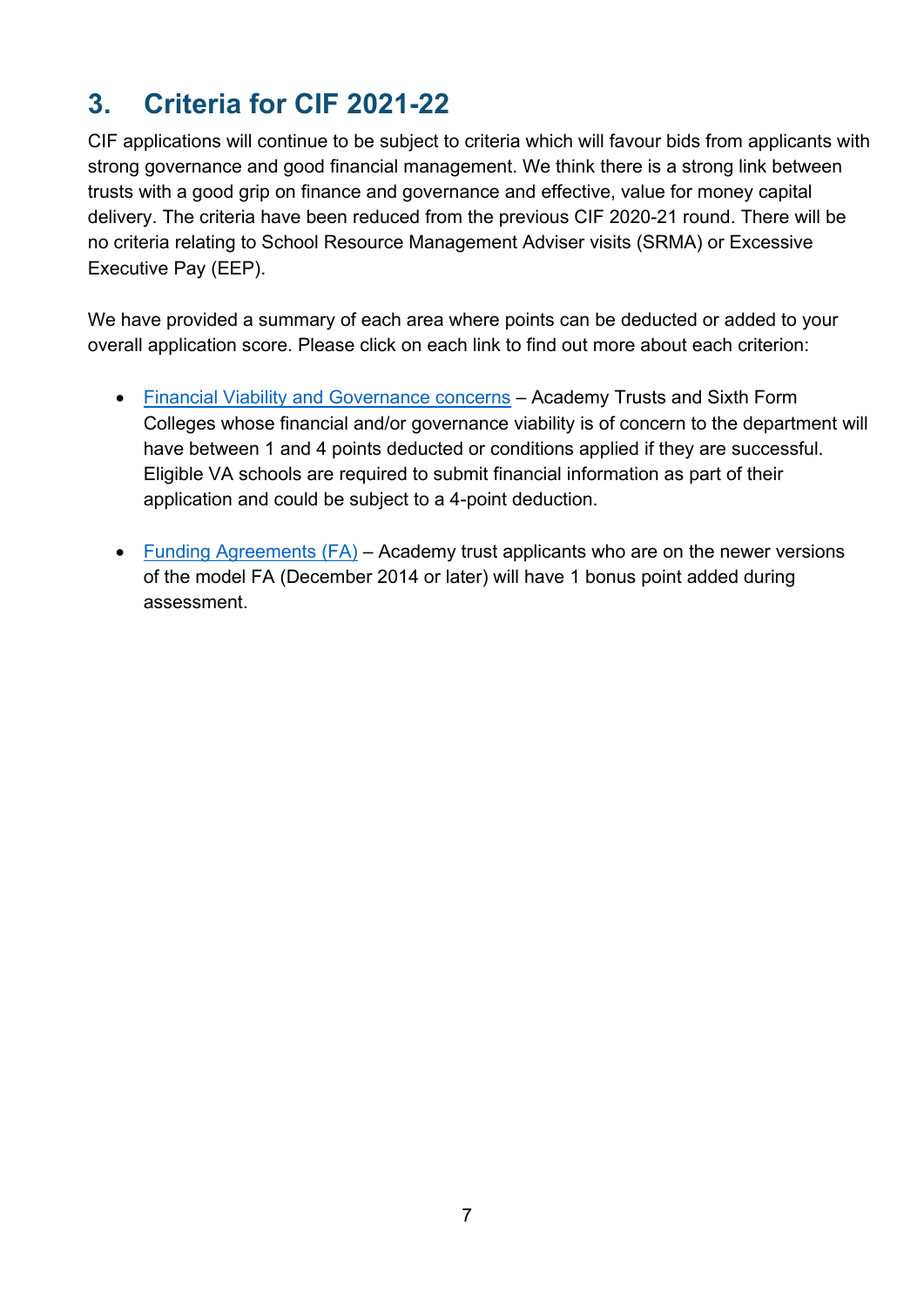## 3. Criteria for CIF 2021-22

CIF applications will continue to be subject to criteria which will favour bids from applicants with strong governance and good financial management. We think there is a strong link between trusts with a good grip on finance and governance and effective, value for money capital delivery. The criteria have been reduced from the previous CIF 2020-21 round. There will be no criteria relating to School Resource Management Adviser visits (SRMA) or Excessive Executive Pay (EEP).

We have provided a summary of each area where points can be deducted or added to your overall application score. Please click on each link to find out more about each criterion:

- Financial Viability and Governance concerns – Academy Trusts and Sixth Form Colleges whose financial and/or governance viability is of concern to the department will have between 1 and 4 points deducted or conditions applied if they are successful. Eligible VA schools are required to submit financial information as part of their application and could be subject to a 4-point deduction.

- Funding Agreements (FA) – Academy trust applicants who are on the newer versions of the model FA (December 2014 or later) will have 1 bonus point added during assessment.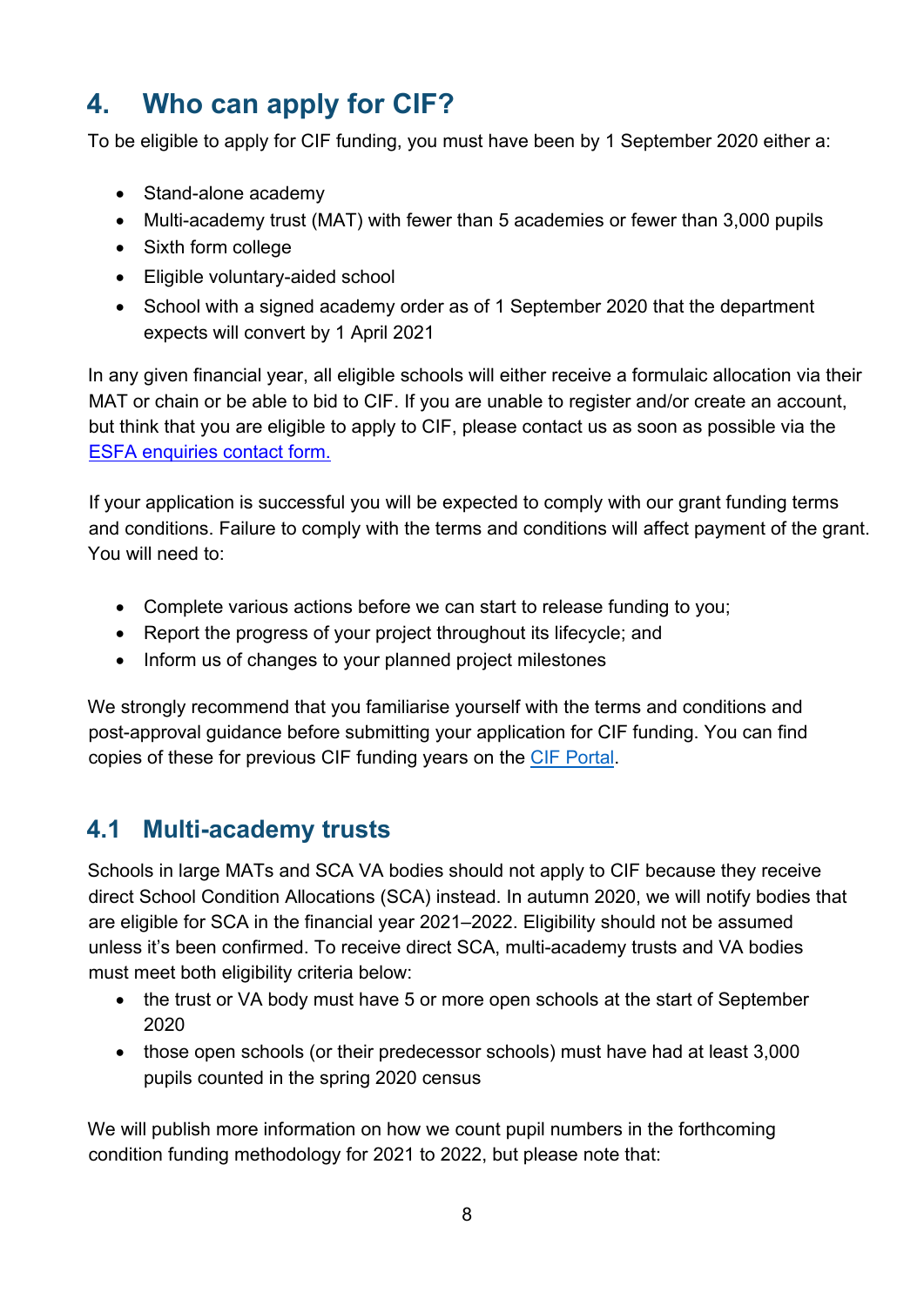## 4. Who can apply for CIF?

To be eligible to apply for CIF funding, you must have been by 1 September 2020 either a:

- Stand-alone academy
- Multi-academy trust (MAT) with fewer than 5 academies or fewer than 3,000 pupils
- Sixth form college
- Eligible voluntary-aided school
- School with a signed academy order as of 1 September 2020 that the department expects will convert by 1 April 2021

In any given financial year, all eligible schools will either receive a formulaic allocation via their MAT or chain or be able to bid to CIF. If you are unable to register and/or create an account, but think that you are eligible to apply to CIF, please contact us as soon as possible via the [ESFA enquiries contact form.](#)

If your application is successful you will be expected to comply with our grant funding terms and conditions. Failure to comply with the terms and conditions will affect payment of the grant. You will need to:

- Complete various actions before we can start to release funding to you;
- Report the progress of your project throughout its lifecycle; and
- Inform us of changes to your planned project milestones

We strongly recommend that you familiarise yourself with the terms and conditions and post-approval guidance before submitting your application for CIF funding. You can find copies of these for previous CIF funding years on the [CIF Portal](#).

### 4.1 Multi-academy trusts

Schools in large MATs and SCA VA bodies should not apply to CIF because they receive direct School Condition Allocations (SCA) instead. In autumn 2020, we will notify bodies that are eligible for SCA in the financial year 2021–2022. Eligibility should not be assumed unless it's been confirmed. To receive direct SCA, multi-academy trusts and VA bodies must meet both eligibility criteria below:

- the trust or VA body must have 5 or more open schools at the start of September 2020
- those open schools (or their predecessor schools) must have had at least 3,000 pupils counted in the spring 2020 census

We will publish more information on how we count pupil numbers in the forthcoming condition funding methodology for 2021 to 2022, but please note that: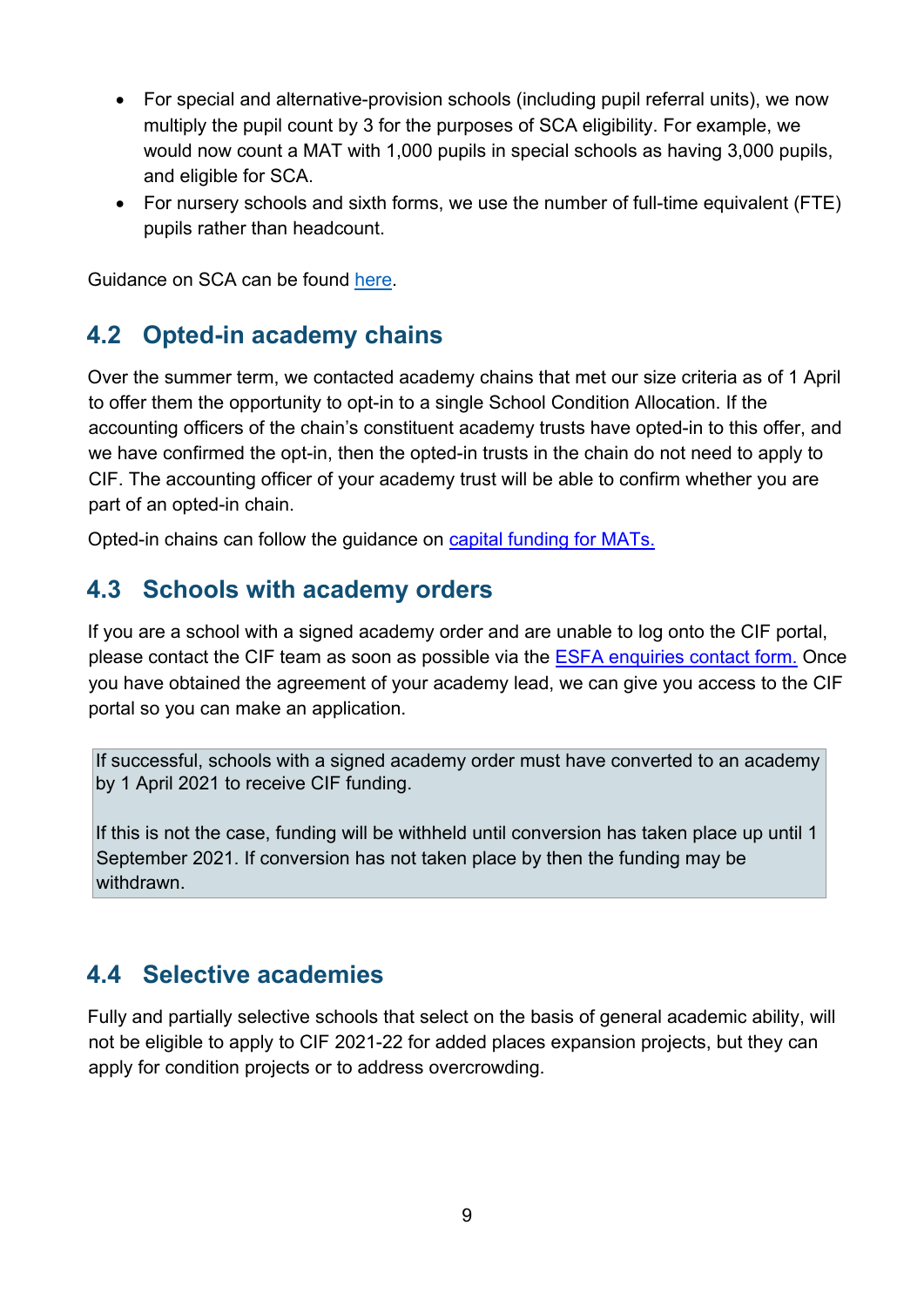- For special and alternative-provision schools (including pupil referral units), we now multiply the pupil count by 3 for the purposes of SCA eligibility. For example, we would now count a MAT with 1,000 pupils in special schools as having 3,000 pupils, and eligible for SCA.
- For nursery schools and sixth forms, we use the number of full-time equivalent (FTE) pupils rather than headcount.

Guidance on SCA can be found here.

## 4.2 Opted-in academy chains

Over the summer term, we contacted academy chains that met our size criteria as of 1 April to offer them the opportunity to opt-in to a single School Condition Allocation. If the accounting officers of the chain's constituent academy trusts have opted-in to this offer, and we have confirmed the opt-in, then the opted-in trusts in the chain do not need to apply to CIF. The accounting officer of your academy trust will be able to confirm whether you are part of an opted-in chain.

Opted-in chains can follow the guidance on capital funding for MATs.

## 4.3 Schools with academy orders

If you are a school with a signed academy order and are unable to log onto the CIF portal, please contact the CIF team as soon as possible via the ESFA enquiries contact form. Once you have obtained the agreement of your academy lead, we can give you access to the CIF portal so you can make an application.

If successful, schools with a signed academy order must have converted to an academy by 1 April 2021 to receive CIF funding.

If this is not the case, funding will be withheld until conversion has taken place up until 1 September 2021. If conversion has not taken place by then the funding may be withdrawn.

## 4.4 Selective academies

Fully and partially selective schools that select on the basis of general academic ability, will not be eligible to apply to CIF 2021-22 for added places expansion projects, but they can apply for condition projects or to address overcrowding.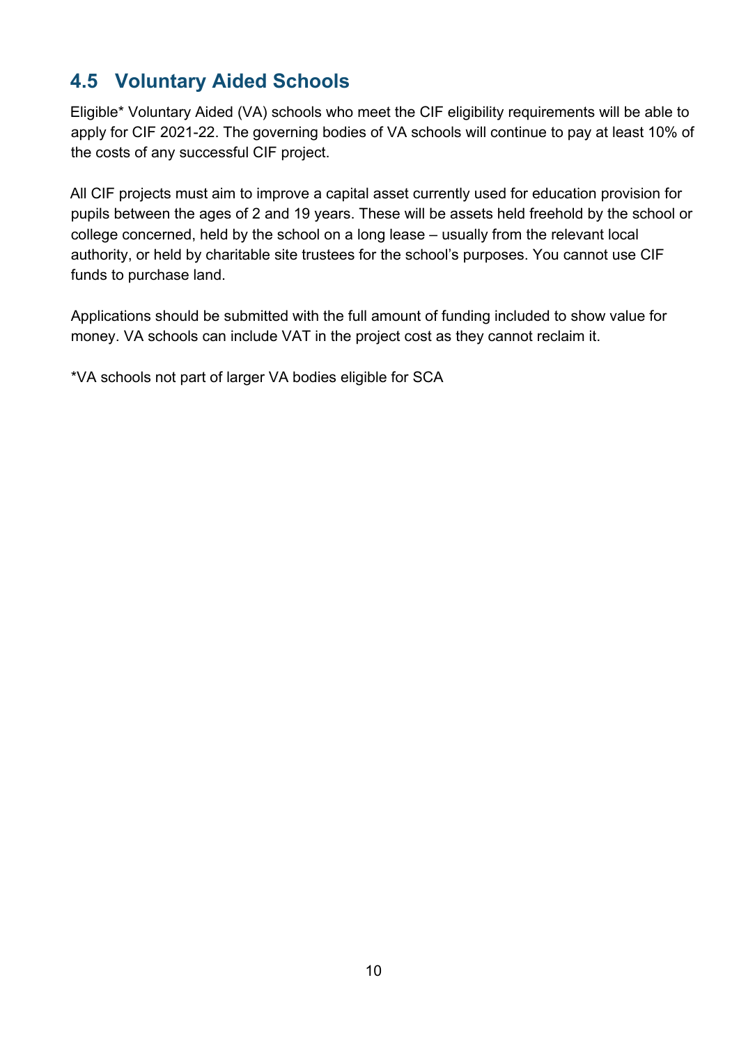## 4.5 Voluntary Aided Schools

Eligible* Voluntary Aided (VA) schools who meet the CIF eligibility requirements will be able to apply for CIF 2021-22. The governing bodies of VA schools will continue to pay at least 10% of the costs of any successful CIF project.

All CIF projects must aim to improve a capital asset currently used for education provision for pupils between the ages of 2 and 19 years. These will be assets held freehold by the school or college concerned, held by the school on a long lease – usually from the relevant local authority, or held by charitable site trustees for the school's purposes. You cannot use CIF funds to purchase land.

Applications should be submitted with the full amount of funding included to show value for money. VA schools can include VAT in the project cost as they cannot reclaim it.

*VA schools not part of larger VA bodies eligible for SCA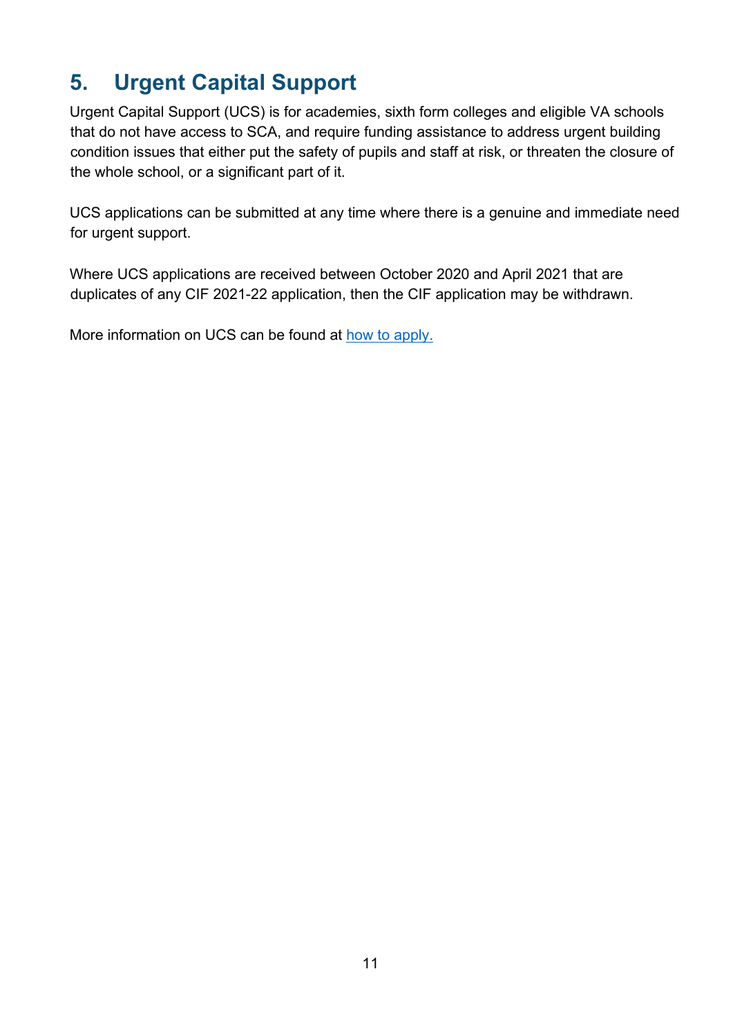## 5. Urgent Capital Support

Urgent Capital Support (UCS) is for academies, sixth form colleges and eligible VA schools that do not have access to SCA, and require funding assistance to address urgent building condition issues that either put the safety of pupils and staff at risk, or threaten the closure of the whole school, or a significant part of it.

UCS applications can be submitted at any time where there is a genuine and immediate need for urgent support.

Where UCS applications are received between October 2020 and April 2021 that are duplicates of any CIF 2021-22 application, then the CIF application may be withdrawn.

More information on UCS can be found at how to apply.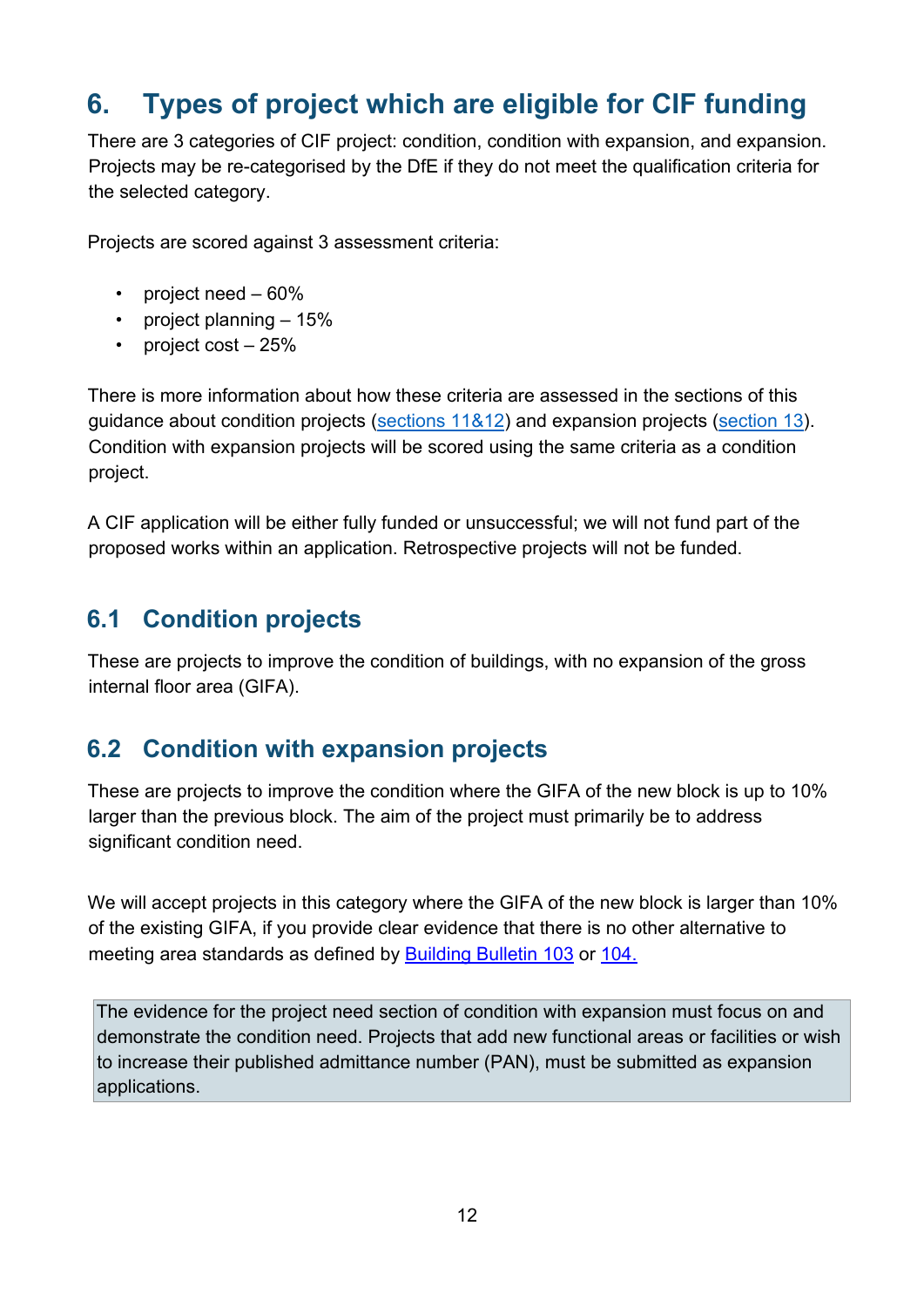## 6. Types of project which are eligible for CIF funding

There are 3 categories of CIF project: condition, condition with expansion, and expansion. Projects may be re-categorised by the DfE if they do not meet the qualification criteria for the selected category.

Projects are scored against 3 assessment criteria:

- project need – 60%
- project planning – 15%
- project cost – 25%

There is more information about how these criteria are assessed in the sections of this guidance about condition projects (sections 11&12) and expansion projects (section 13). Condition with expansion projects will be scored using the same criteria as a condition project.

A CIF application will be either fully funded or unsuccessful; we will not fund part of the proposed works within an application. Retrospective projects will not be funded.

### 6.1 Condition projects

These are projects to improve the condition of buildings, with no expansion of the gross internal floor area (GIFA).

### 6.2 Condition with expansion projects

These are projects to improve the condition where the GIFA of the new block is up to 10% larger than the previous block. The aim of the project must primarily be to address significant condition need.

We will accept projects in this category where the GIFA of the new block is larger than 10% of the existing GIFA, if you provide clear evidence that there is no other alternative to meeting area standards as defined by Building Bulletin 103 or 104.

> The evidence for the project need section of condition with expansion must focus on and demonstrate the condition need. Projects that add new functional areas or facilities or wish to increase their published admittance number (PAN), must be submitted as expansion applications.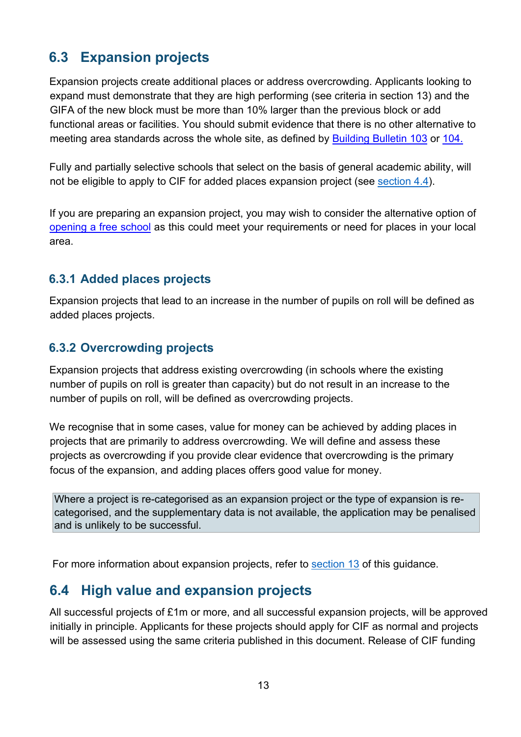## 6.3 Expansion projects

Expansion projects create additional places or address overcrowding. Applicants looking to expand must demonstrate that they are high performing (see criteria in section 13) and the GIFA of the new block must be more than 10% larger than the previous block or add functional areas or facilities. You should submit evidence that there is no other alternative to meeting area standards across the whole site, as defined by Building Bulletin 103 or 104.

Fully and partially selective schools that select on the basis of general academic ability, will not be eligible to apply to CIF for added places expansion project (see section 4.4).

If you are preparing an expansion project, you may wish to consider the alternative option of opening a free school as this could meet your requirements or need for places in your local area.

### 6.3.1 Added places projects

Expansion projects that lead to an increase in the number of pupils on roll will be defined as added places projects.

### 6.3.2 Overcrowding projects

Expansion projects that address existing overcrowding (in schools where the existing number of pupils on roll is greater than capacity) but do not result in an increase to the number of pupils on roll, will be defined as overcrowding projects.

We recognise that in some cases, value for money can be achieved by adding places in projects that are primarily to address overcrowding. We will define and assess these projects as overcrowding if you provide clear evidence that overcrowding is the primary focus of the expansion, and adding places offers good value for money.

> Where a project is re-categorised as an expansion project or the type of expansion is re-categorised, and the supplementary data is not available, the application may be penalised and is unlikely to be successful.

For more information about expansion projects, refer to section 13 of this guidance.

## 6.4 High value and expansion projects

All successful projects of £1m or more, and all successful expansion projects, will be approved initially in principle. Applicants for these projects should apply for CIF as normal and projects will be assessed using the same criteria published in this document. Release of CIF funding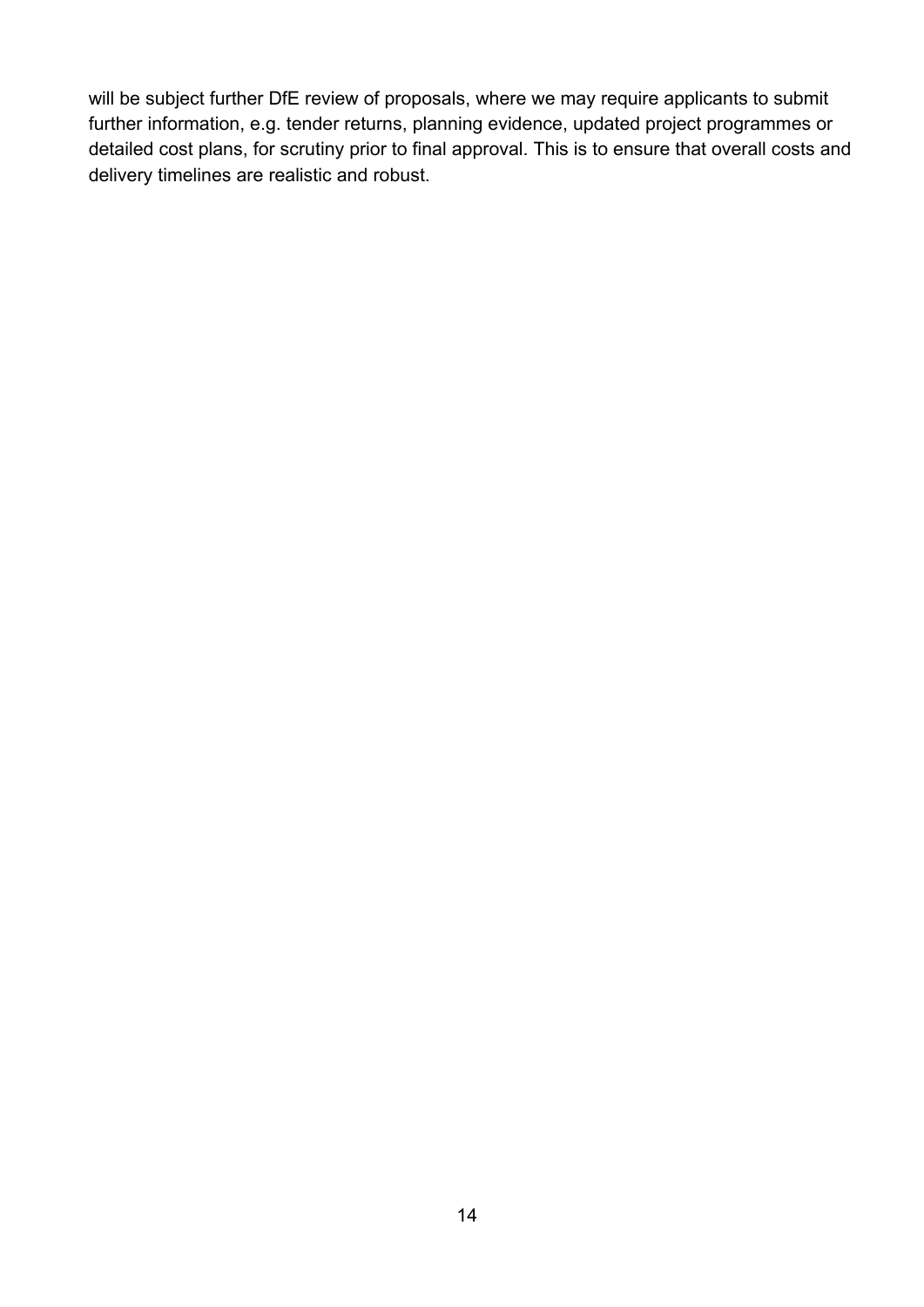will be subject further DfE review of proposals, where we may require applicants to submit further information, e.g. tender returns, planning evidence, updated project programmes or detailed cost plans, for scrutiny prior to final approval. This is to ensure that overall costs and delivery timelines are realistic and robust.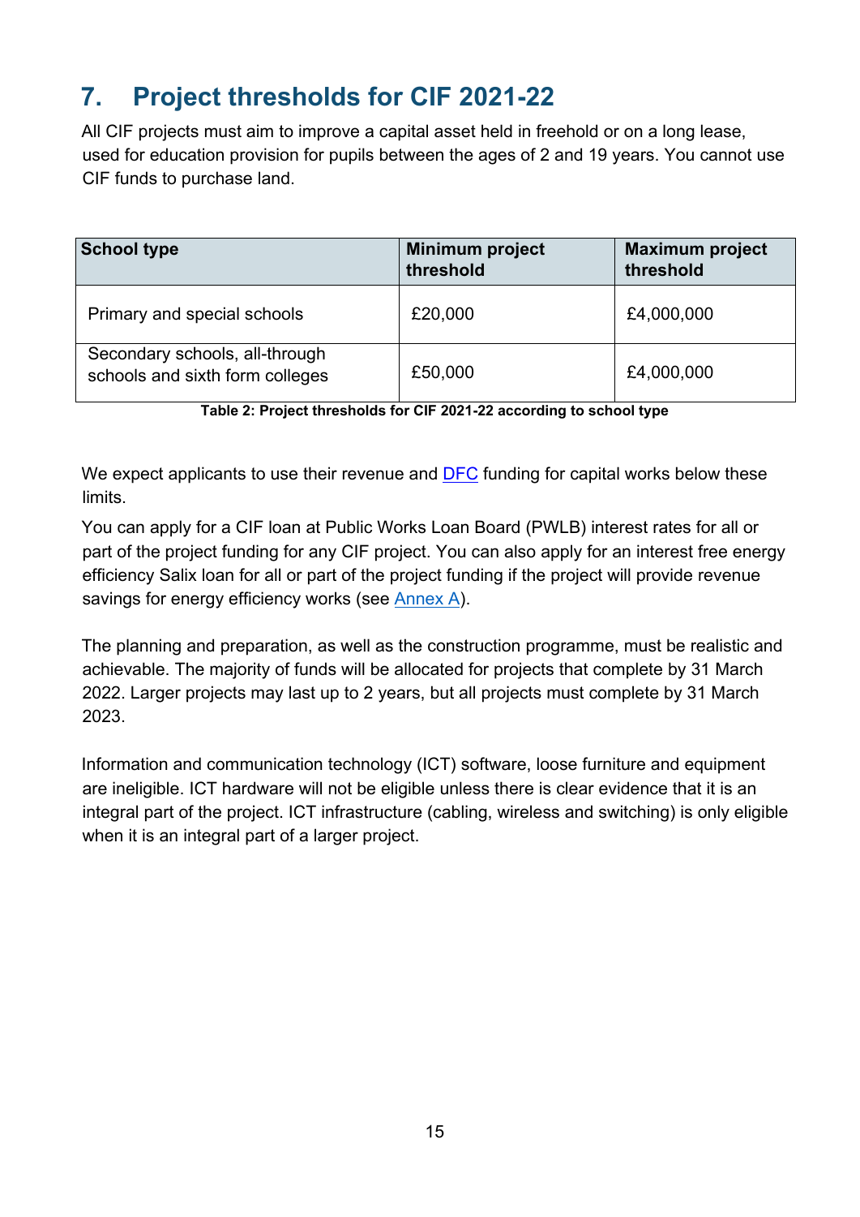## 7. Project thresholds for CIF 2021-22

All CIF projects must aim to improve a capital asset held in freehold or on a long lease, used for education provision for pupils between the ages of 2 and 19 years. You cannot use CIF funds to purchase land.

| School type | Minimum project threshold | Maximum project threshold |
|---|---|---|
| Primary and special schools | £20,000 | £4,000,000 |
| Secondary schools, all-through schools and sixth form colleges | £50,000 | £4,000,000 |

**Table 2: Project thresholds for CIF 2021-22 according to school type**

We expect applicants to use their revenue and DFC funding for capital works below these limits.

You can apply for a CIF loan at Public Works Loan Board (PWLB) interest rates for all or part of the project funding for any CIF project. You can also apply for an interest free energy efficiency Salix loan for all or part of the project funding if the project will provide revenue savings for energy efficiency works (see Annex A).

The planning and preparation, as well as the construction programme, must be realistic and achievable. The majority of funds will be allocated for projects that complete by 31 March 2022. Larger projects may last up to 2 years, but all projects must complete by 31 March 2023.

Information and communication technology (ICT) software, loose furniture and equipment are ineligible. ICT hardware will not be eligible unless there is clear evidence that it is an integral part of the project. ICT infrastructure (cabling, wireless and switching) is only eligible when it is an integral part of a larger project.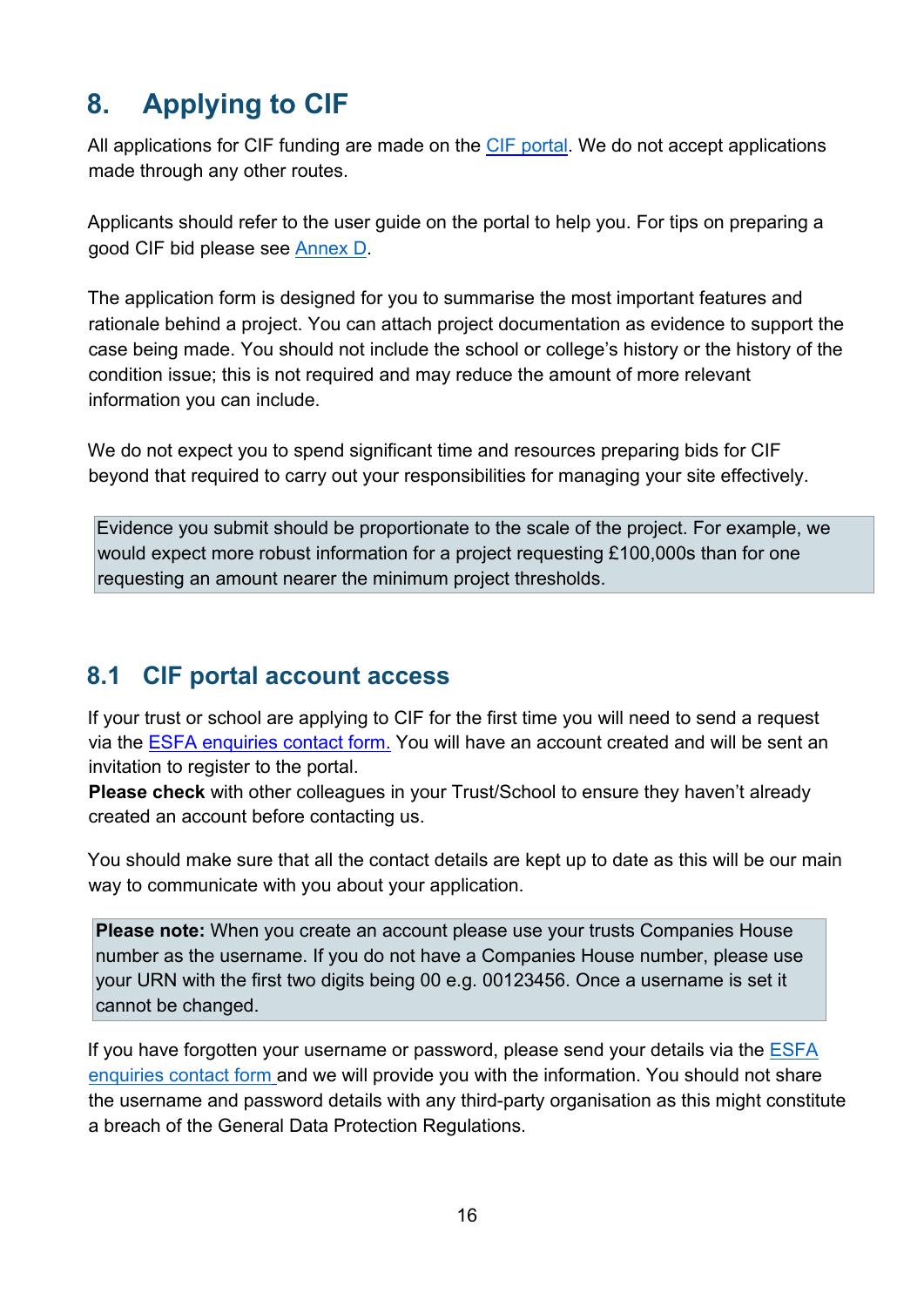## 8. Applying to CIF

All applications for CIF funding are made on the CIF portal. We do not accept applications made through any other routes.

Applicants should refer to the user guide on the portal to help you. For tips on preparing a good CIF bid please see Annex D.

The application form is designed for you to summarise the most important features and rationale behind a project. You can attach project documentation as evidence to support the case being made. You should not include the school or college's history or the history of the condition issue; this is not required and may reduce the amount of more relevant information you can include.

We do not expect you to spend significant time and resources preparing bids for CIF beyond that required to carry out your responsibilities for managing your site effectively.

> Evidence you submit should be proportionate to the scale of the project. For example, we would expect more robust information for a project requesting £100,000s than for one requesting an amount nearer the minimum project thresholds.

### 8.1 CIF portal account access

If your trust or school are applying to CIF for the first time you will need to send a request via the ESFA enquiries contact form. You will have an account created and will be sent an invitation to register to the portal.
**Please check** with other colleagues in your Trust/School to ensure they haven't already created an account before contacting us.

You should make sure that all the contact details are kept up to date as this will be our main way to communicate with you about your application.

> **Please note:** When you create an account please use your trusts Companies House number as the username. If you do not have a Companies House number, please use your URN with the first two digits being 00 e.g. 00123456. Once a username is set it cannot be changed.

If you have forgotten your username or password, please send your details via the ESFA enquiries contact form and we will provide you with the information. You should not share the username and password details with any third-party organisation as this might constitute a breach of the General Data Protection Regulations.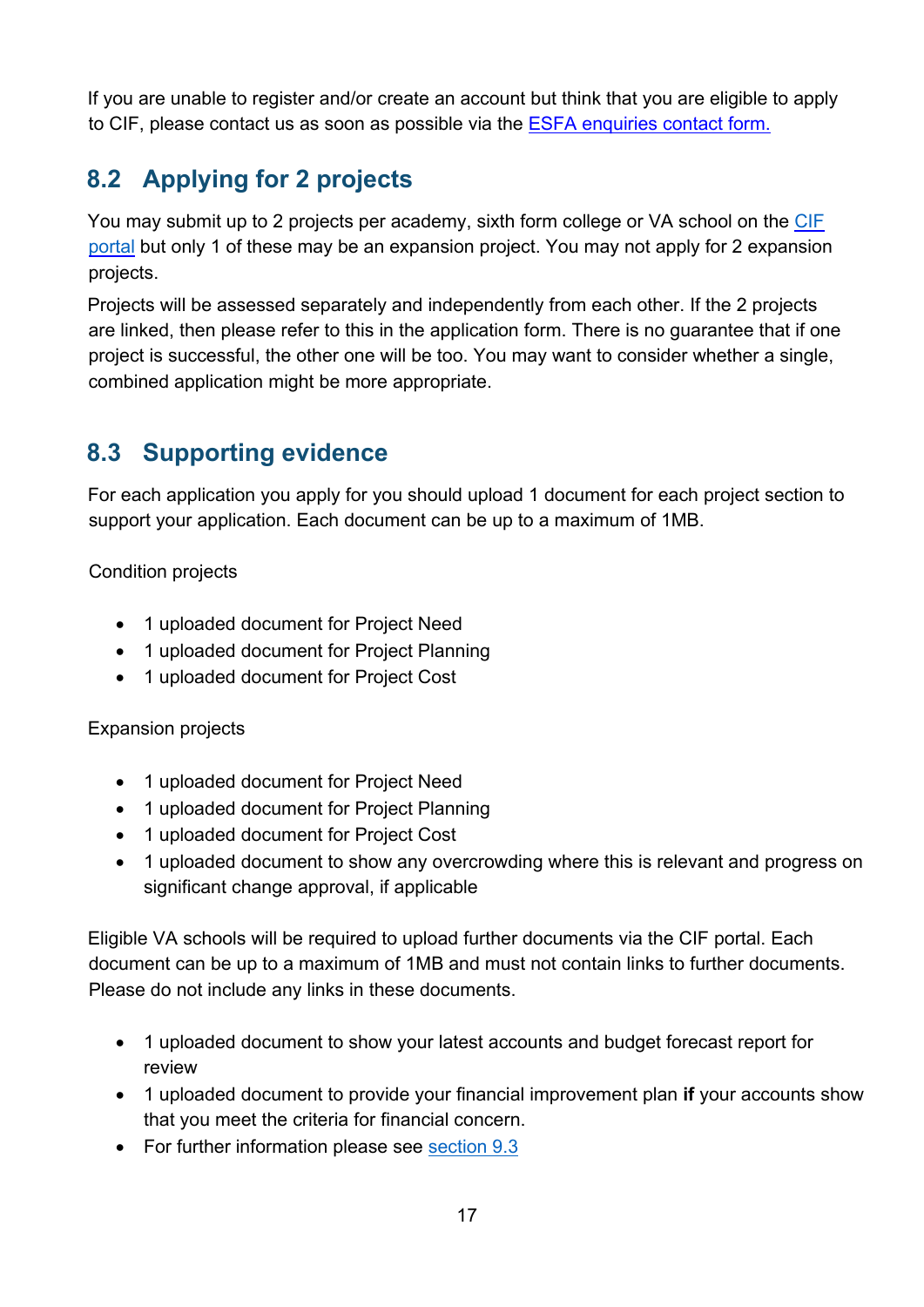If you are unable to register and/or create an account but think that you are eligible to apply to CIF, please contact us as soon as possible via the [ESFA enquiries contact form.]

## 8.2 Applying for 2 projects

You may submit up to 2 projects per academy, sixth form college or VA school on the [CIF portal] but only 1 of these may be an expansion project. You may not apply for 2 expansion projects.

Projects will be assessed separately and independently from each other. If the 2 projects are linked, then please refer to this in the application form. There is no guarantee that if one project is successful, the other one will be too. You may want to consider whether a single, combined application might be more appropriate.

## 8.3 Supporting evidence

For each application you apply for you should upload 1 document for each project section to support your application. Each document can be up to a maximum of 1MB.

Condition projects

- 1 uploaded document for Project Need
- 1 uploaded document for Project Planning
- 1 uploaded document for Project Cost

Expansion projects

- 1 uploaded document for Project Need
- 1 uploaded document for Project Planning
- 1 uploaded document for Project Cost
- 1 uploaded document to show any overcrowding where this is relevant and progress on significant change approval, if applicable

Eligible VA schools will be required to upload further documents via the CIF portal. Each document can be up to a maximum of 1MB and must not contain links to further documents. Please do not include any links in these documents.

- 1 uploaded document to show your latest accounts and budget forecast report for review
- 1 uploaded document to provide your financial improvement plan **if** your accounts show that you meet the criteria for financial concern.
- For further information please see [section 9.3]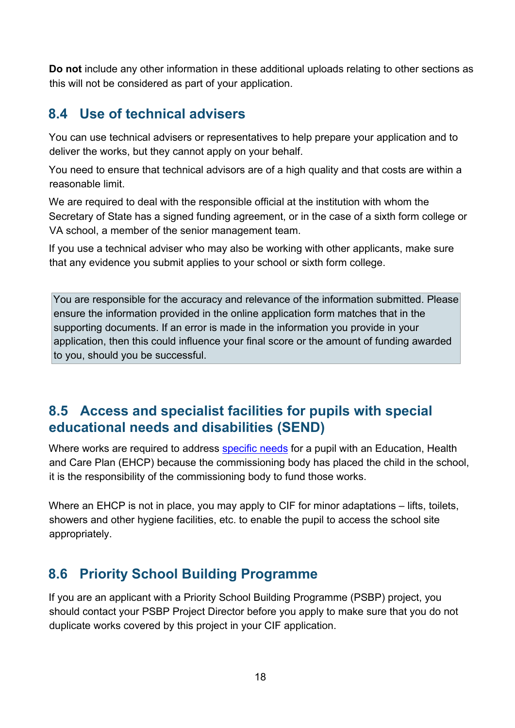**Do not** include any other information in these additional uploads relating to other sections as this will not be considered as part of your application.

## 8.4 Use of technical advisers

You can use technical advisers or representatives to help prepare your application and to deliver the works, but they cannot apply on your behalf.

You need to ensure that technical advisors are of a high quality and that costs are within a reasonable limit.

We are required to deal with the responsible official at the institution with whom the Secretary of State has a signed funding agreement, or in the case of a sixth form college or VA school, a member of the senior management team.

If you use a technical adviser who may also be working with other applicants, make sure that any evidence you submit applies to your school or sixth form college.

> You are responsible for the accuracy and relevance of the information submitted. Please ensure the information provided in the online application form matches that in the supporting documents. If an error is made in the information you provide in your application, then this could influence your final score or the amount of funding awarded to you, should you be successful.

## 8.5 Access and specialist facilities for pupils with special educational needs and disabilities (SEND)

Where works are required to address specific needs for a pupil with an Education, Health and Care Plan (EHCP) because the commissioning body has placed the child in the school, it is the responsibility of the commissioning body to fund those works.

Where an EHCP is not in place, you may apply to CIF for minor adaptations – lifts, toilets, showers and other hygiene facilities, etc. to enable the pupil to access the school site appropriately.

## 8.6 Priority School Building Programme

If you are an applicant with a Priority School Building Programme (PSBP) project, you should contact your PSBP Project Director before you apply to make sure that you do not duplicate works covered by this project in your CIF application.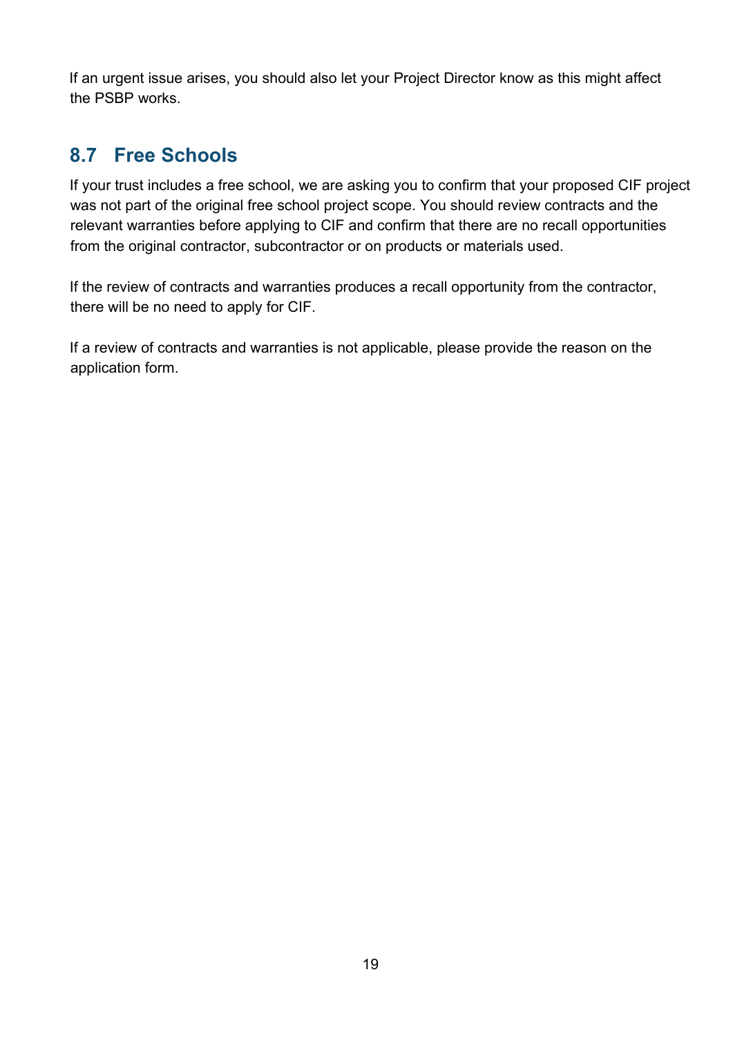If an urgent issue arises, you should also let your Project Director know as this might affect the PSBP works.

## 8.7 Free Schools

If your trust includes a free school, we are asking you to confirm that your proposed CIF project was not part of the original free school project scope. You should review contracts and the relevant warranties before applying to CIF and confirm that there are no recall opportunities from the original contractor, subcontractor or on products or materials used.

If the review of contracts and warranties produces a recall opportunity from the contractor, there will be no need to apply for CIF.

If a review of contracts and warranties is not applicable, please provide the reason on the application form.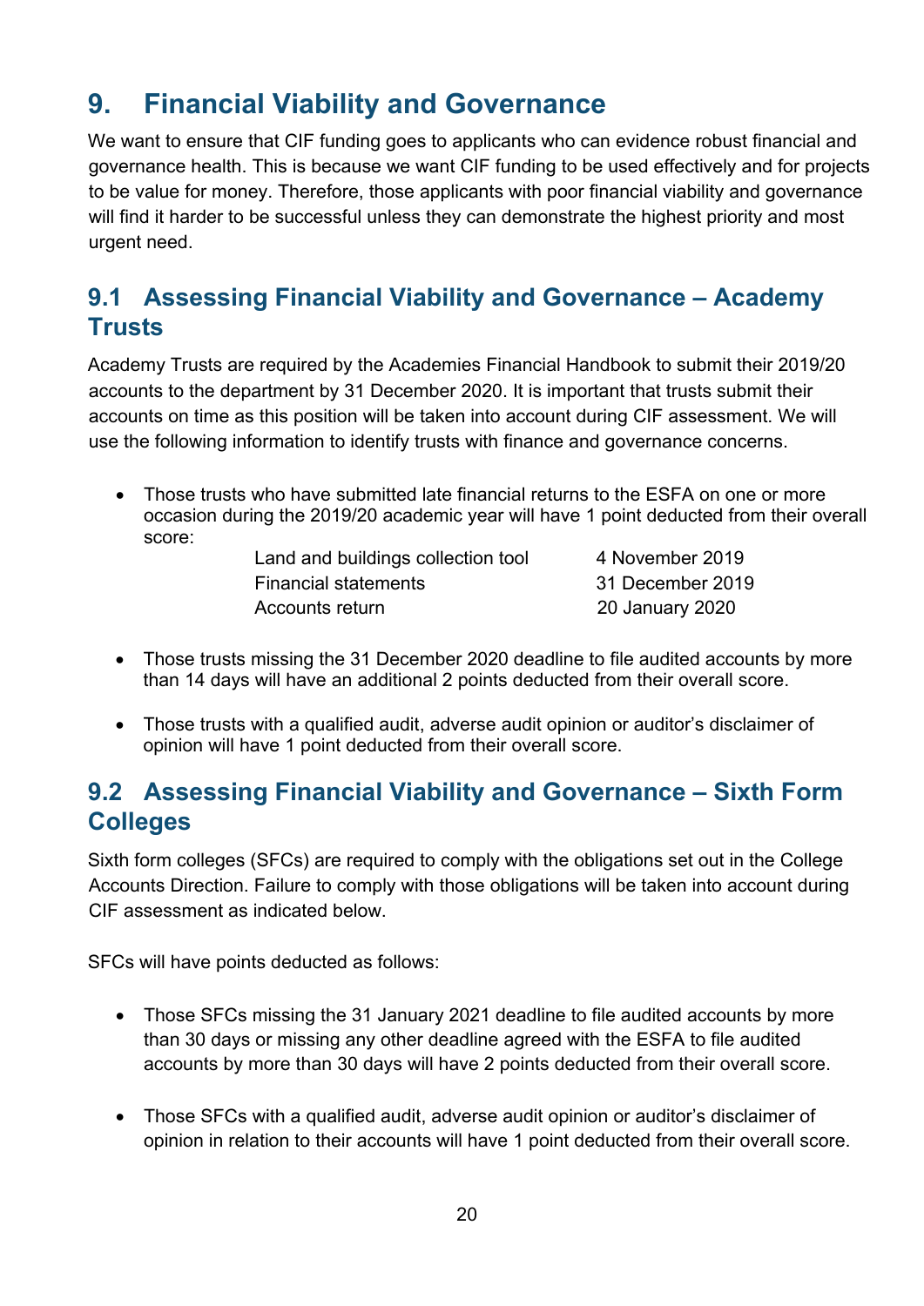# 9. Financial Viability and Governance

We want to ensure that CIF funding goes to applicants who can evidence robust financial and governance health. This is because we want CIF funding to be used effectively and for projects to be value for money. Therefore, those applicants with poor financial viability and governance will find it harder to be successful unless they can demonstrate the highest priority and most urgent need.

## 9.1 Assessing Financial Viability and Governance – Academy Trusts

Academy Trusts are required by the Academies Financial Handbook to submit their 2019/20 accounts to the department by 31 December 2020. It is important that trusts submit their accounts on time as this position will be taken into account during CIF assessment. We will use the following information to identify trusts with finance and governance concerns.

- Those trusts who have submitted late financial returns to the ESFA on one or more occasion during the 2019/20 academic year will have 1 point deducted from their overall score:

  | | |
  |---|---|
  | Land and buildings collection tool | 4 November 2019 |
  | Financial statements | 31 December 2019 |
  | Accounts return | 20 January 2020 |

- Those trusts missing the 31 December 2020 deadline to file audited accounts by more than 14 days will have an additional 2 points deducted from their overall score.
- Those trusts with a qualified audit, adverse audit opinion or auditor's disclaimer of opinion will have 1 point deducted from their overall score.

## 9.2 Assessing Financial Viability and Governance – Sixth Form Colleges

Sixth form colleges (SFCs) are required to comply with the obligations set out in the College Accounts Direction. Failure to comply with those obligations will be taken into account during CIF assessment as indicated below.

SFCs will have points deducted as follows:

- Those SFCs missing the 31 January 2021 deadline to file audited accounts by more than 30 days or missing any other deadline agreed with the ESFA to file audited accounts by more than 30 days will have 2 points deducted from their overall score.
- Those SFCs with a qualified audit, adverse audit opinion or auditor's disclaimer of opinion in relation to their accounts will have 1 point deducted from their overall score.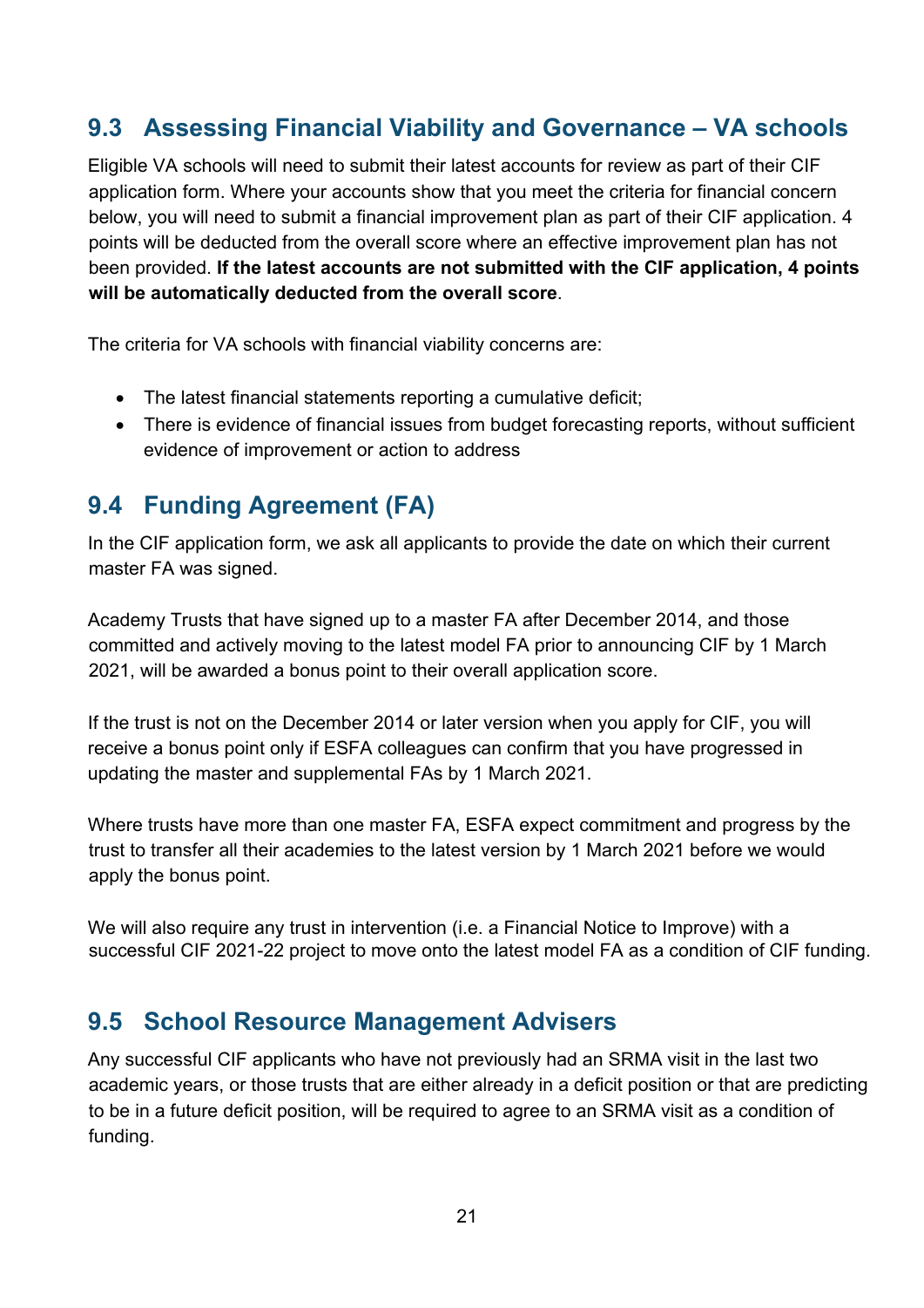## 9.3 Assessing Financial Viability and Governance – VA schools

Eligible VA schools will need to submit their latest accounts for review as part of their CIF application form. Where your accounts show that you meet the criteria for financial concern below, you will need to submit a financial improvement plan as part of their CIF application. 4 points will be deducted from the overall score where an effective improvement plan has not been provided. **If the latest accounts are not submitted with the CIF application, 4 points will be automatically deducted from the overall score**.

The criteria for VA schools with financial viability concerns are:

- The latest financial statements reporting a cumulative deficit;
- There is evidence of financial issues from budget forecasting reports, without sufficient evidence of improvement or action to address

## 9.4 Funding Agreement (FA)

In the CIF application form, we ask all applicants to provide the date on which their current master FA was signed.

Academy Trusts that have signed up to a master FA after December 2014, and those committed and actively moving to the latest model FA prior to announcing CIF by 1 March 2021, will be awarded a bonus point to their overall application score.

If the trust is not on the December 2014 or later version when you apply for CIF, you will receive a bonus point only if ESFA colleagues can confirm that you have progressed in updating the master and supplemental FAs by 1 March 2021.

Where trusts have more than one master FA, ESFA expect commitment and progress by the trust to transfer all their academies to the latest version by 1 March 2021 before we would apply the bonus point.

We will also require any trust in intervention (i.e. a Financial Notice to Improve) with a successful CIF 2021-22 project to move onto the latest model FA as a condition of CIF funding.

## 9.5 School Resource Management Advisers

Any successful CIF applicants who have not previously had an SRMA visit in the last two academic years, or those trusts that are either already in a deficit position or that are predicting to be in a future deficit position, will be required to agree to an SRMA visit as a condition of funding.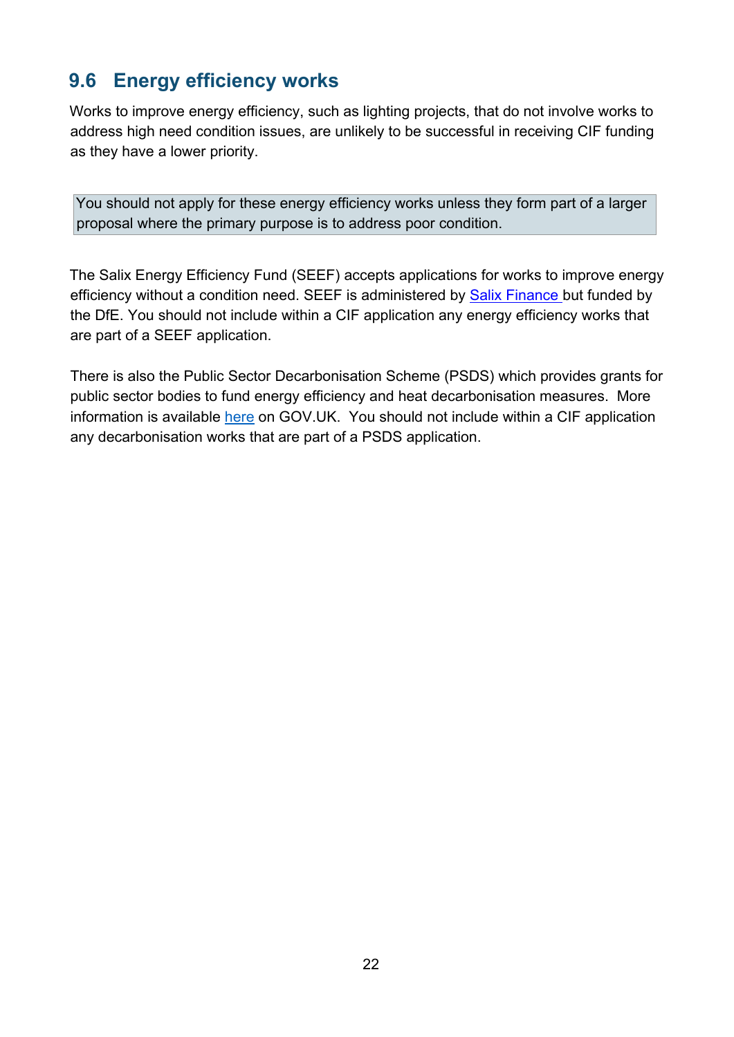## 9.6 Energy efficiency works

Works to improve energy efficiency, such as lighting projects, that do not involve works to address high need condition issues, are unlikely to be successful in receiving CIF funding as they have a lower priority.

> You should not apply for these energy efficiency works unless they form part of a larger proposal where the primary purpose is to address poor condition.

The Salix Energy Efficiency Fund (SEEF) accepts applications for works to improve energy efficiency without a condition need. SEEF is administered by Salix Finance but funded by the DfE. You should not include within a CIF application any energy efficiency works that are part of a SEEF application.

There is also the Public Sector Decarbonisation Scheme (PSDS) which provides grants for public sector bodies to fund energy efficiency and heat decarbonisation measures. More information is available here on GOV.UK. You should not include within a CIF application any decarbonisation works that are part of a PSDS application.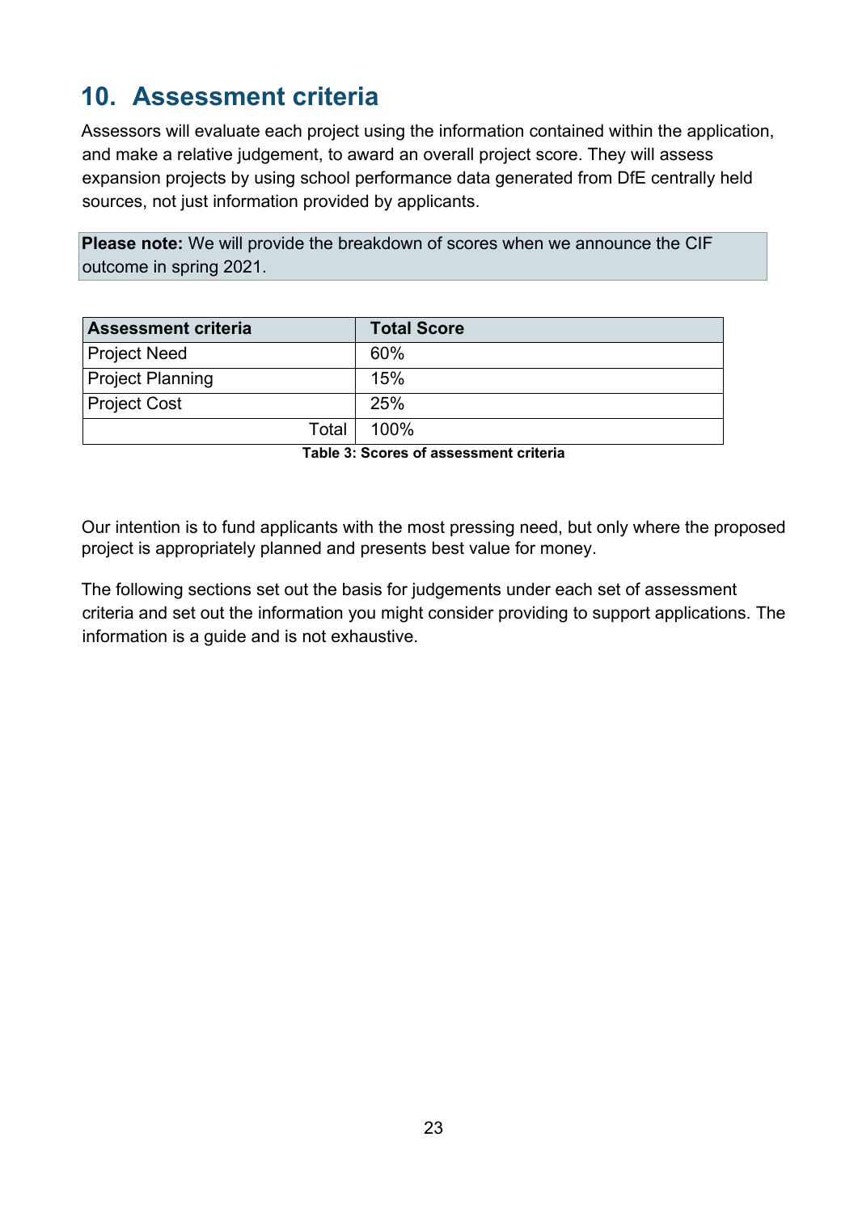## 10. Assessment criteria

Assessors will evaluate each project using the information contained within the application, and make a relative judgement, to award an overall project score. They will assess expansion projects by using school performance data generated from DfE centrally held sources, not just information provided by applicants.

**Please note:** We will provide the breakdown of scores when we announce the CIF outcome in spring 2021.

| Assessment criteria | Total Score |
| --- | --- |
| Project Need | 60% |
| Project Planning | 15% |
| Project Cost | 25% |
| Total | 100% |

**Table 3: Scores of assessment criteria**

Our intention is to fund applicants with the most pressing need, but only where the proposed project is appropriately planned and presents best value for money.

The following sections set out the basis for judgements under each set of assessment criteria and set out the information you might consider providing to support applications. The information is a guide and is not exhaustive.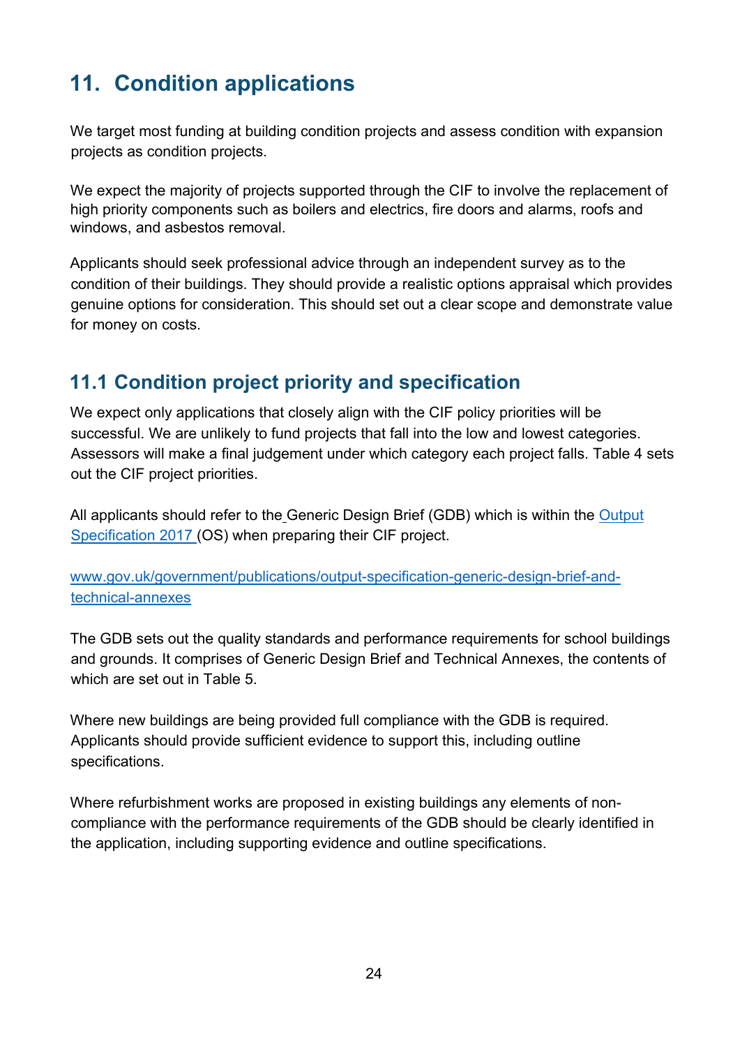## 11. Condition applications

We target most funding at building condition projects and assess condition with expansion projects as condition projects.

We expect the majority of projects supported through the CIF to involve the replacement of high priority components such as boilers and electrics, fire doors and alarms, roofs and windows, and asbestos removal.

Applicants should seek professional advice through an independent survey as to the condition of their buildings. They should provide a realistic options appraisal which provides genuine options for consideration. This should set out a clear scope and demonstrate value for money on costs.

### 11.1 Condition project priority and specification

We expect only applications that closely align with the CIF policy priorities will be successful. We are unlikely to fund projects that fall into the low and lowest categories. Assessors will make a final judgement under which category each project falls. Table 4 sets out the CIF project priorities.

All applicants should refer to the Generic Design Brief (GDB) which is within the [Output Specification 2017](www.gov.uk/government/publications/output-specification-generic-design-brief-and-technical-annexes) (OS) when preparing their CIF project.

[www.gov.uk/government/publications/output-specification-generic-design-brief-and-technical-annexes](www.gov.uk/government/publications/output-specification-generic-design-brief-and-technical-annexes)

The GDB sets out the quality standards and performance requirements for school buildings and grounds. It comprises of Generic Design Brief and Technical Annexes, the contents of which are set out in Table 5.

Where new buildings are being provided full compliance with the GDB is required. Applicants should provide sufficient evidence to support this, including outline specifications.

Where refurbishment works are proposed in existing buildings any elements of non-compliance with the performance requirements of the GDB should be clearly identified in the application, including supporting evidence and outline specifications.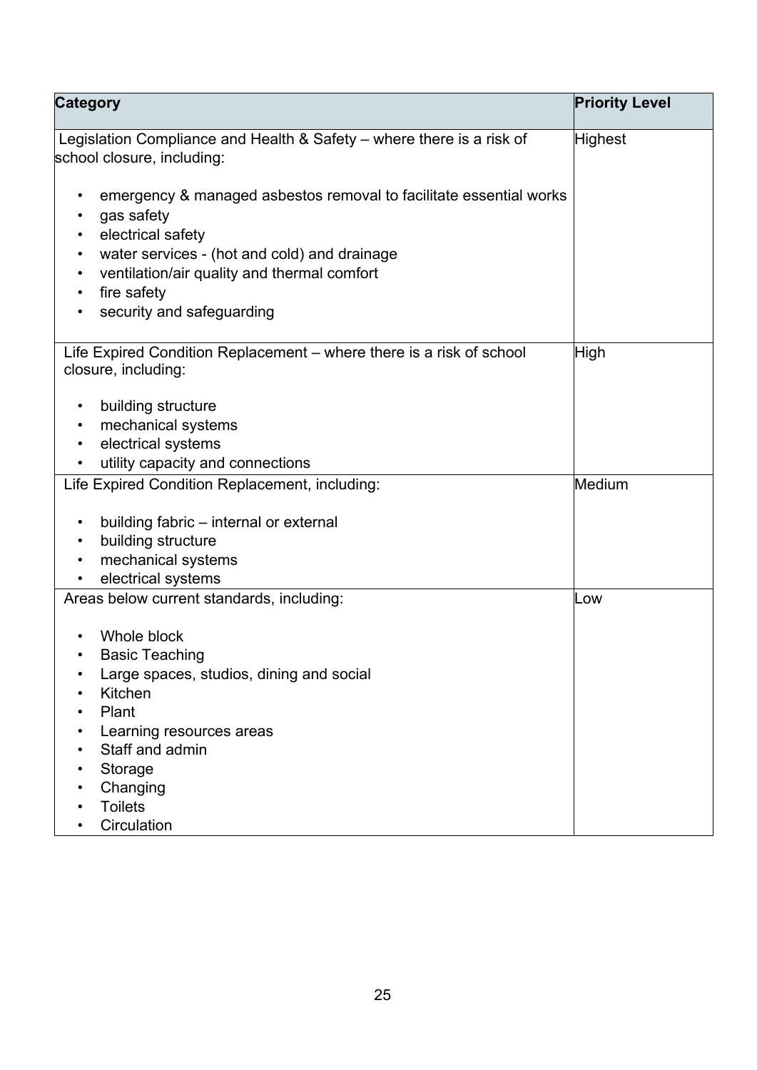| Category | Priority Level |
| --- | --- |
| Legislation Compliance and Health & Safety – where there is a risk of school closure, including:<br><br>• emergency & managed asbestos removal to facilitate essential works<br>• gas safety<br>• electrical safety<br>• water services - (hot and cold) and drainage<br>• ventilation/air quality and thermal comfort<br>• fire safety<br>• security and safeguarding | Highest |
| Life Expired Condition Replacement – where there is a risk of school closure, including:<br><br>• building structure<br>• mechanical systems<br>• electrical systems<br>• utility capacity and connections | High |
| Life Expired Condition Replacement, including:<br><br>• building fabric – internal or external<br>• building structure<br>• mechanical systems<br>• electrical systems | Medium |
| Areas below current standards, including:<br><br>• Whole block<br>• Basic Teaching<br>• Large spaces, studios, dining and social<br>• Kitchen<br>• Plant<br>• Learning resources areas<br>• Staff and admin<br>• Storage<br>• Changing<br>• Toilets<br>• Circulation | Low |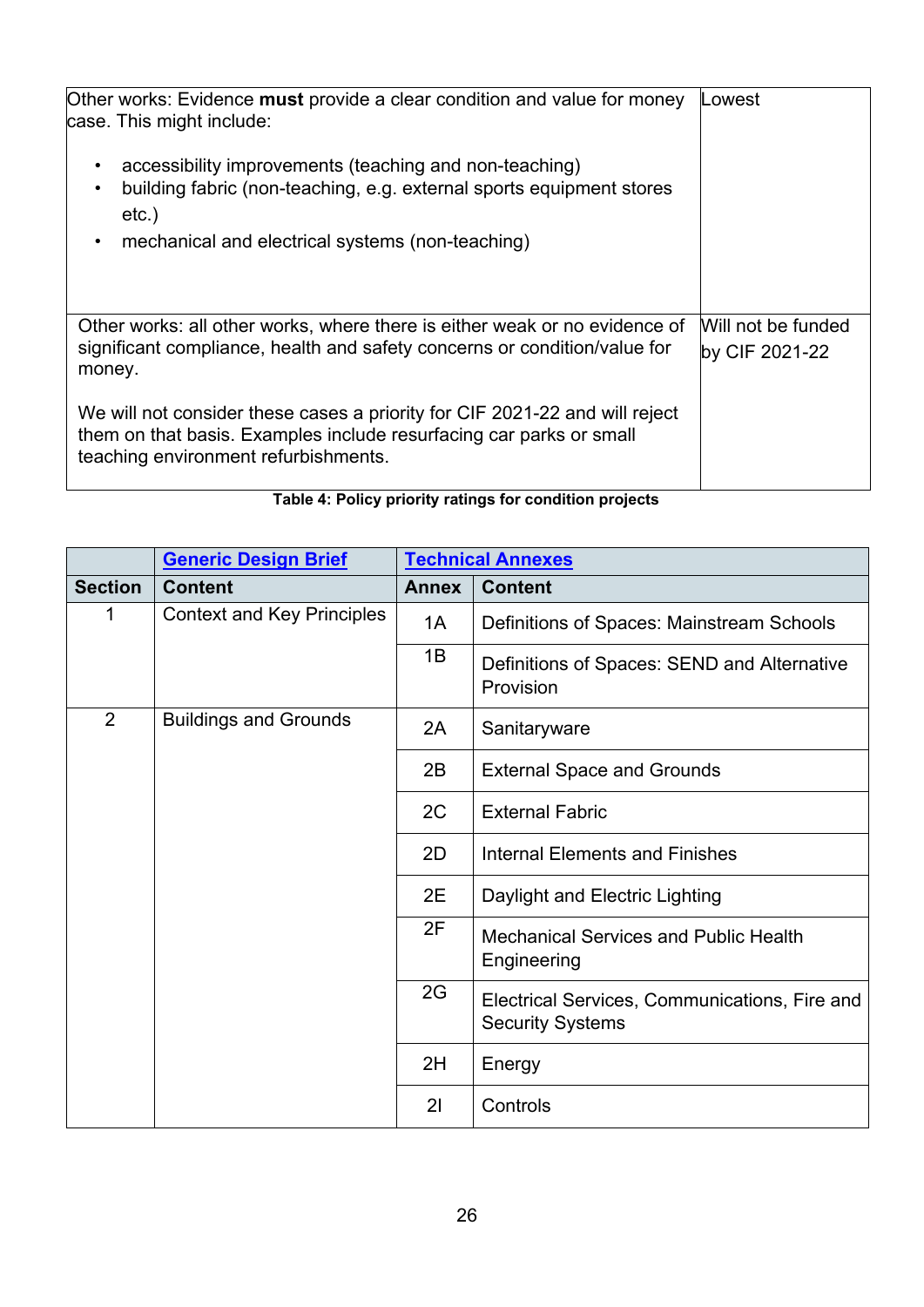| | |
|---|---|
| Other works: Evidence **must** provide a clear condition and value for money case. This might include:<br><br>• accessibility improvements (teaching and non-teaching)<br>• building fabric (non-teaching, e.g. external sports equipment stores etc.)<br>• mechanical and electrical systems (non-teaching) | Lowest |
| Other works: all other works, where there is either weak or no evidence of significant compliance, health and safety concerns or condition/value for money.<br><br>We will not consider these cases a priority for CIF 2021-22 and will reject them on that basis. Examples include resurfacing car parks or small teaching environment refurbishments. | Will not be funded by CIF 2021-22 |

**Table 4: Policy priority ratings for condition projects**

| | [Generic Design Brief]() | [Technical Annexes]() | |
|---|---|---|---|
| **Section** | **Content** | **Annex** | **Content** |
| 1 | Context and Key Principles | 1A | Definitions of Spaces: Mainstream Schools |
| | | 1B | Definitions of Spaces: SEND and Alternative Provision |
| 2 | Buildings and Grounds | 2A | Sanitaryware |
| | | 2B | External Space and Grounds |
| | | 2C | External Fabric |
| | | 2D | Internal Elements and Finishes |
| | | 2E | Daylight and Electric Lighting |
| | | 2F | Mechanical Services and Public Health Engineering |
| | | 2G | Electrical Services, Communications, Fire and Security Systems |
| | | 2H | Energy |
| | | 2I | Controls |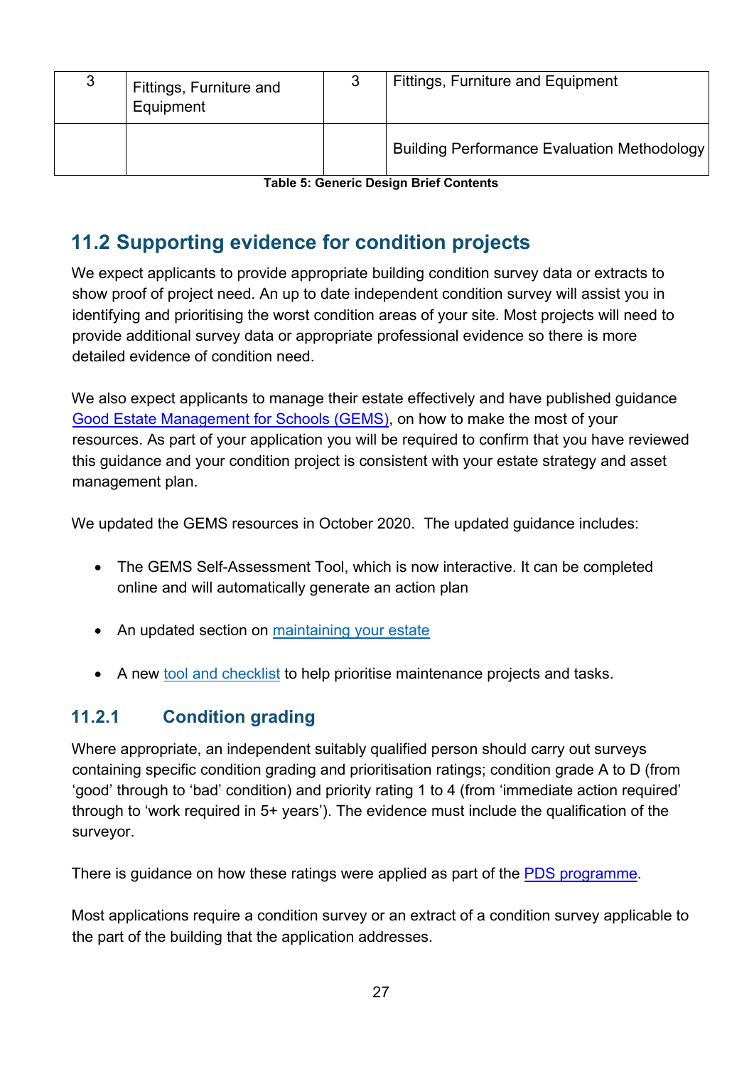| 3 | Fittings, Furniture and Equipment | 3 | Fittings, Furniture and Equipment |
|---|---|---|---|
| | | | Building Performance Evaluation Methodology |

**Table 5: Generic Design Brief Contents**

## 11.2 Supporting evidence for condition projects

We expect applicants to provide appropriate building condition survey data or extracts to show proof of project need. An up to date independent condition survey will assist you in identifying and prioritising the worst condition areas of your site. Most projects will need to provide additional survey data or appropriate professional evidence so there is more detailed evidence of condition need.

We also expect applicants to manage their estate effectively and have published guidance Good Estate Management for Schools (GEMS), on how to make the most of your resources. As part of your application you will be required to confirm that you have reviewed this guidance and your condition project is consistent with your estate strategy and asset management plan.

We updated the GEMS resources in October 2020. The updated guidance includes:

- The GEMS Self-Assessment Tool, which is now interactive. It can be completed online and will automatically generate an action plan
- An updated section on maintaining your estate
- A new tool and checklist to help prioritise maintenance projects and tasks.

### 11.2.1 Condition grading

Where appropriate, an independent suitably qualified person should carry out surveys containing specific condition grading and prioritisation ratings; condition grade A to D (from 'good' through to 'bad' condition) and priority rating 1 to 4 (from 'immediate action required' through to 'work required in 5+ years'). The evidence must include the qualification of the surveyor.

There is guidance on how these ratings were applied as part of the PDS programme.

Most applications require a condition survey or an extract of a condition survey applicable to the part of the building that the application addresses.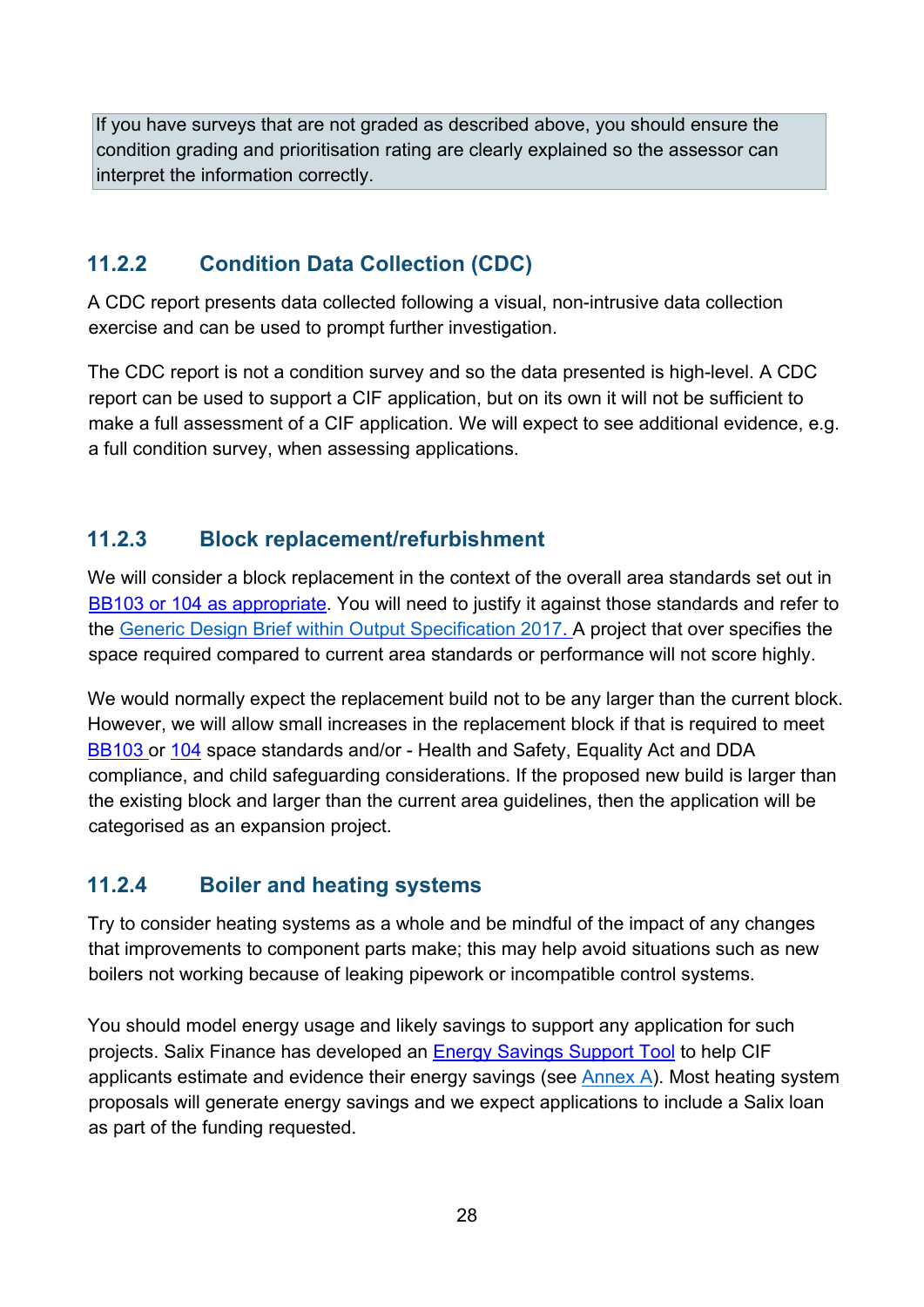> If you have surveys that are not graded as described above, you should ensure the condition grading and prioritisation rating are clearly explained so the assessor can interpret the information correctly.

### 11.2.2 Condition Data Collection (CDC)

A CDC report presents data collected following a visual, non-intrusive data collection exercise and can be used to prompt further investigation.

The CDC report is not a condition survey and so the data presented is high-level. A CDC report can be used to support a CIF application, but on its own it will not be sufficient to make a full assessment of a CIF application. We will expect to see additional evidence, e.g. a full condition survey, when assessing applications.

### 11.2.3 Block replacement/refurbishment

We will consider a block replacement in the context of the overall area standards set out in BB103 or 104 as appropriate. You will need to justify it against those standards and refer to the Generic Design Brief within Output Specification 2017. A project that over specifies the space required compared to current area standards or performance will not score highly.

We would normally expect the replacement build not to be any larger than the current block. However, we will allow small increases in the replacement block if that is required to meet BB103 or 104 space standards and/or - Health and Safety, Equality Act and DDA compliance, and child safeguarding considerations. If the proposed new build is larger than the existing block and larger than the current area guidelines, then the application will be categorised as an expansion project.

### 11.2.4 Boiler and heating systems

Try to consider heating systems as a whole and be mindful of the impact of any changes that improvements to component parts make; this may help avoid situations such as new boilers not working because of leaking pipework or incompatible control systems.

You should model energy usage and likely savings to support any application for such projects. Salix Finance has developed an Energy Savings Support Tool to help CIF applicants estimate and evidence their energy savings (see Annex A). Most heating system proposals will generate energy savings and we expect applications to include a Salix loan as part of the funding requested.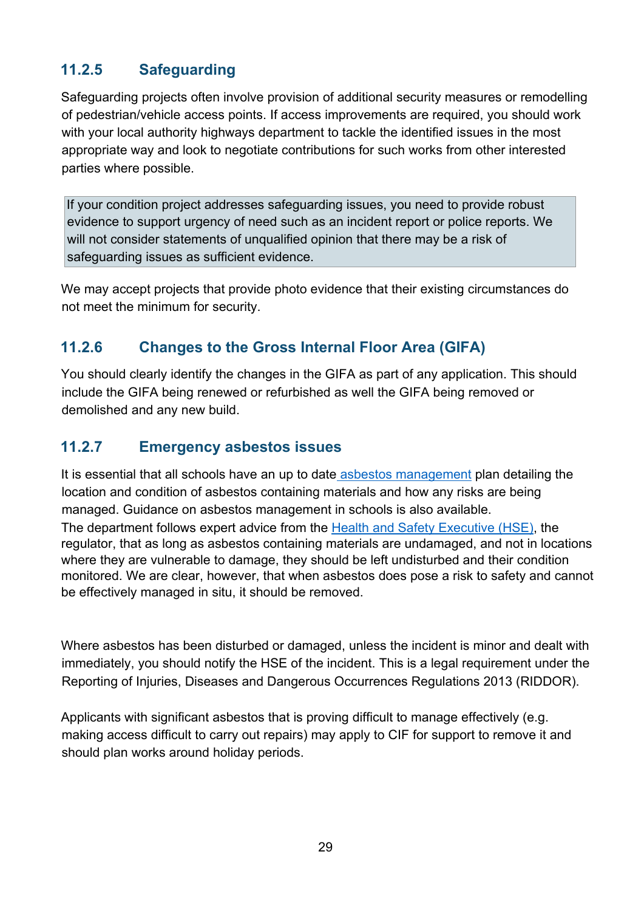### 11.2.5 Safeguarding

Safeguarding projects often involve provision of additional security measures or remodelling of pedestrian/vehicle access points. If access improvements are required, you should work with your local authority highways department to tackle the identified issues in the most appropriate way and look to negotiate contributions for such works from other interested parties where possible.

> If your condition project addresses safeguarding issues, you need to provide robust evidence to support urgency of need such as an incident report or police reports. We will not consider statements of unqualified opinion that there may be a risk of safeguarding issues as sufficient evidence.

We may accept projects that provide photo evidence that their existing circumstances do not meet the minimum for security.

### 11.2.6 Changes to the Gross Internal Floor Area (GIFA)

You should clearly identify the changes in the GIFA as part of any application. This should include the GIFA being renewed or refurbished as well the GIFA being removed or demolished and any new build.

### 11.2.7 Emergency asbestos issues

It is essential that all schools have an up to date asbestos management plan detailing the location and condition of asbestos containing materials and how any risks are being managed. Guidance on asbestos management in schools is also available.
The department follows expert advice from the Health and Safety Executive (HSE), the regulator, that as long as asbestos containing materials are undamaged, and not in locations where they are vulnerable to damage, they should be left undisturbed and their condition monitored. We are clear, however, that when asbestos does pose a risk to safety and cannot be effectively managed in situ, it should be removed.

Where asbestos has been disturbed or damaged, unless the incident is minor and dealt with immediately, you should notify the HSE of the incident. This is a legal requirement under the Reporting of Injuries, Diseases and Dangerous Occurrences Regulations 2013 (RIDDOR).

Applicants with significant asbestos that is proving difficult to manage effectively (e.g. making access difficult to carry out repairs) may apply to CIF for support to remove it and should plan works around holiday periods.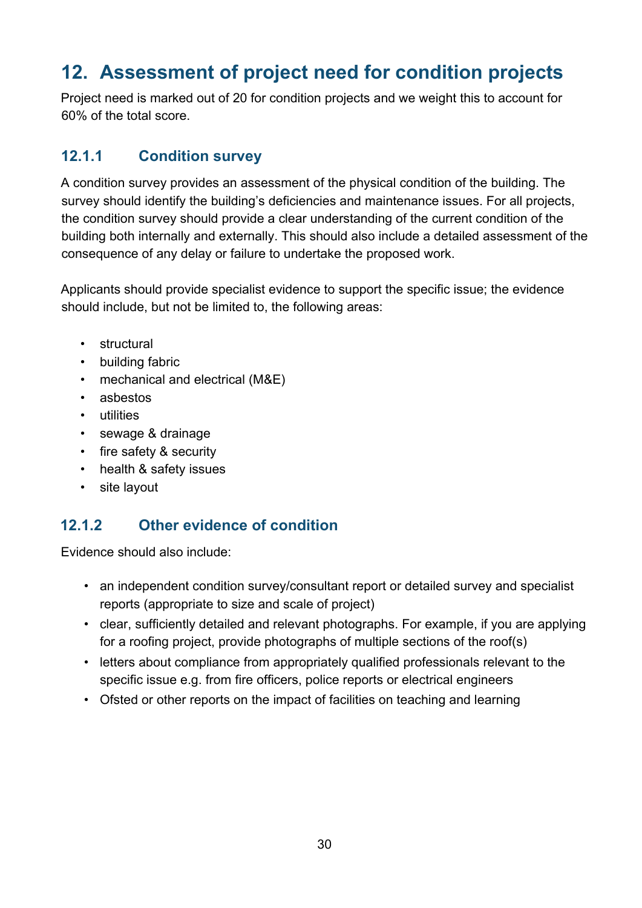# 12. Assessment of project need for condition projects

Project need is marked out of 20 for condition projects and we weight this to account for 60% of the total score.

### 12.1.1 Condition survey

A condition survey provides an assessment of the physical condition of the building. The survey should identify the building's deficiencies and maintenance issues. For all projects, the condition survey should provide a clear understanding of the current condition of the building both internally and externally. This should also include a detailed assessment of the consequence of any delay or failure to undertake the proposed work.

Applicants should provide specialist evidence to support the specific issue; the evidence should include, but not be limited to, the following areas:

- structural
- building fabric
- mechanical and electrical (M&E)
- asbestos
- utilities
- sewage & drainage
- fire safety & security
- health & safety issues
- site layout

### 12.1.2 Other evidence of condition

Evidence should also include:

- an independent condition survey/consultant report or detailed survey and specialist reports (appropriate to size and scale of project)
- clear, sufficiently detailed and relevant photographs. For example, if you are applying for a roofing project, provide photographs of multiple sections of the roof(s)
- letters about compliance from appropriately qualified professionals relevant to the specific issue e.g. from fire officers, police reports or electrical engineers
- Ofsted or other reports on the impact of facilities on teaching and learning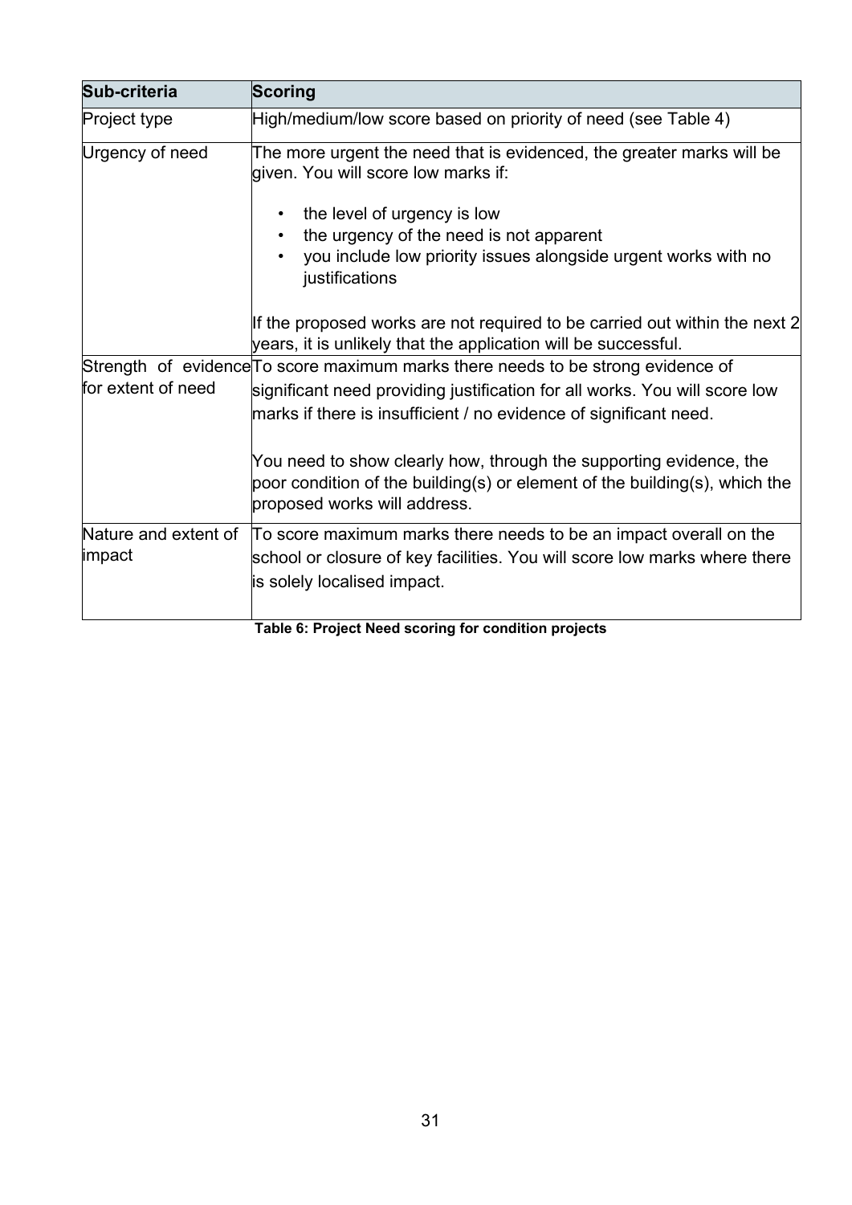| Sub-criteria | Scoring |
|---|---|
| Project type | High/medium/low score based on priority of need (see Table 4) |
| Urgency of need | The more urgent the need that is evidenced, the greater marks will be given. You will score low marks if:<br><br>• the level of urgency is low<br>• the urgency of the need is not apparent<br>• you include low priority issues alongside urgent works with no justifications<br><br>If the proposed works are not required to be carried out within the next 2 years, it is unlikely that the application will be successful. |
| Strength of evidence for extent of need | To score maximum marks there needs to be strong evidence of significant need providing justification for all works. You will score low marks if there is insufficient / no evidence of significant need.<br><br>You need to show clearly how, through the supporting evidence, the poor condition of the building(s) or element of the building(s), which the proposed works will address. |
| Nature and extent of impact | To score maximum marks there needs to be an impact overall on the school or closure of key facilities. You will score low marks where there is solely localised impact. |

**Table 6: Project Need scoring for condition projects**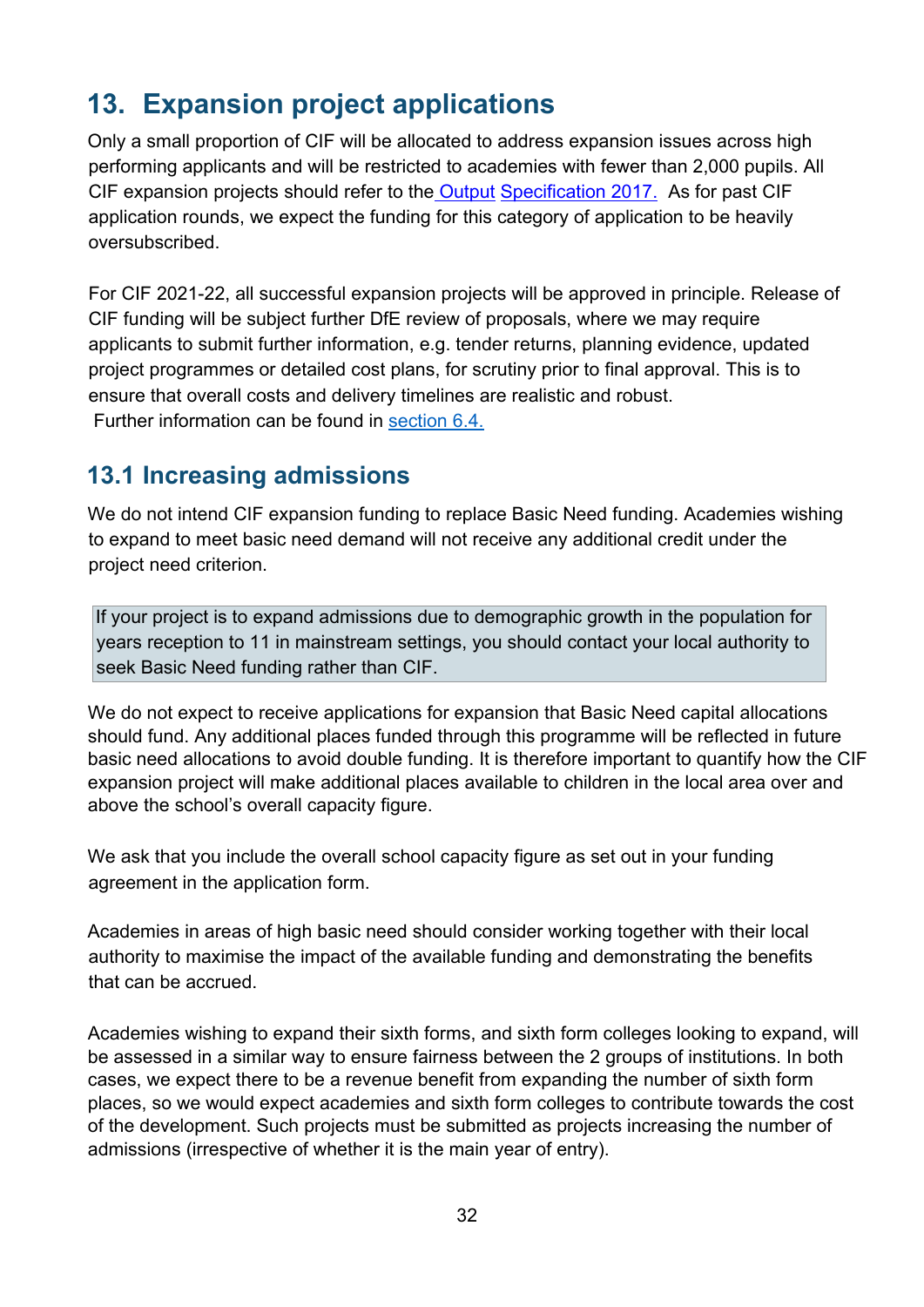## 13. Expansion project applications

Only a small proportion of CIF will be allocated to address expansion issues across high performing applicants and will be restricted to academies with fewer than 2,000 pupils. All CIF expansion projects should refer to the Output Specification 2017. As for past CIF application rounds, we expect the funding for this category of application to be heavily oversubscribed.

For CIF 2021-22, all successful expansion projects will be approved in principle. Release of CIF funding will be subject further DfE review of proposals, where we may require applicants to submit further information, e.g. tender returns, planning evidence, updated project programmes or detailed cost plans, for scrutiny prior to final approval. This is to ensure that overall costs and delivery timelines are realistic and robust.
Further information can be found in section 6.4.

### 13.1 Increasing admissions

We do not intend CIF expansion funding to replace Basic Need funding. Academies wishing to expand to meet basic need demand will not receive any additional credit under the project need criterion.

> If your project is to expand admissions due to demographic growth in the population for years reception to 11 in mainstream settings, you should contact your local authority to seek Basic Need funding rather than CIF.

We do not expect to receive applications for expansion that Basic Need capital allocations should fund. Any additional places funded through this programme will be reflected in future basic need allocations to avoid double funding. It is therefore important to quantify how the CIF expansion project will make additional places available to children in the local area over and above the school's overall capacity figure.

We ask that you include the overall school capacity figure as set out in your funding agreement in the application form.

Academies in areas of high basic need should consider working together with their local authority to maximise the impact of the available funding and demonstrating the benefits that can be accrued.

Academies wishing to expand their sixth forms, and sixth form colleges looking to expand, will be assessed in a similar way to ensure fairness between the 2 groups of institutions. In both cases, we expect there to be a revenue benefit from expanding the number of sixth form places, so we would expect academies and sixth form colleges to contribute towards the cost of the development. Such projects must be submitted as projects increasing the number of admissions (irrespective of whether it is the main year of entry).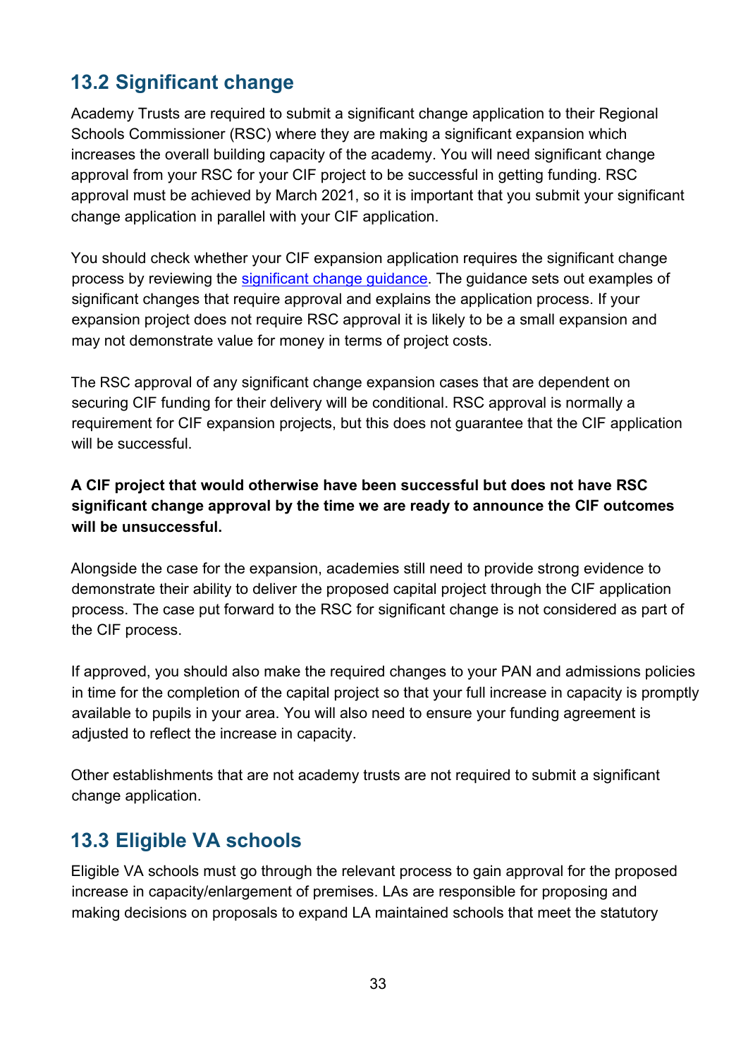## 13.2 Significant change

Academy Trusts are required to submit a significant change application to their Regional Schools Commissioner (RSC) where they are making a significant expansion which increases the overall building capacity of the academy. You will need significant change approval from your RSC for your CIF project to be successful in getting funding. RSC approval must be achieved by March 2021, so it is important that you submit your significant change application in parallel with your CIF application.

You should check whether your CIF expansion application requires the significant change process by reviewing the significant change guidance. The guidance sets out examples of significant changes that require approval and explains the application process. If your expansion project does not require RSC approval it is likely to be a small expansion and may not demonstrate value for money in terms of project costs.

The RSC approval of any significant change expansion cases that are dependent on securing CIF funding for their delivery will be conditional. RSC approval is normally a requirement for CIF expansion projects, but this does not guarantee that the CIF application will be successful.

**A CIF project that would otherwise have been successful but does not have RSC significant change approval by the time we are ready to announce the CIF outcomes will be unsuccessful.**

Alongside the case for the expansion, academies still need to provide strong evidence to demonstrate their ability to deliver the proposed capital project through the CIF application process. The case put forward to the RSC for significant change is not considered as part of the CIF process.

If approved, you should also make the required changes to your PAN and admissions policies in time for the completion of the capital project so that your full increase in capacity is promptly available to pupils in your area. You will also need to ensure your funding agreement is adjusted to reflect the increase in capacity.

Other establishments that are not academy trusts are not required to submit a significant change application.

## 13.3 Eligible VA schools

Eligible VA schools must go through the relevant process to gain approval for the proposed increase in capacity/enlargement of premises. LAs are responsible for proposing and making decisions on proposals to expand LA maintained schools that meet the statutory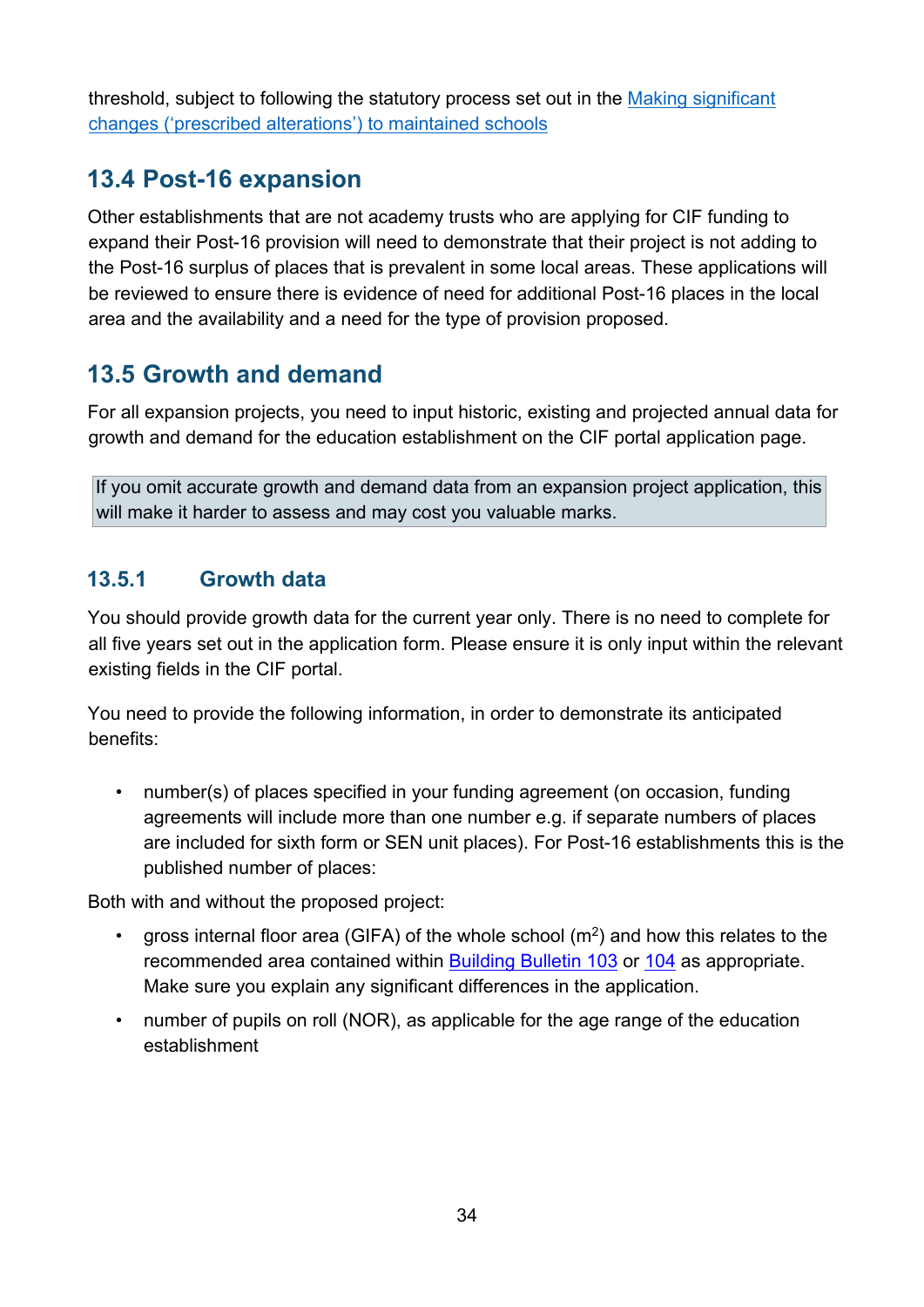threshold, subject to following the statutory process set out in the [Making significant changes ('prescribed alterations') to maintained schools](#)

## 13.4 Post-16 expansion

Other establishments that are not academy trusts who are applying for CIF funding to expand their Post-16 provision will need to demonstrate that their project is not adding to the Post-16 surplus of places that is prevalent in some local areas. These applications will be reviewed to ensure there is evidence of need for additional Post-16 places in the local area and the availability and a need for the type of provision proposed.

## 13.5 Growth and demand

For all expansion projects, you need to input historic, existing and projected annual data for growth and demand for the education establishment on the CIF portal application page.

> If you omit accurate growth and demand data from an expansion project application, this will make it harder to assess and may cost you valuable marks.

### 13.5.1 Growth data

You should provide growth data for the current year only. There is no need to complete for all five years set out in the application form. Please ensure it is only input within the relevant existing fields in the CIF portal.

You need to provide the following information, in order to demonstrate its anticipated benefits:

- number(s) of places specified in your funding agreement (on occasion, funding agreements will include more than one number e.g. if separate numbers of places are included for sixth form or SEN unit places). For Post-16 establishments this is the published number of places:

Both with and without the proposed project:

- gross internal floor area (GIFA) of the whole school ($m^2$) and how this relates to the recommended area contained within [Building Bulletin 103](#) or [104](#) as appropriate. Make sure you explain any significant differences in the application.
- number of pupils on roll (NOR), as applicable for the age range of the education establishment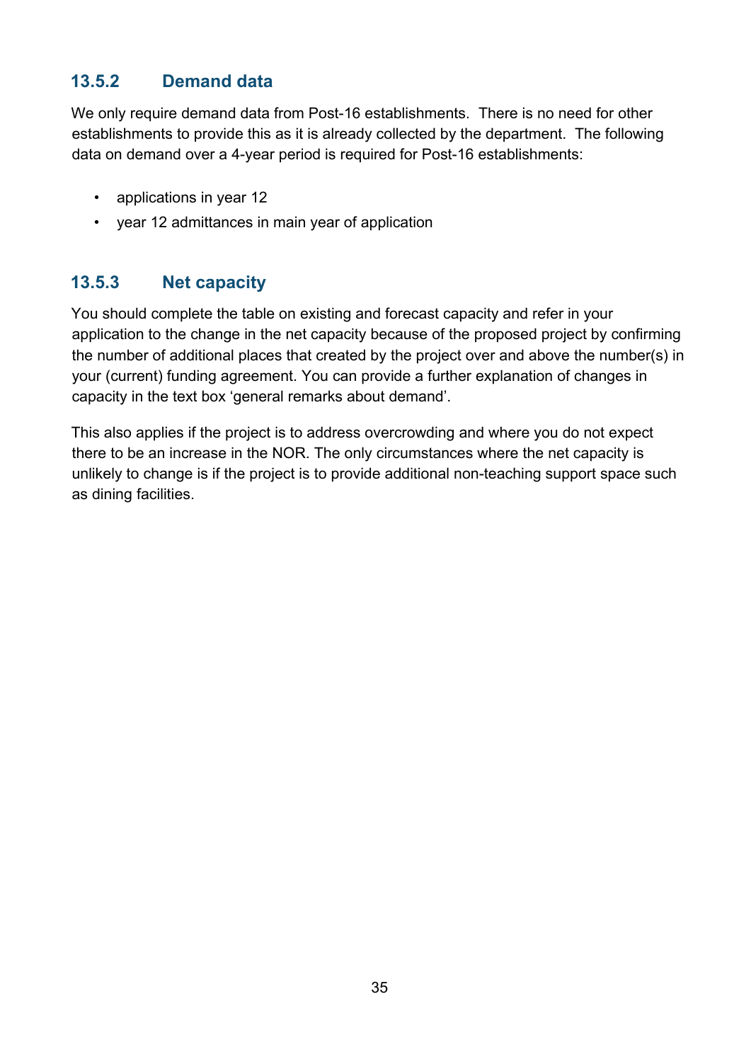### 13.5.2 Demand data

We only require demand data from Post-16 establishments. There is no need for other establishments to provide this as it is already collected by the department. The following data on demand over a 4-year period is required for Post-16 establishments:

- applications in year 12
- year 12 admittances in main year of application

### 13.5.3 Net capacity

You should complete the table on existing and forecast capacity and refer in your application to the change in the net capacity because of the proposed project by confirming the number of additional places that created by the project over and above the number(s) in your (current) funding agreement. You can provide a further explanation of changes in capacity in the text box 'general remarks about demand'.

This also applies if the project is to address overcrowding and where you do not expect there to be an increase in the NOR. The only circumstances where the net capacity is unlikely to change is if the project is to provide additional non-teaching support space such as dining facilities.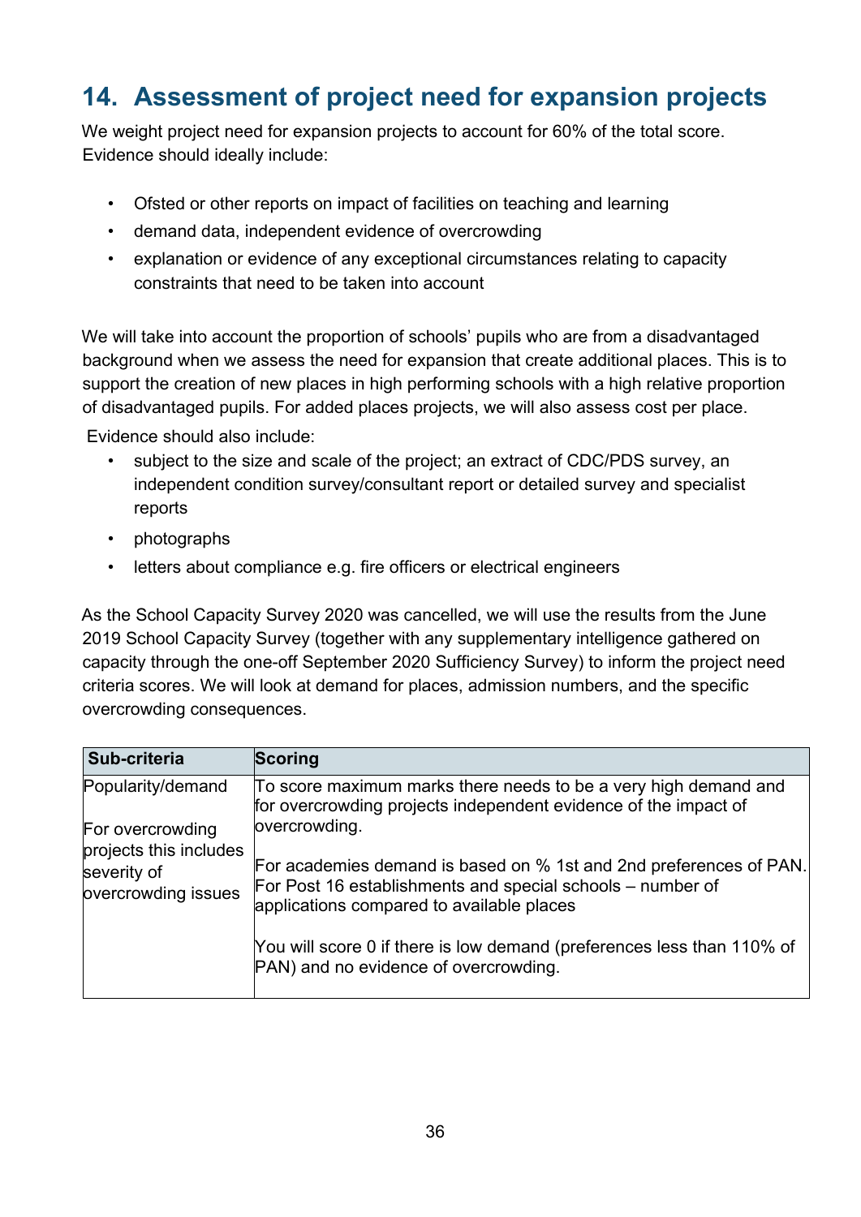## 14. Assessment of project need for expansion projects

We weight project need for expansion projects to account for 60% of the total score. Evidence should ideally include:

- Ofsted or other reports on impact of facilities on teaching and learning
- demand data, independent evidence of overcrowding
- explanation or evidence of any exceptional circumstances relating to capacity constraints that need to be taken into account

We will take into account the proportion of schools' pupils who are from a disadvantaged background when we assess the need for expansion that create additional places. This is to support the creation of new places in high performing schools with a high relative proportion of disadvantaged pupils. For added places projects, we will also assess cost per place.

Evidence should also include:

- subject to the size and scale of the project; an extract of CDC/PDS survey, an independent condition survey/consultant report or detailed survey and specialist reports
- photographs
- letters about compliance e.g. fire officers or electrical engineers

As the School Capacity Survey 2020 was cancelled, we will use the results from the June 2019 School Capacity Survey (together with any supplementary intelligence gathered on capacity through the one-off September 2020 Sufficiency Survey) to inform the project need criteria scores. We will look at demand for places, admission numbers, and the specific overcrowding consequences.

| Sub-criteria | Scoring |
|---|---|
| Popularity/demand<br><br>For overcrowding projects this includes severity of overcrowding issues | To score maximum marks there needs to be a very high demand and for overcrowding projects independent evidence of the impact of overcrowding.<br><br>For academies demand is based on % 1st and 2nd preferences of PAN. For Post 16 establishments and special schools – number of applications compared to available places<br><br>You will score 0 if there is low demand (preferences less than 110% of PAN) and no evidence of overcrowding. |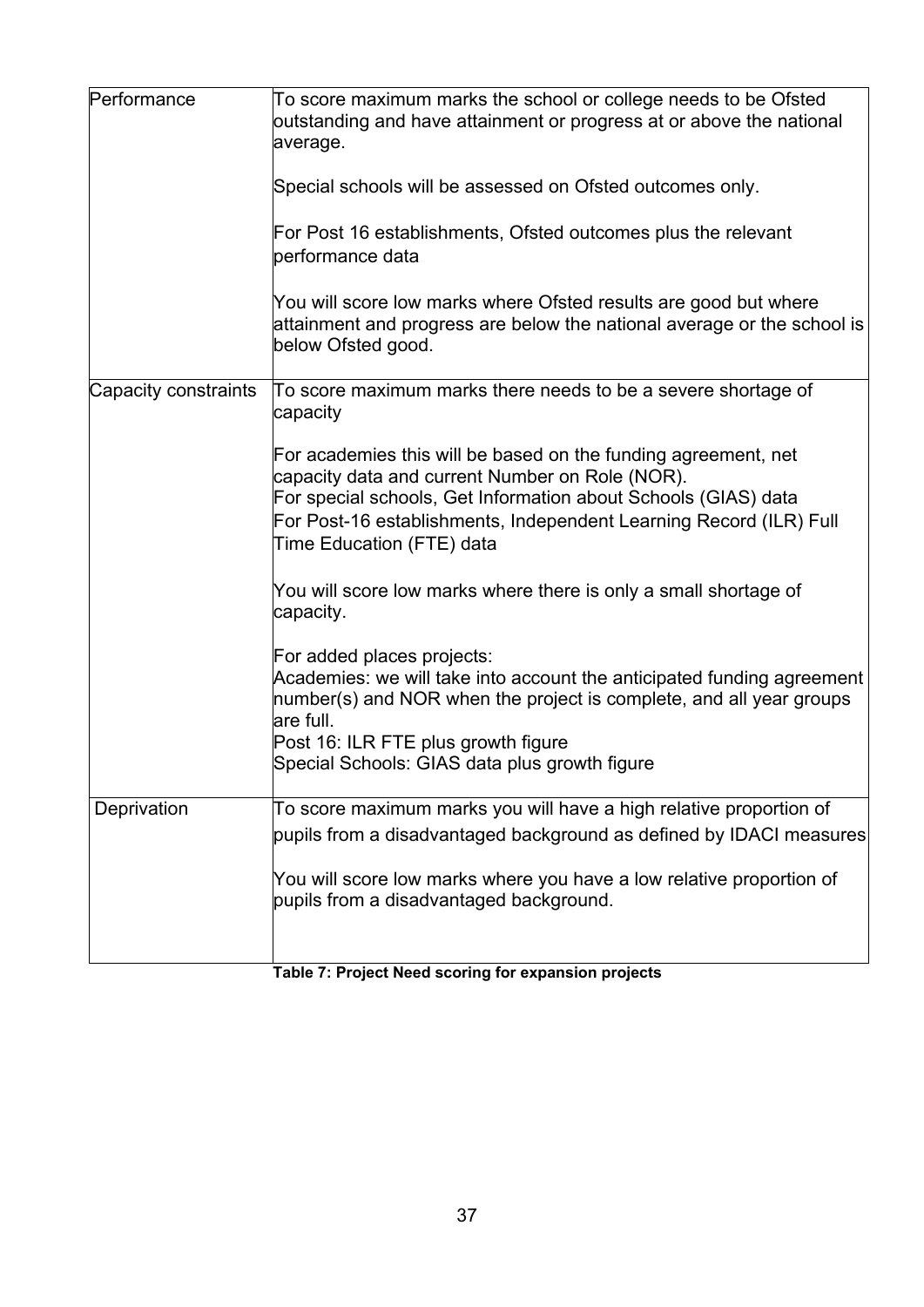| | |
|---|---|
| Performance | To score maximum marks the school or college needs to be Ofsted outstanding and have attainment or progress at or above the national average.<br><br>Special schools will be assessed on Ofsted outcomes only.<br><br>For Post 16 establishments, Ofsted outcomes plus the relevant performance data<br><br>You will score low marks where Ofsted results are good but where attainment and progress are below the national average or the school is below Ofsted good. |
| Capacity constraints | To score maximum marks there needs to be a severe shortage of capacity<br><br>For academies this will be based on the funding agreement, net capacity data and current Number on Role (NOR).<br>For special schools, Get Information about Schools (GIAS) data<br>For Post-16 establishments, Independent Learning Record (ILR) Full Time Education (FTE) data<br><br>You will score low marks where there is only a small shortage of capacity.<br><br>For added places projects:<br>Academies: we will take into account the anticipated funding agreement number(s) and NOR when the project is complete, and all year groups are full.<br>Post 16: ILR FTE plus growth figure<br>Special Schools: GIAS data plus growth figure |
| Deprivation | To score maximum marks you will have a high relative proportion of pupils from a disadvantaged background as defined by IDACI measures<br><br>You will score low marks where you have a low relative proportion of pupils from a disadvantaged background. |

**Table 7: Project Need scoring for expansion projects**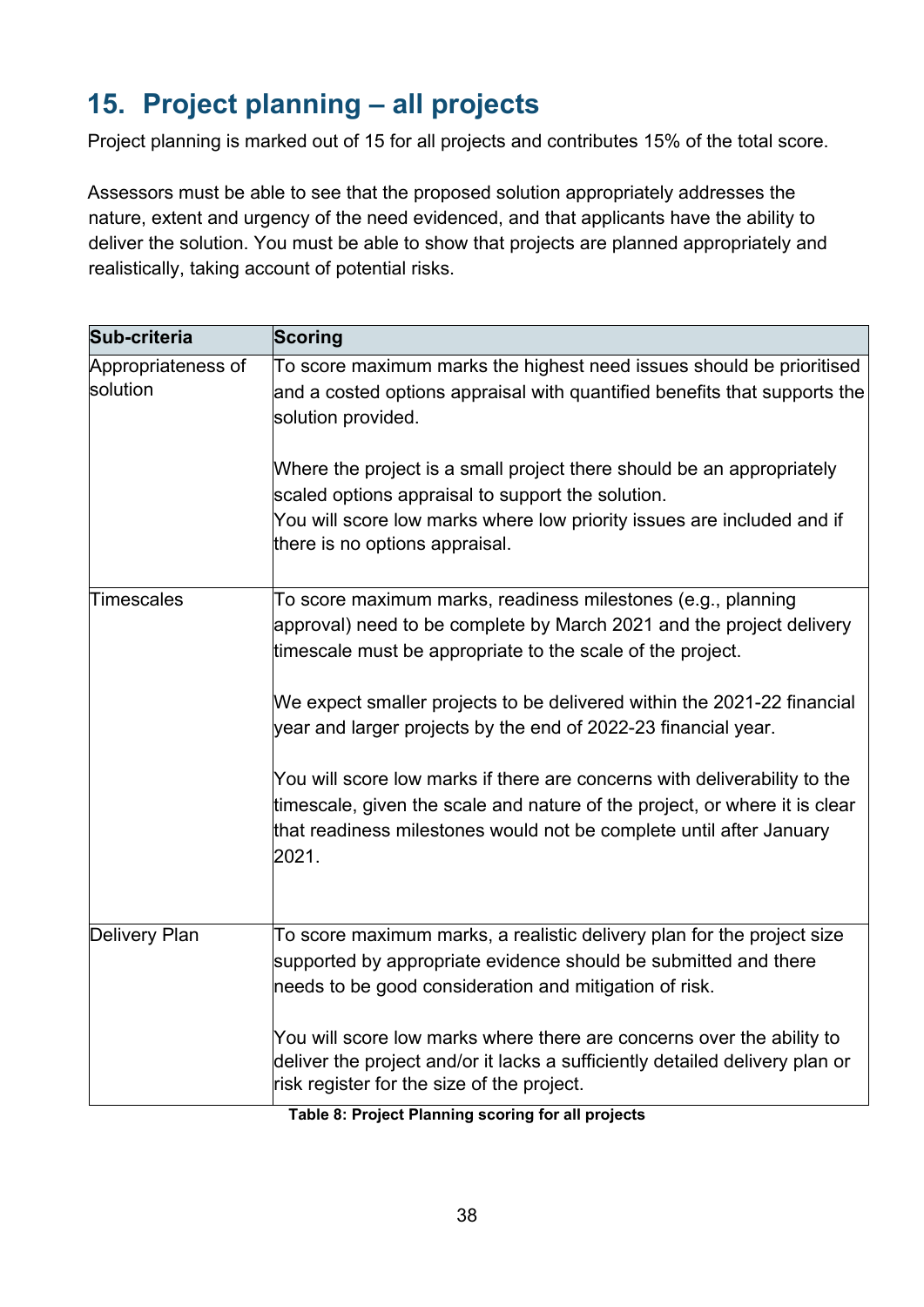# 15. Project planning – all projects

Project planning is marked out of 15 for all projects and contributes 15% of the total score.

Assessors must be able to see that the proposed solution appropriately addresses the nature, extent and urgency of the need evidenced, and that applicants have the ability to deliver the solution. You must be able to show that projects are planned appropriately and realistically, taking account of potential risks.

| Sub-criteria | Scoring |
|---|---|
| Appropriateness of solution | To score maximum marks the highest need issues should be prioritised and a costed options appraisal with quantified benefits that supports the solution provided.<br><br>Where the project is a small project there should be an appropriately scaled options appraisal to support the solution.<br>You will score low marks where low priority issues are included and if there is no options appraisal. |
| Timescales | To score maximum marks, readiness milestones (e.g., planning approval) need to be complete by March 2021 and the project delivery timescale must be appropriate to the scale of the project.<br><br>We expect smaller projects to be delivered within the 2021-22 financial year and larger projects by the end of 2022-23 financial year.<br><br>You will score low marks if there are concerns with deliverability to the timescale, given the scale and nature of the project, or where it is clear that readiness milestones would not be complete until after January 2021. |
| Delivery Plan | To score maximum marks, a realistic delivery plan for the project size supported by appropriate evidence should be submitted and there needs to be good consideration and mitigation of risk.<br><br>You will score low marks where there are concerns over the ability to deliver the project and/or it lacks a sufficiently detailed delivery plan or risk register for the size of the project. |

**Table 8: Project Planning scoring for all projects**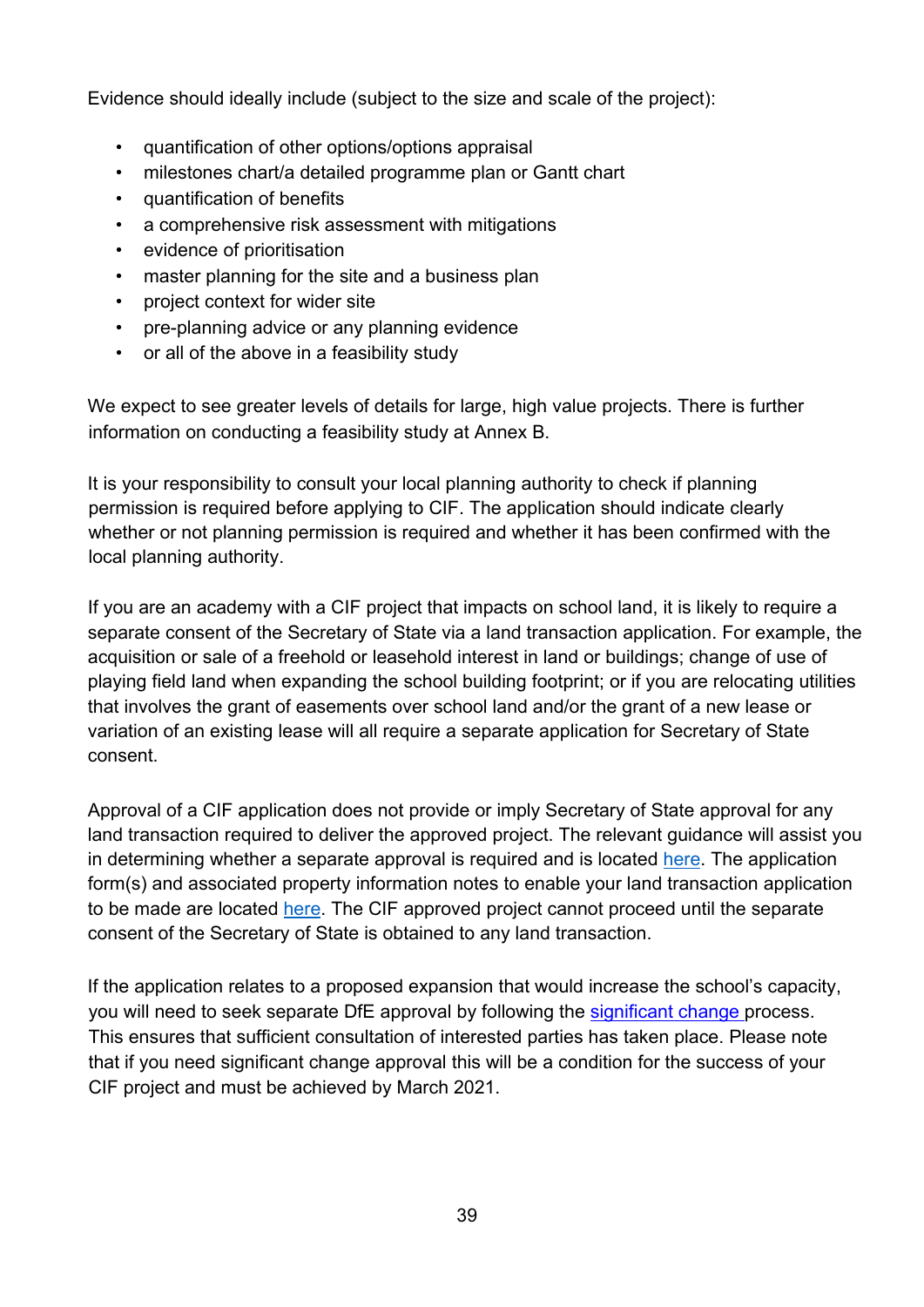Evidence should ideally include (subject to the size and scale of the project):

- quantification of other options/options appraisal
- milestones chart/a detailed programme plan or Gantt chart
- quantification of benefits
- a comprehensive risk assessment with mitigations
- evidence of prioritisation
- master planning for the site and a business plan
- project context for wider site
- pre-planning advice or any planning evidence
- or all of the above in a feasibility study

We expect to see greater levels of details for large, high value projects. There is further information on conducting a feasibility study at Annex B.

It is your responsibility to consult your local planning authority to check if planning permission is required before applying to CIF. The application should indicate clearly whether or not planning permission is required and whether it has been confirmed with the local planning authority.

If you are an academy with a CIF project that impacts on school land, it is likely to require a separate consent of the Secretary of State via a land transaction application. For example, the acquisition or sale of a freehold or leasehold interest in land or buildings; change of use of playing field land when expanding the school building footprint; or if you are relocating utilities that involves the grant of easements over school land and/or the grant of a new lease or variation of an existing lease will all require a separate application for Secretary of State consent.

Approval of a CIF application does not provide or imply Secretary of State approval for any land transaction required to deliver the approved project. The relevant guidance will assist you in determining whether a separate approval is required and is located here. The application form(s) and associated property information notes to enable your land transaction application to be made are located here. The CIF approved project cannot proceed until the separate consent of the Secretary of State is obtained to any land transaction.

If the application relates to a proposed expansion that would increase the school's capacity, you will need to seek separate DfE approval by following the significant change process. This ensures that sufficient consultation of interested parties has taken place. Please note that if you need significant change approval this will be a condition for the success of your CIF project and must be achieved by March 2021.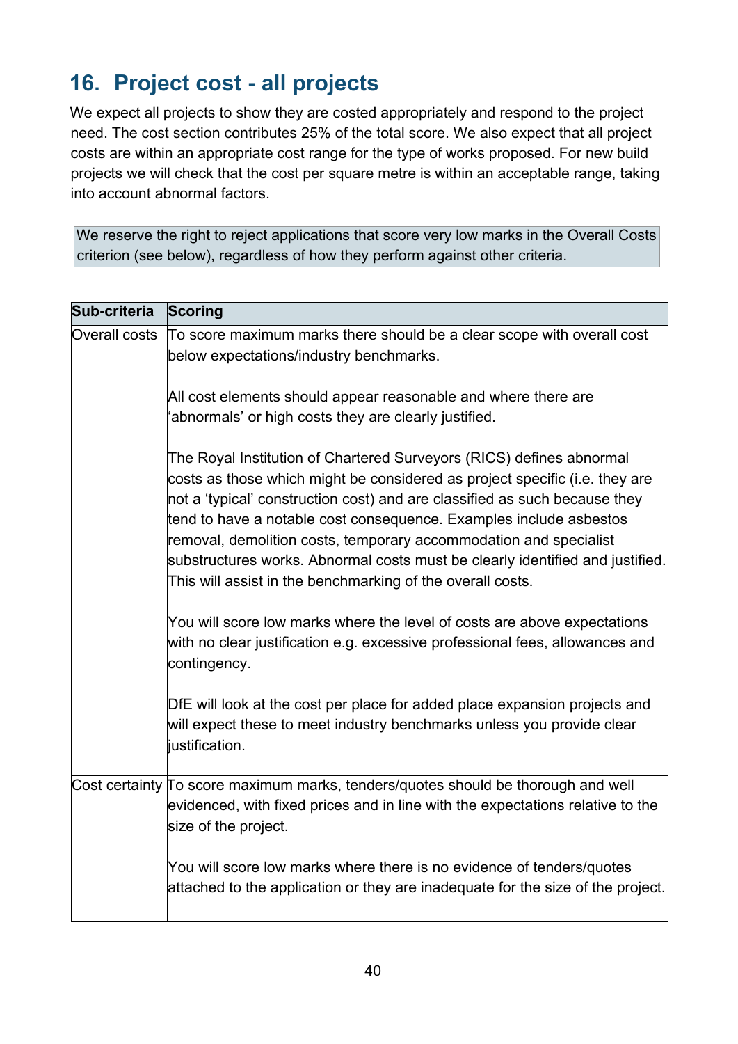## 16. Project cost - all projects

We expect all projects to show they are costed appropriately and respond to the project need. The cost section contributes 25% of the total score. We also expect that all project costs are within an appropriate cost range for the type of works proposed. For new build projects we will check that the cost per square metre is within an acceptable range, taking into account abnormal factors.

We reserve the right to reject applications that score very low marks in the Overall Costs criterion (see below), regardless of how they perform against other criteria.

| Sub-criteria | Scoring |
|---|---|
| Overall costs | To score maximum marks there should be a clear scope with overall cost below expectations/industry benchmarks.<br><br>All cost elements should appear reasonable and where there are 'abnormals' or high costs they are clearly justified.<br><br>The Royal Institution of Chartered Surveyors (RICS) defines abnormal costs as those which might be considered as project specific (i.e. they are not a 'typical' construction cost) and are classified as such because they tend to have a notable cost consequence. Examples include asbestos removal, demolition costs, temporary accommodation and specialist substructures works. Abnormal costs must be clearly identified and justified. This will assist in the benchmarking of the overall costs.<br><br>You will score low marks where the level of costs are above expectations with no clear justification e.g. excessive professional fees, allowances and contingency.<br><br>DfE will look at the cost per place for added place expansion projects and will expect these to meet industry benchmarks unless you provide clear justification. |
| Cost certainty | To score maximum marks, tenders/quotes should be thorough and well evidenced, with fixed prices and in line with the expectations relative to the size of the project.<br><br>You will score low marks where there is no evidence of tenders/quotes attached to the application or they are inadequate for the size of the project. |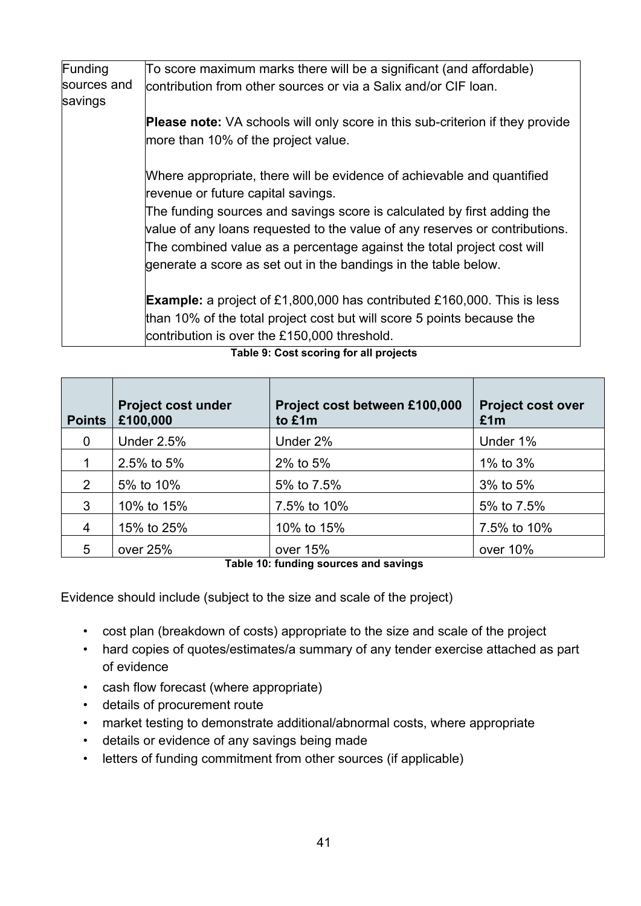| Funding sources and savings | To score maximum marks there will be a significant (and affordable) contribution from other sources or via a Salix and/or CIF loan.<br><br>**Please note:** VA schools will only score in this sub-criterion if they provide more than 10% of the project value.<br><br>Where appropriate, there will be evidence of achievable and quantified revenue or future capital savings.<br>The funding sources and savings score is calculated by first adding the value of any loans requested to the value of any reserves or contributions. The combined value as a percentage against the total project cost will generate a score as set out in the bandings in the table below.<br><br>**Example:** a project of £1,800,000 has contributed £160,000. This is less than 10% of the total project cost but will score 5 points because the contribution is over the £150,000 threshold. |
|---|---|

**Table 9: Cost scoring for all projects**

| Points | Project cost under £100,000 | Project cost between £100,000 to £1m | Project cost over £1m |
|---|---|---|---|
| 0 | Under 2.5% | Under 2% | Under 1% |
| 1 | 2.5% to 5% | 2% to 5% | 1% to 3% |
| 2 | 5% to 10% | 5% to 7.5% | 3% to 5% |
| 3 | 10% to 15% | 7.5% to 10% | 5% to 7.5% |
| 4 | 15% to 25% | 10% to 15% | 7.5% to 10% |
| 5 | over 25% | over 15% | over 10% |

**Table 10: funding sources and savings**

Evidence should include (subject to the size and scale of the project)

- cost plan (breakdown of costs) appropriate to the size and scale of the project
- hard copies of quotes/estimates/a summary of any tender exercise attached as part of evidence
- cash flow forecast (where appropriate)
- details of procurement route
- market testing to demonstrate additional/abnormal costs, where appropriate
- details or evidence of any savings being made
- letters of funding commitment from other sources (if applicable)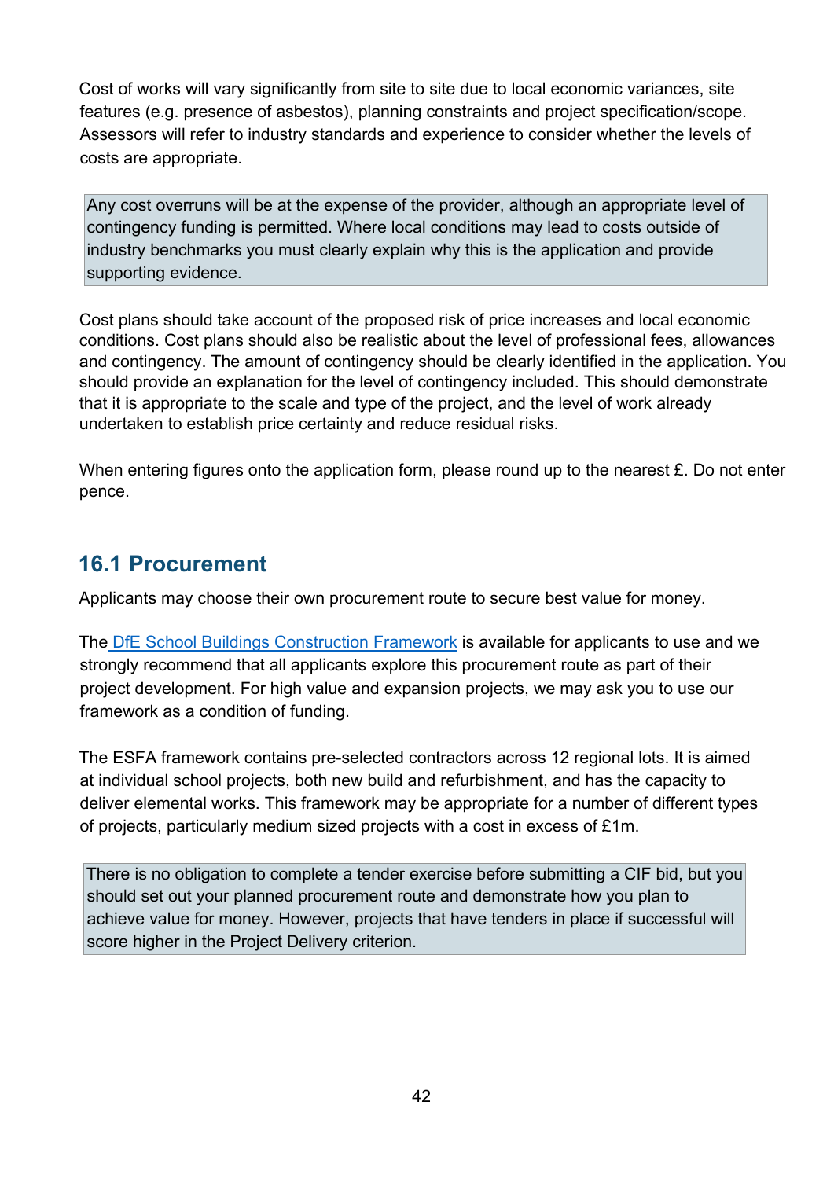Cost of works will vary significantly from site to site due to local economic variances, site features (e.g. presence of asbestos), planning constraints and project specification/scope. Assessors will refer to industry standards and experience to consider whether the levels of costs are appropriate.

> Any cost overruns will be at the expense of the provider, although an appropriate level of contingency funding is permitted. Where local conditions may lead to costs outside of industry benchmarks you must clearly explain why this is the application and provide supporting evidence.

Cost plans should take account of the proposed risk of price increases and local economic conditions. Cost plans should also be realistic about the level of professional fees, allowances and contingency. The amount of contingency should be clearly identified in the application. You should provide an explanation for the level of contingency included. This should demonstrate that it is appropriate to the scale and type of the project, and the level of work already undertaken to establish price certainty and reduce residual risks.

When entering figures onto the application form, please round up to the nearest £. Do not enter pence.

## 16.1 Procurement

Applicants may choose their own procurement route to secure best value for money.

The DfE School Buildings Construction Framework is available for applicants to use and we strongly recommend that all applicants explore this procurement route as part of their project development. For high value and expansion projects, we may ask you to use our framework as a condition of funding.

The ESFA framework contains pre-selected contractors across 12 regional lots. It is aimed at individual school projects, both new build and refurbishment, and has the capacity to deliver elemental works. This framework may be appropriate for a number of different types of projects, particularly medium sized projects with a cost in excess of £1m.

> There is no obligation to complete a tender exercise before submitting a CIF bid, but you should set out your planned procurement route and demonstrate how you plan to achieve value for money. However, projects that have tenders in place if successful will score higher in the Project Delivery criterion.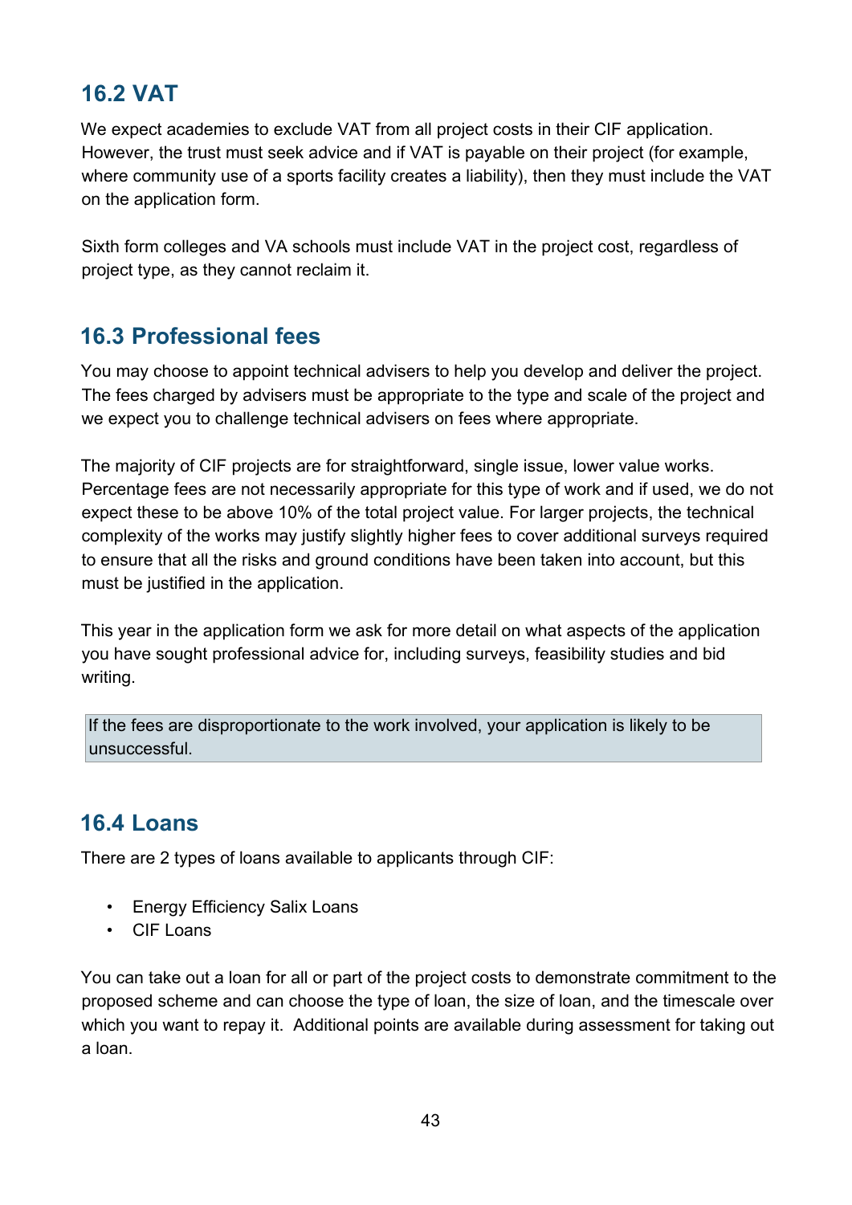## 16.2 VAT

We expect academies to exclude VAT from all project costs in their CIF application. However, the trust must seek advice and if VAT is payable on their project (for example, where community use of a sports facility creates a liability), then they must include the VAT on the application form.

Sixth form colleges and VA schools must include VAT in the project cost, regardless of project type, as they cannot reclaim it.

## 16.3 Professional fees

You may choose to appoint technical advisers to help you develop and deliver the project. The fees charged by advisers must be appropriate to the type and scale of the project and we expect you to challenge technical advisers on fees where appropriate.

The majority of CIF projects are for straightforward, single issue, lower value works. Percentage fees are not necessarily appropriate for this type of work and if used, we do not expect these to be above 10% of the total project value. For larger projects, the technical complexity of the works may justify slightly higher fees to cover additional surveys required to ensure that all the risks and ground conditions have been taken into account, but this must be justified in the application.

This year in the application form we ask for more detail on what aspects of the application you have sought professional advice for, including surveys, feasibility studies and bid writing.

> If the fees are disproportionate to the work involved, your application is likely to be unsuccessful.

## 16.4 Loans

There are 2 types of loans available to applicants through CIF:

- Energy Efficiency Salix Loans
- CIF Loans

You can take out a loan for all or part of the project costs to demonstrate commitment to the proposed scheme and can choose the type of loan, the size of loan, and the timescale over which you want to repay it. Additional points are available during assessment for taking out a loan.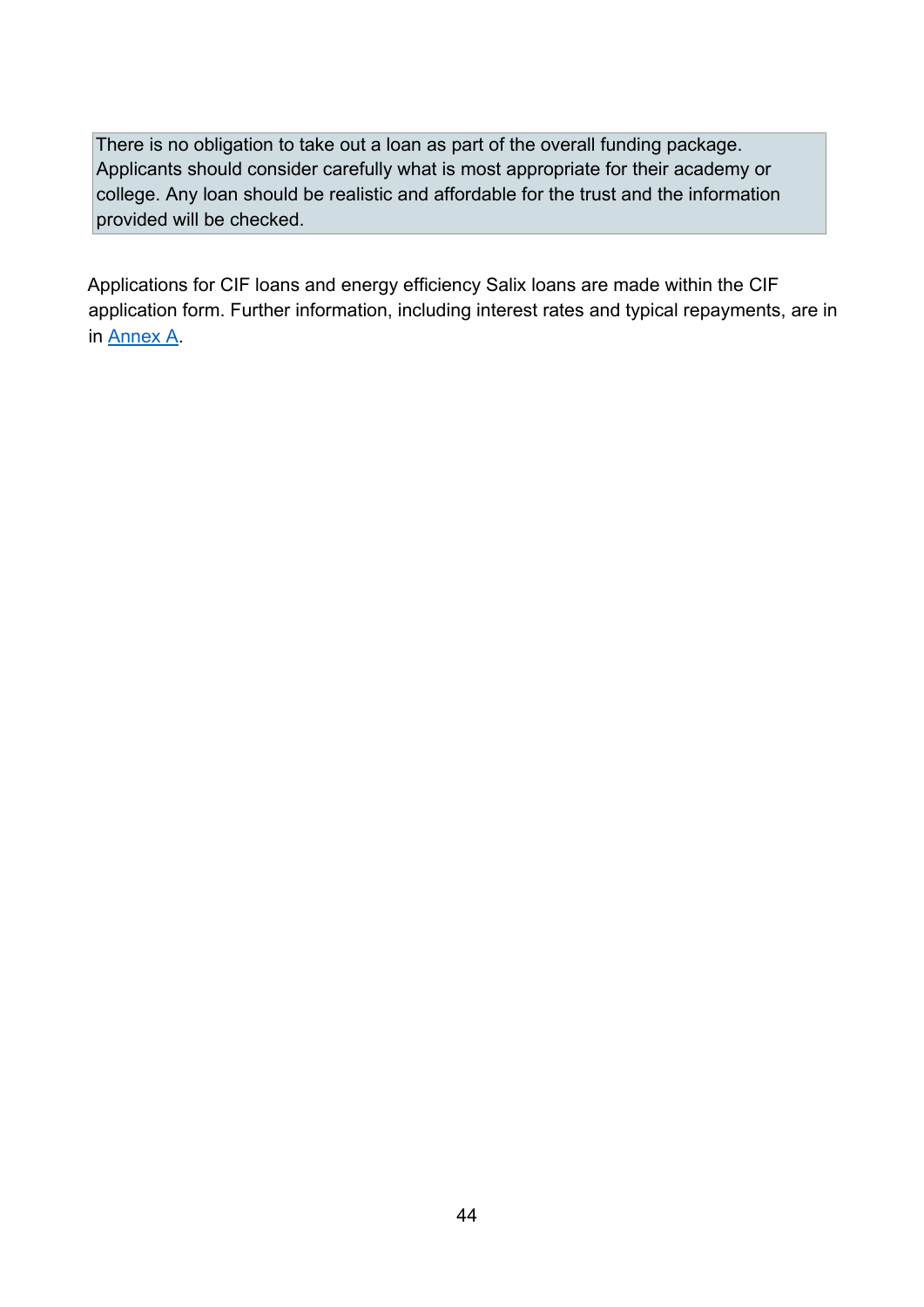> There is no obligation to take out a loan as part of the overall funding package. Applicants should consider carefully what is most appropriate for their academy or college. Any loan should be realistic and affordable for the trust and the information provided will be checked.

Applications for CIF loans and energy efficiency Salix loans are made within the CIF application form. Further information, including interest rates and typical repayments, are in in [Annex A](#).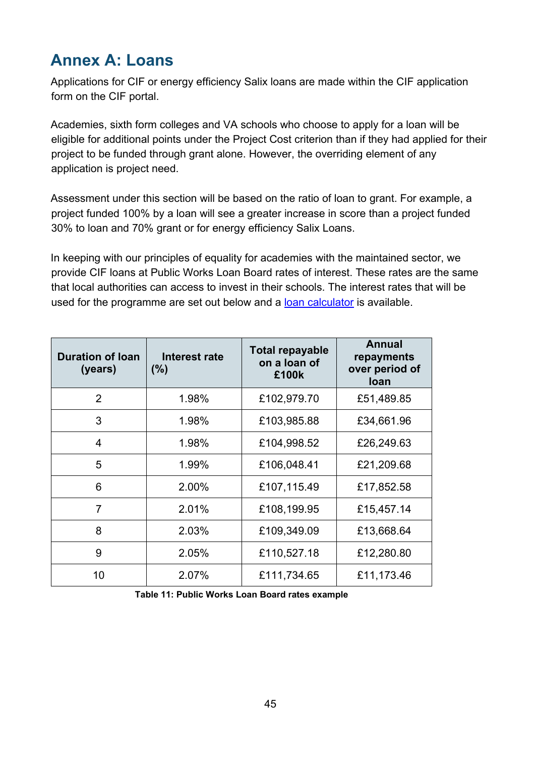## Annex A: Loans

Applications for CIF or energy efficiency Salix loans are made within the CIF application form on the CIF portal.

Academies, sixth form colleges and VA schools who choose to apply for a loan will be eligible for additional points under the Project Cost criterion than if they had applied for their project to be funded through grant alone. However, the overriding element of any application is project need.

Assessment under this section will be based on the ratio of loan to grant. For example, a project funded 100% by a loan will see a greater increase in score than a project funded 30% to loan and 70% grant or for energy efficiency Salix Loans.

In keeping with our principles of equality for academies with the maintained sector, we provide CIF loans at Public Works Loan Board rates of interest. These rates are the same that local authorities can access to invest in their schools. The interest rates that will be used for the programme are set out below and a loan calculator is available.

| Duration of loan (years) | Interest rate (%) | Total repayable on a loan of £100k | Annual repayments over period of loan |
|---|---|---|---|
| 2 | 1.98% | £102,979.70 | £51,489.85 |
| 3 | 1.98% | £103,985.88 | £34,661.96 |
| 4 | 1.98% | £104,998.52 | £26,249.63 |
| 5 | 1.99% | £106,048.41 | £21,209.68 |
| 6 | 2.00% | £107,115.49 | £17,852.58 |
| 7 | 2.01% | £108,199.95 | £15,457.14 |
| 8 | 2.03% | £109,349.09 | £13,668.64 |
| 9 | 2.05% | £110,527.18 | £12,280.80 |
| 10 | 2.07% | £111,734.65 | £11,173.46 |

**Table 11: Public Works Loan Board rates example**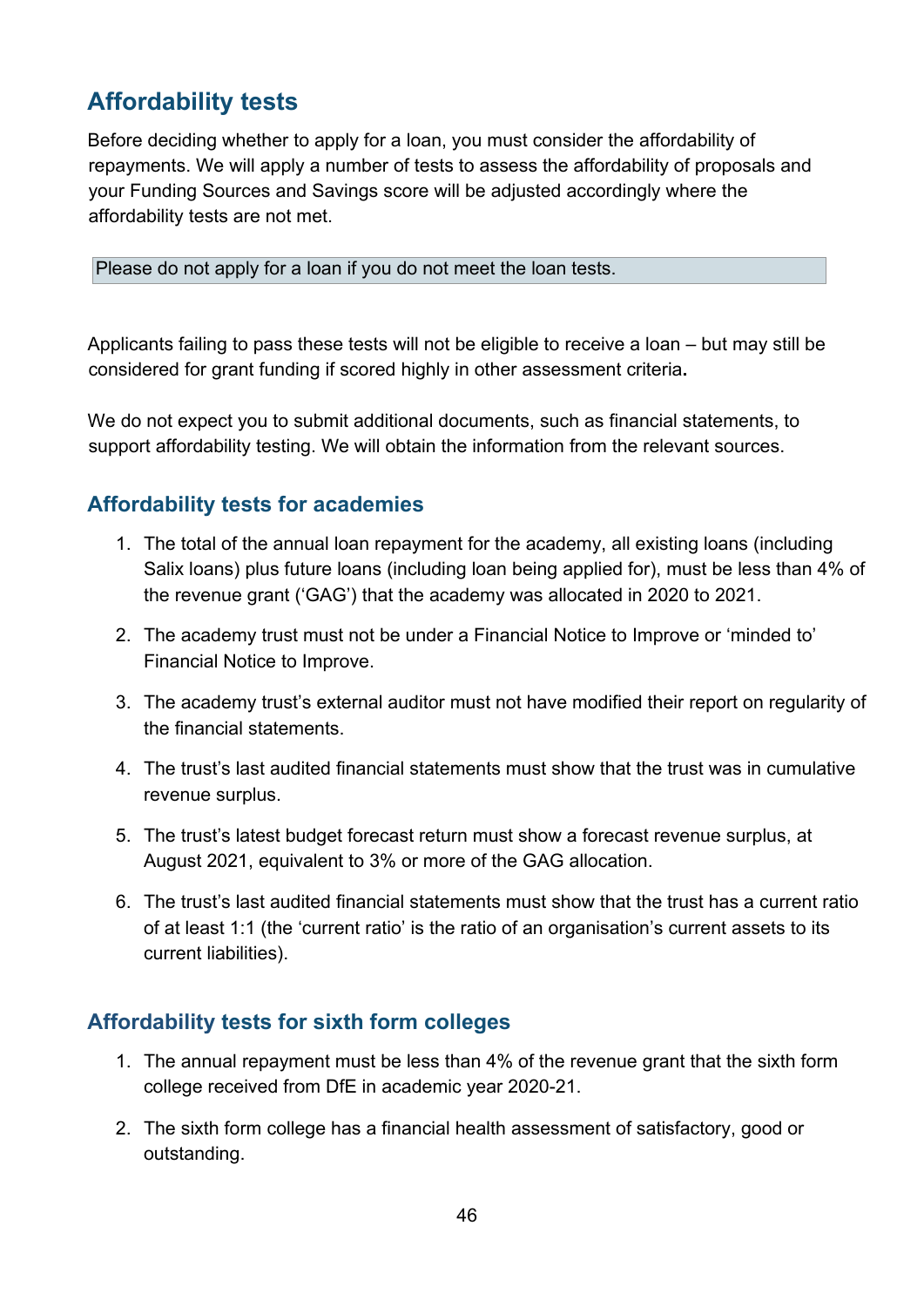## Affordability tests

Before deciding whether to apply for a loan, you must consider the affordability of repayments. We will apply a number of tests to assess the affordability of proposals and your Funding Sources and Savings score will be adjusted accordingly where the affordability tests are not met.

> Please do not apply for a loan if you do not meet the loan tests.

Applicants failing to pass these tests will not be eligible to receive a loan – but may still be considered for grant funding if scored highly in other assessment criteria**.**

We do not expect you to submit additional documents, such as financial statements, to support affordability testing. We will obtain the information from the relevant sources.

### Affordability tests for academies

1. The total of the annual loan repayment for the academy, all existing loans (including Salix loans) plus future loans (including loan being applied for), must be less than 4% of the revenue grant ('GAG') that the academy was allocated in 2020 to 2021.
2. The academy trust must not be under a Financial Notice to Improve or 'minded to' Financial Notice to Improve.
3. The academy trust's external auditor must not have modified their report on regularity of the financial statements.
4. The trust's last audited financial statements must show that the trust was in cumulative revenue surplus.
5. The trust's latest budget forecast return must show a forecast revenue surplus, at August 2021, equivalent to 3% or more of the GAG allocation.
6. The trust's last audited financial statements must show that the trust has a current ratio of at least 1:1 (the 'current ratio' is the ratio of an organisation's current assets to its current liabilities).

### Affordability tests for sixth form colleges

1. The annual repayment must be less than 4% of the revenue grant that the sixth form college received from DfE in academic year 2020-21.
2. The sixth form college has a financial health assessment of satisfactory, good or outstanding.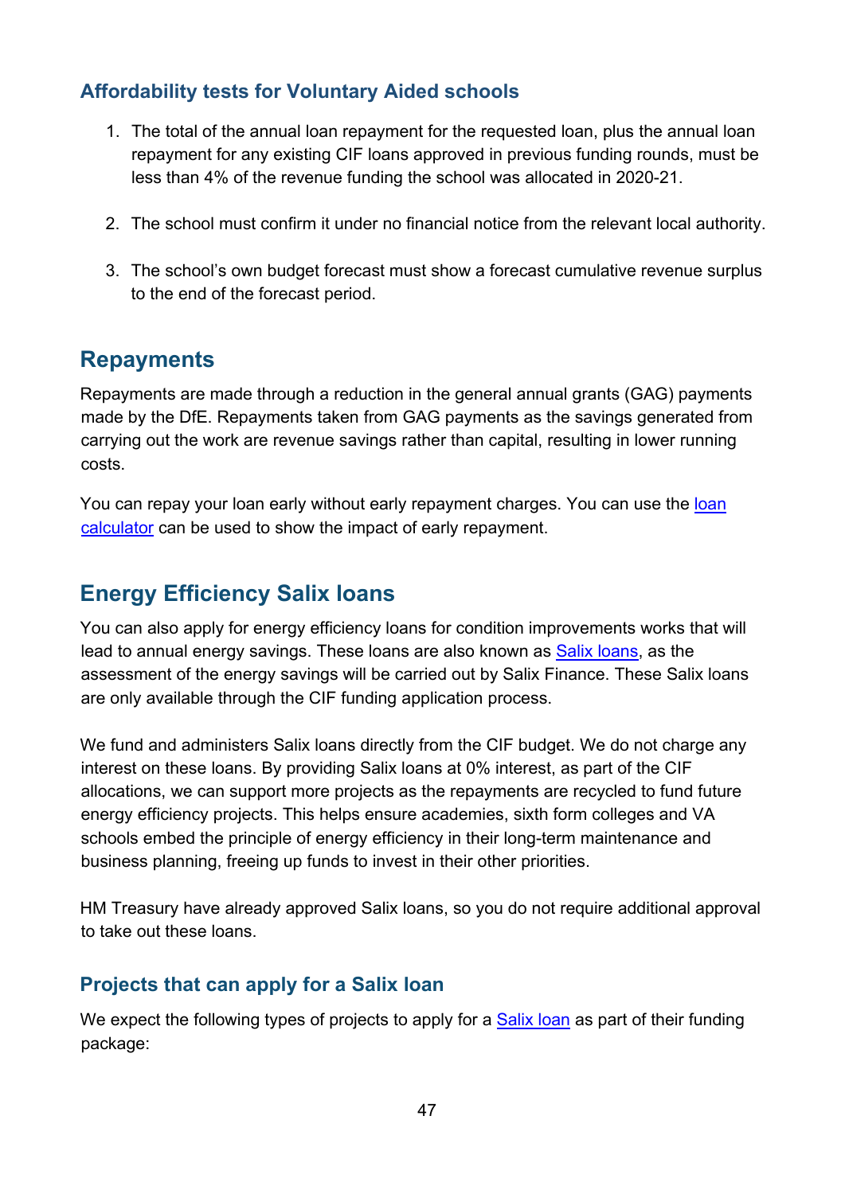### Affordability tests for Voluntary Aided schools

1. The total of the annual loan repayment for the requested loan, plus the annual loan repayment for any existing CIF loans approved in previous funding rounds, must be less than 4% of the revenue funding the school was allocated in 2020-21.
2. The school must confirm it under no financial notice from the relevant local authority.
3. The school's own budget forecast must show a forecast cumulative revenue surplus to the end of the forecast period.

## Repayments

Repayments are made through a reduction in the general annual grants (GAG) payments made by the DfE. Repayments taken from GAG payments as the savings generated from carrying out the work are revenue savings rather than capital, resulting in lower running costs.

You can repay your loan early without early repayment charges. You can use the loan calculator can be used to show the impact of early repayment.

## Energy Efficiency Salix loans

You can also apply for energy efficiency loans for condition improvements works that will lead to annual energy savings. These loans are also known as Salix loans, as the assessment of the energy savings will be carried out by Salix Finance. These Salix loans are only available through the CIF funding application process.

We fund and administers Salix loans directly from the CIF budget. We do not charge any interest on these loans. By providing Salix loans at 0% interest, as part of the CIF allocations, we can support more projects as the repayments are recycled to fund future energy efficiency projects. This helps ensure academies, sixth form colleges and VA schools embed the principle of energy efficiency in their long-term maintenance and business planning, freeing up funds to invest in their other priorities.

HM Treasury have already approved Salix loans, so you do not require additional approval to take out these loans.

### Projects that can apply for a Salix loan

We expect the following types of projects to apply for a Salix loan as part of their funding package: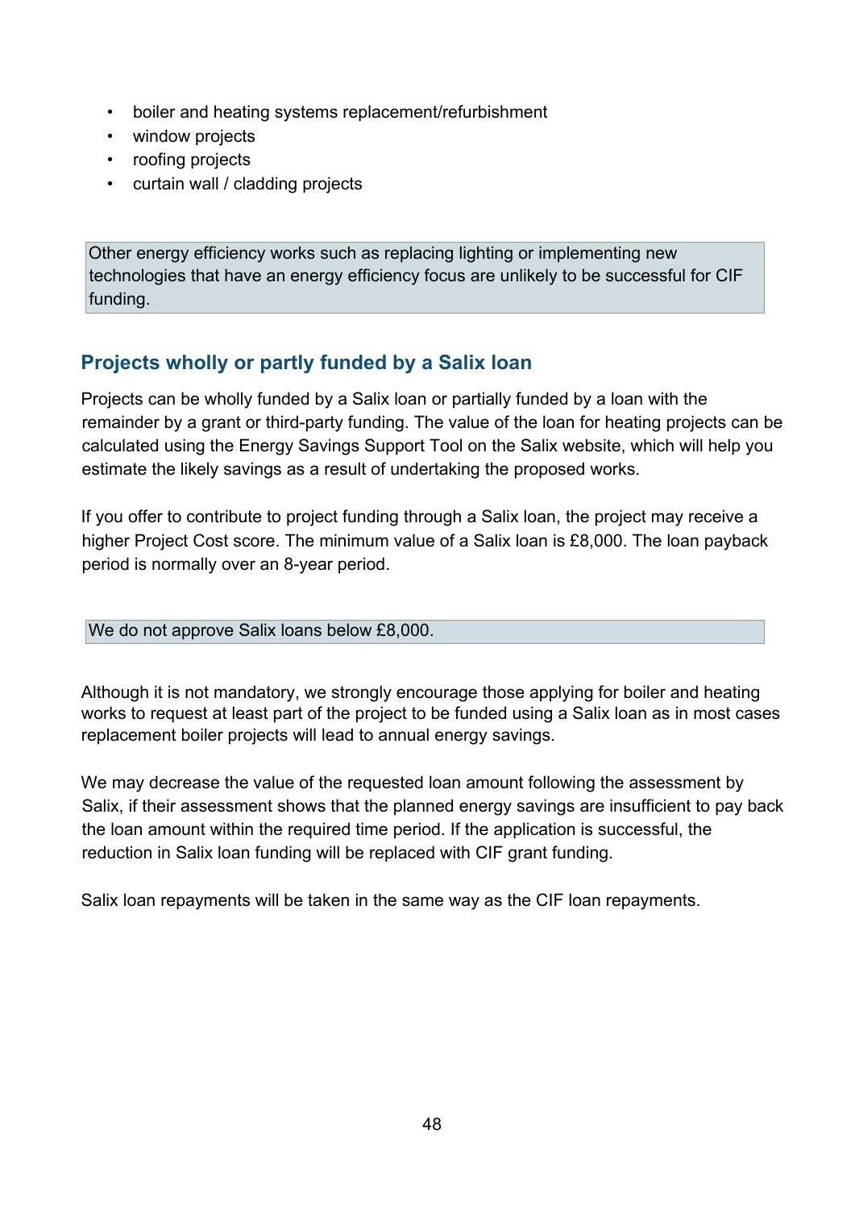- boiler and heating systems replacement/refurbishment
- window projects
- roofing projects
- curtain wall / cladding projects

> Other energy efficiency works such as replacing lighting or implementing new technologies that have an energy efficiency focus are unlikely to be successful for CIF funding.

## Projects wholly or partly funded by a Salix loan

Projects can be wholly funded by a Salix loan or partially funded by a loan with the remainder by a grant or third-party funding. The value of the loan for heating projects can be calculated using the Energy Savings Support Tool on the Salix website, which will help you estimate the likely savings as a result of undertaking the proposed works.

If you offer to contribute to project funding through a Salix loan, the project may receive a higher Project Cost score. The minimum value of a Salix loan is £8,000. The loan payback period is normally over an 8-year period.

> We do not approve Salix loans below £8,000.

Although it is not mandatory, we strongly encourage those applying for boiler and heating works to request at least part of the project to be funded using a Salix loan as in most cases replacement boiler projects will lead to annual energy savings.

We may decrease the value of the requested loan amount following the assessment by Salix, if their assessment shows that the planned energy savings are insufficient to pay back the loan amount within the required time period. If the application is successful, the reduction in Salix loan funding will be replaced with CIF grant funding.

Salix loan repayments will be taken in the same way as the CIF loan repayments.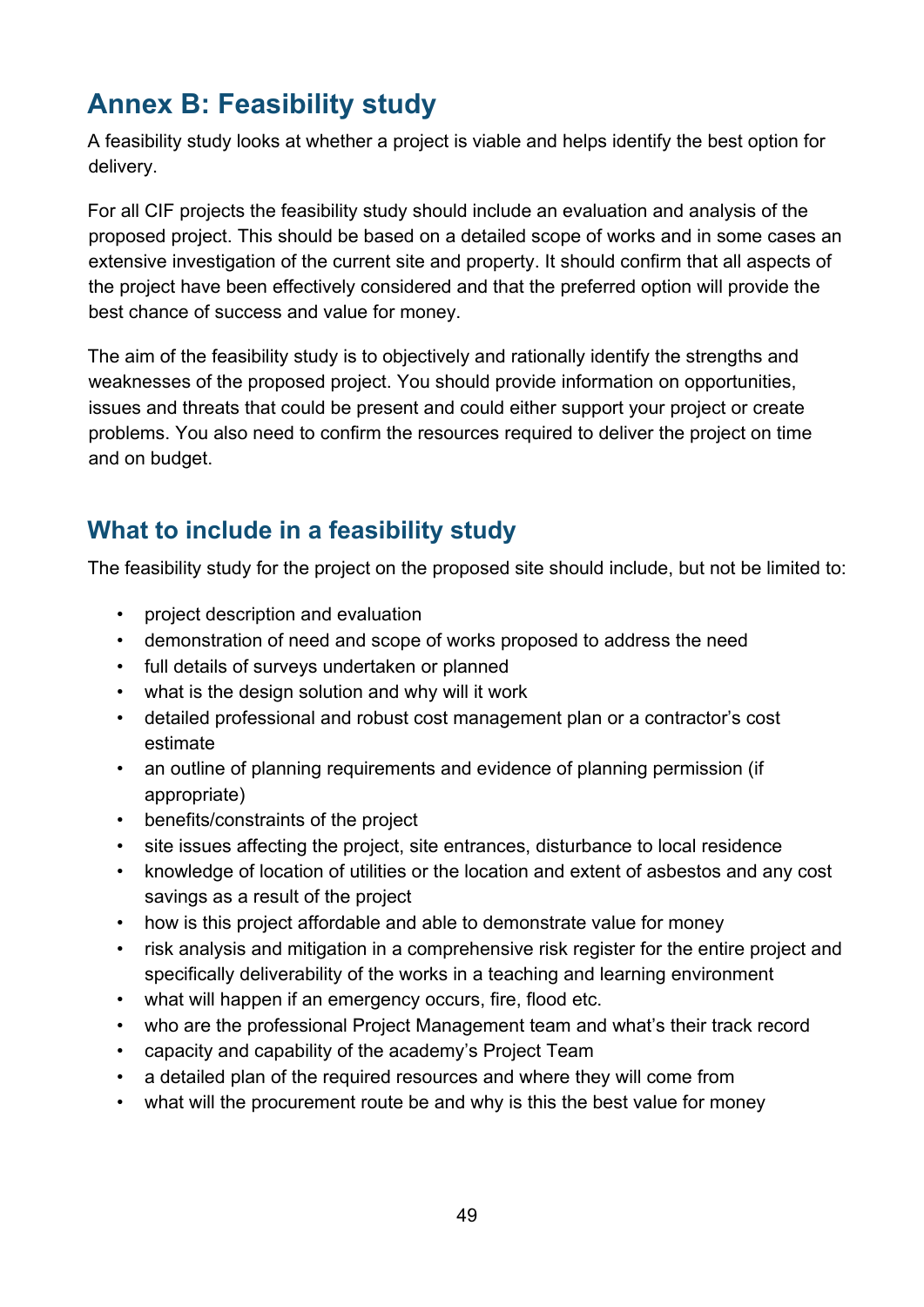# Annex B: Feasibility study

A feasibility study looks at whether a project is viable and helps identify the best option for delivery.

For all CIF projects the feasibility study should include an evaluation and analysis of the proposed project. This should be based on a detailed scope of works and in some cases an extensive investigation of the current site and property. It should confirm that all aspects of the project have been effectively considered and that the preferred option will provide the best chance of success and value for money.

The aim of the feasibility study is to objectively and rationally identify the strengths and weaknesses of the proposed project. You should provide information on opportunities, issues and threats that could be present and could either support your project or create problems. You also need to confirm the resources required to deliver the project on time and on budget.

## What to include in a feasibility study

The feasibility study for the project on the proposed site should include, but not be limited to:

- project description and evaluation
- demonstration of need and scope of works proposed to address the need
- full details of surveys undertaken or planned
- what is the design solution and why will it work
- detailed professional and robust cost management plan or a contractor's cost estimate
- an outline of planning requirements and evidence of planning permission (if appropriate)
- benefits/constraints of the project
- site issues affecting the project, site entrances, disturbance to local residence
- knowledge of location of utilities or the location and extent of asbestos and any cost savings as a result of the project
- how is this project affordable and able to demonstrate value for money
- risk analysis and mitigation in a comprehensive risk register for the entire project and specifically deliverability of the works in a teaching and learning environment
- what will happen if an emergency occurs, fire, flood etc.
- who are the professional Project Management team and what's their track record
- capacity and capability of the academy's Project Team
- a detailed plan of the required resources and where they will come from
- what will the procurement route be and why is this the best value for money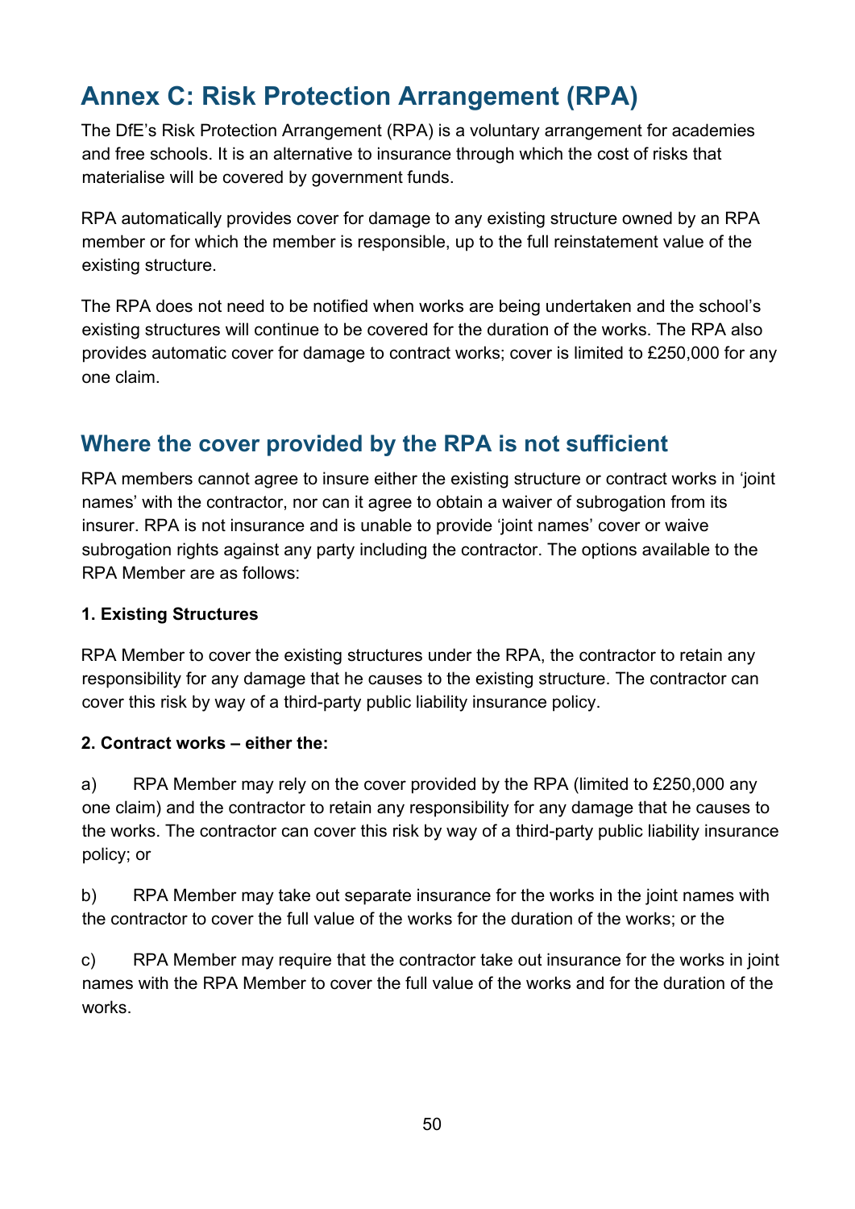# Annex C: Risk Protection Arrangement (RPA)

The DfE's Risk Protection Arrangement (RPA) is a voluntary arrangement for academies and free schools. It is an alternative to insurance through which the cost of risks that materialise will be covered by government funds.

RPA automatically provides cover for damage to any existing structure owned by an RPA member or for which the member is responsible, up to the full reinstatement value of the existing structure.

The RPA does not need to be notified when works are being undertaken and the school's existing structures will continue to be covered for the duration of the works. The RPA also provides automatic cover for damage to contract works; cover is limited to £250,000 for any one claim.

## Where the cover provided by the RPA is not sufficient

RPA members cannot agree to insure either the existing structure or contract works in 'joint names' with the contractor, nor can it agree to obtain a waiver of subrogation from its insurer. RPA is not insurance and is unable to provide 'joint names' cover or waive subrogation rights against any party including the contractor. The options available to the RPA Member are as follows:

**1. Existing Structures**

RPA Member to cover the existing structures under the RPA, the contractor to retain any responsibility for any damage that he causes to the existing structure. The contractor can cover this risk by way of a third-party public liability insurance policy.

**2. Contract works – either the:**

a) RPA Member may rely on the cover provided by the RPA (limited to £250,000 any one claim) and the contractor to retain any responsibility for any damage that he causes to the works. The contractor can cover this risk by way of a third-party public liability insurance policy; or

b) RPA Member may take out separate insurance for the works in the joint names with the contractor to cover the full value of the works for the duration of the works; or the

c) RPA Member may require that the contractor take out insurance for the works in joint names with the RPA Member to cover the full value of the works and for the duration of the works.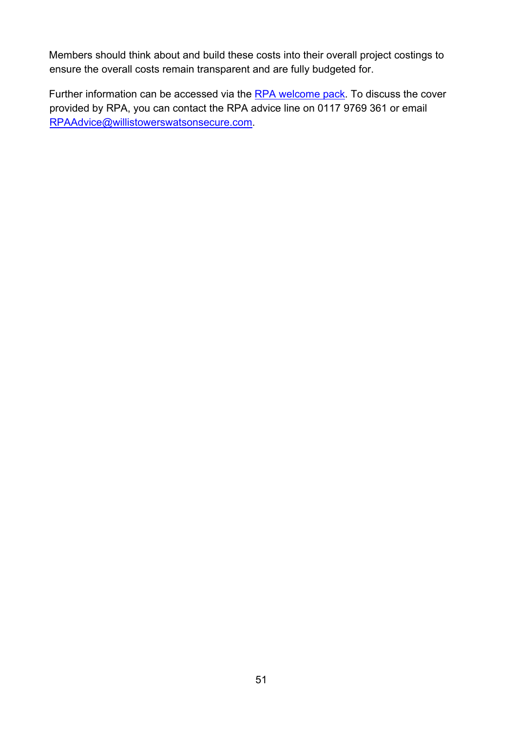Members should think about and build these costs into their overall project costings to ensure the overall costs remain transparent and are fully budgeted for.

Further information can be accessed via the RPA welcome pack. To discuss the cover provided by RPA, you can contact the RPA advice line on 0117 9769 361 or email RPAAdvice@willistowerswatsonsecure.com.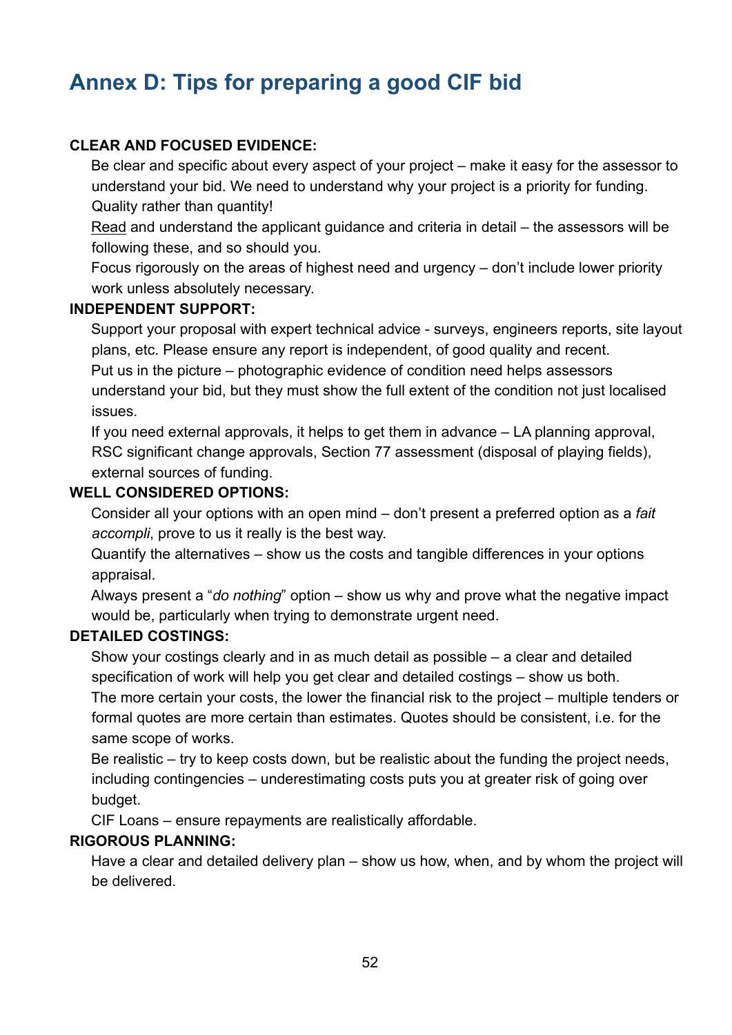## Annex D: Tips for preparing a good CIF bid

**CLEAR AND FOCUSED EVIDENCE:**

- Be clear and specific about every aspect of your project – make it easy for the assessor to understand your bid. We need to understand why your project is a priority for funding. Quality rather than quantity!
- Read and understand the applicant guidance and criteria in detail – the assessors will be following these, and so should you.
- Focus rigorously on the areas of highest need and urgency – don't include lower priority work unless absolutely necessary.

**INDEPENDENT SUPPORT:**

- Support your proposal with expert technical advice - surveys, engineers reports, site layout plans, etc. Please ensure any report is independent, of good quality and recent.
- Put us in the picture – photographic evidence of condition need helps assessors understand your bid, but they must show the full extent of the condition not just localised issues.
- If you need external approvals, it helps to get them in advance – LA planning approval, RSC significant change approvals, Section 77 assessment (disposal of playing fields), external sources of funding.

**WELL CONSIDERED OPTIONS:**

- Consider all your options with an open mind – don't present a preferred option as a *fait accompli*, prove to us it really is the best way.
- Quantify the alternatives – show us the costs and tangible differences in your options appraisal.
- Always present a "*do nothing*" option – show us why and prove what the negative impact would be, particularly when trying to demonstrate urgent need.

**DETAILED COSTINGS:**

- Show your costings clearly and in as much detail as possible – a clear and detailed specification of work will help you get clear and detailed costings – show us both.
- The more certain your costs, the lower the financial risk to the project – multiple tenders or formal quotes are more certain than estimates. Quotes should be consistent, i.e. for the same scope of works.
- Be realistic – try to keep costs down, but be realistic about the funding the project needs, including contingencies – underestimating costs puts you at greater risk of going over budget.
- CIF Loans – ensure repayments are realistically affordable.

**RIGOROUS PLANNING:**

- Have a clear and detailed delivery plan – show us how, when, and by whom the project will be delivered.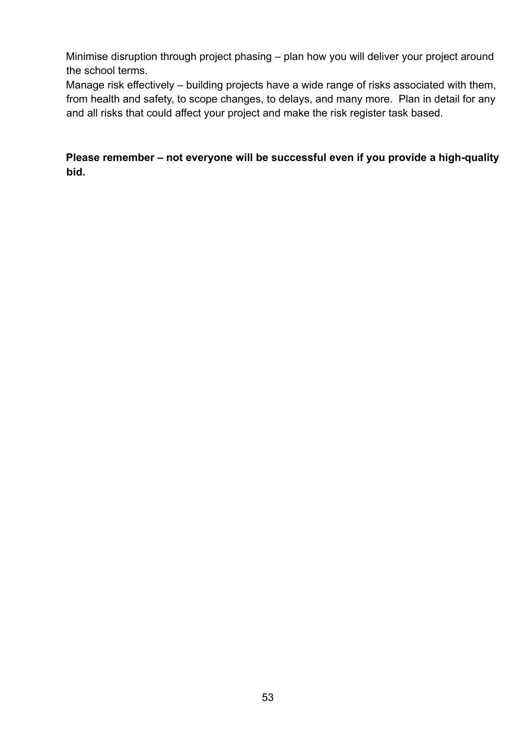Minimise disruption through project phasing – plan how you will deliver your project around the school terms.

Manage risk effectively – building projects have a wide range of risks associated with them, from health and safety, to scope changes, to delays, and many more. Plan in detail for any and all risks that could affect your project and make the risk register task based.

**Please remember – not everyone will be successful even if you provide a high-quality bid.**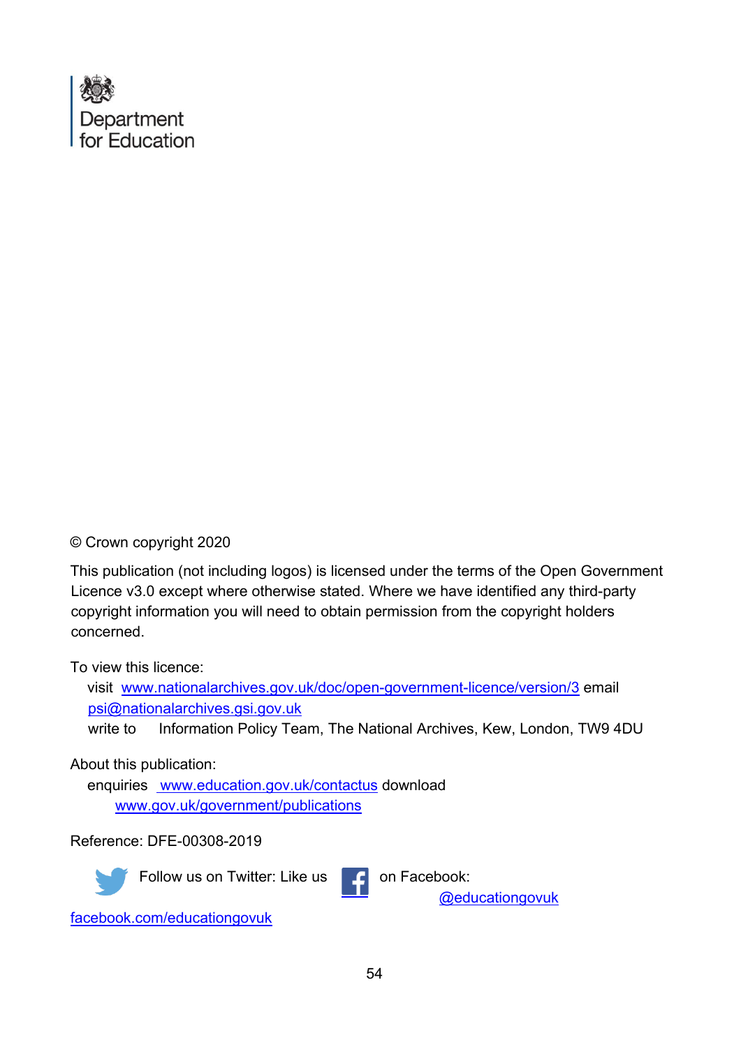Department
for Education

© Crown copyright 2020

This publication (not including logos) is licensed under the terms of the Open Government Licence v3.0 except where otherwise stated. Where we have identified any third-party copyright information you will need to obtain permission from the copyright holders concerned.

To view this licence:

visit www.nationalarchives.gov.uk/doc/open-government-licence/version/3 email psi@nationalarchives.gsi.gov.uk

write to Information Policy Team, The National Archives, Kew, London, TW9 4DU

About this publication:

enquiries www.education.gov.uk/contactus download www.gov.uk/government/publications

Reference: DFE-00308-2019

Follow us on Twitter: @educationgovuk

Like us on Facebook: facebook.com/educationgovuk